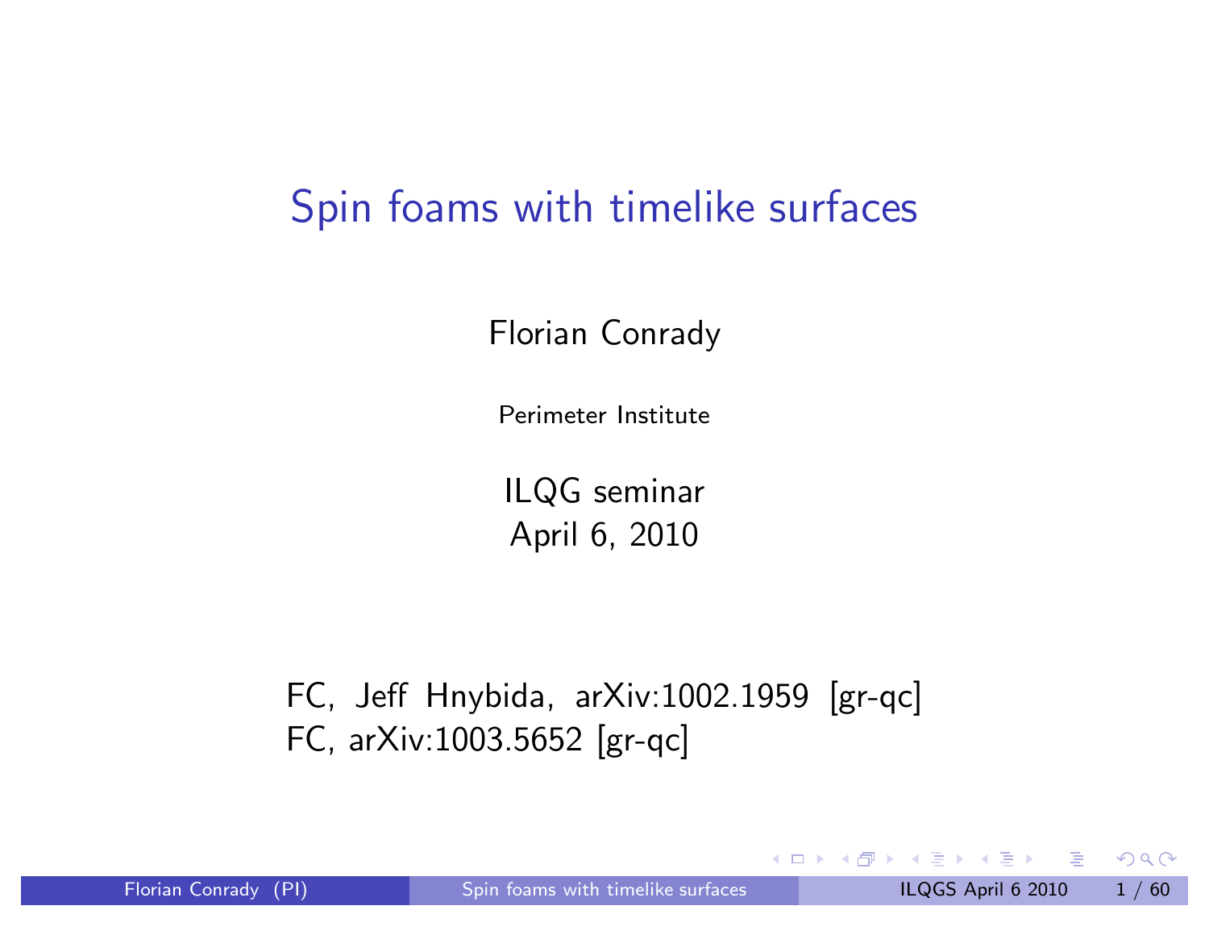# Spin foams with timelike surfaces

Florian Conrady

Perimeter Institute

ILQG seminar
April 6, 2010

FC, Jeff Hnybida, arXiv:1002.1959 [gr-qc]
FC, arXiv:1003.5652 [gr-qc]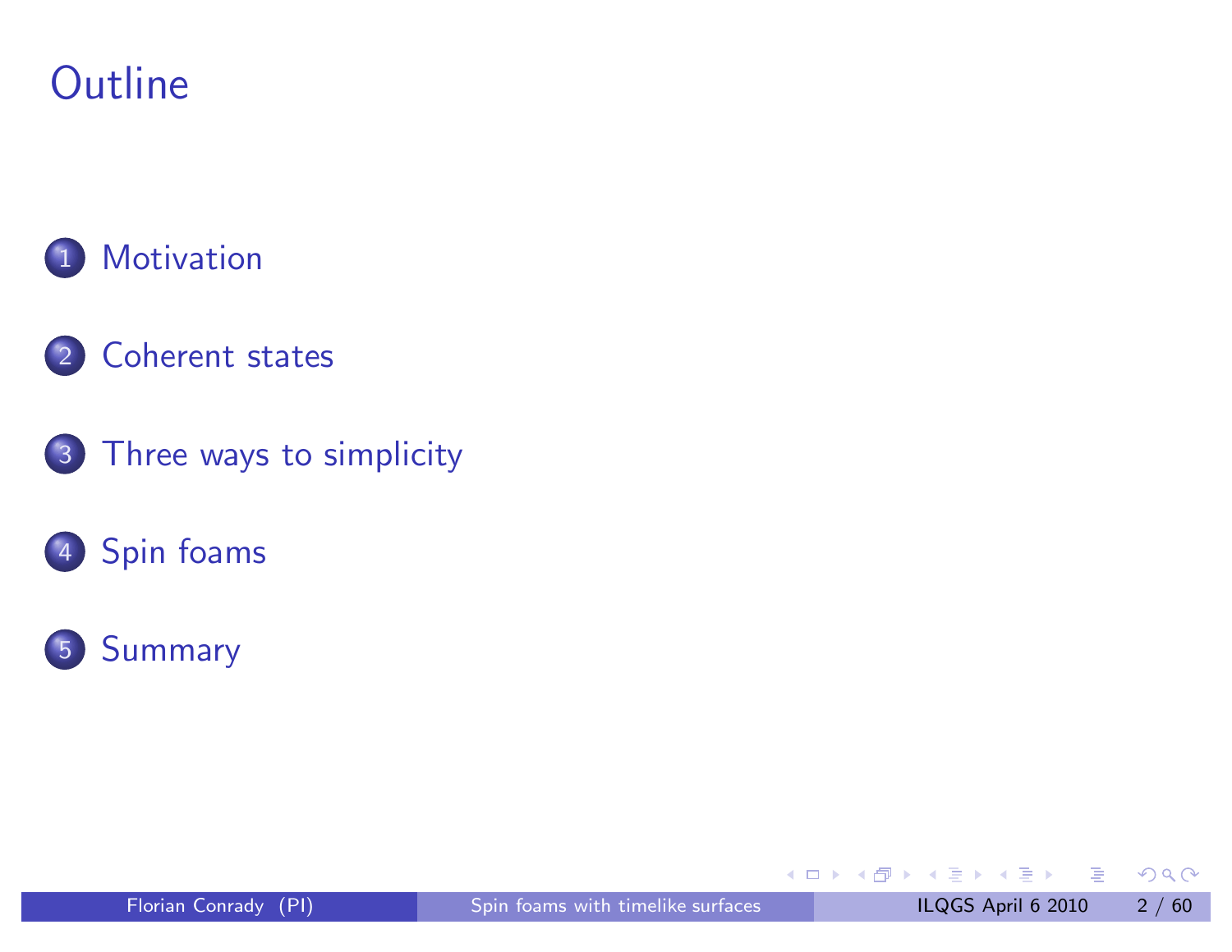# Outline

1. Motivation
2. Coherent states
3. Three ways to simplicity
4. Spin foams
5. Summary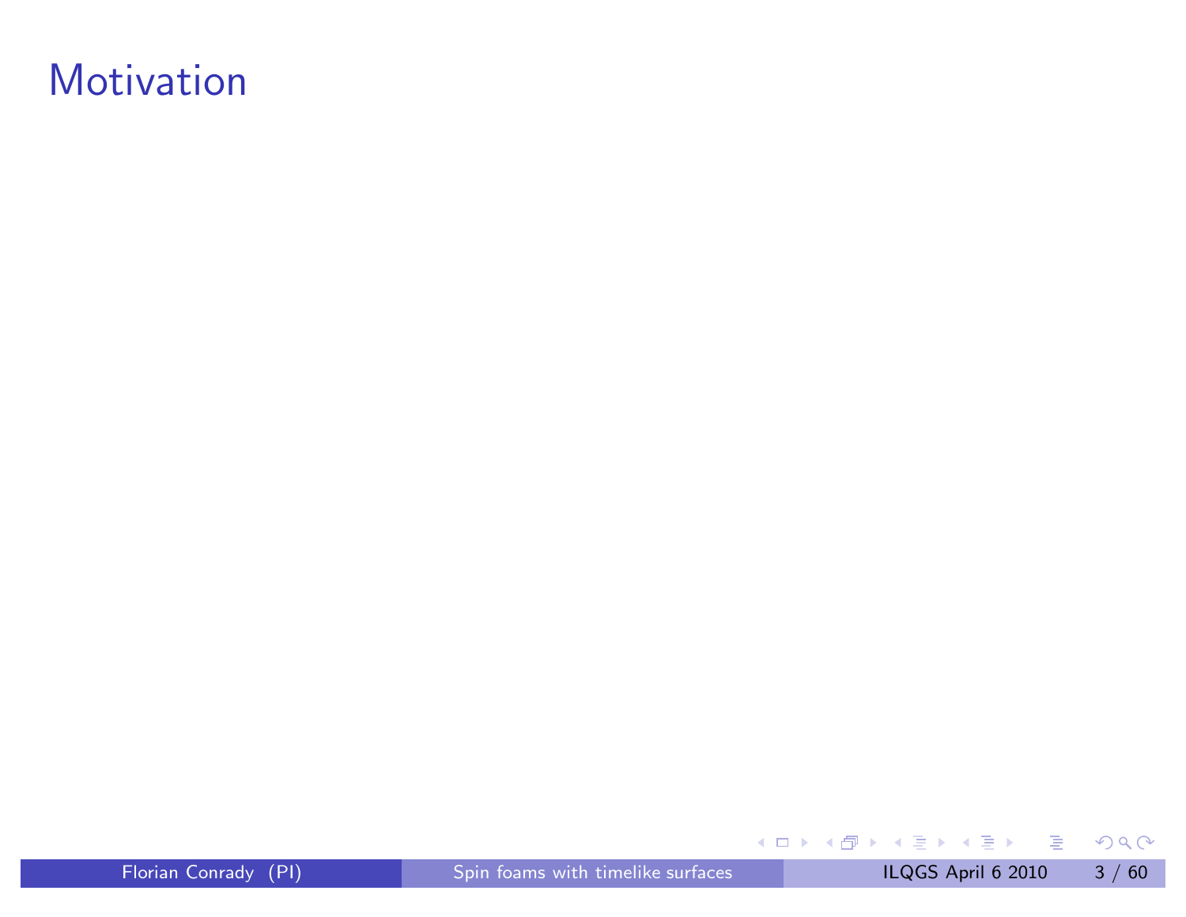# Motivation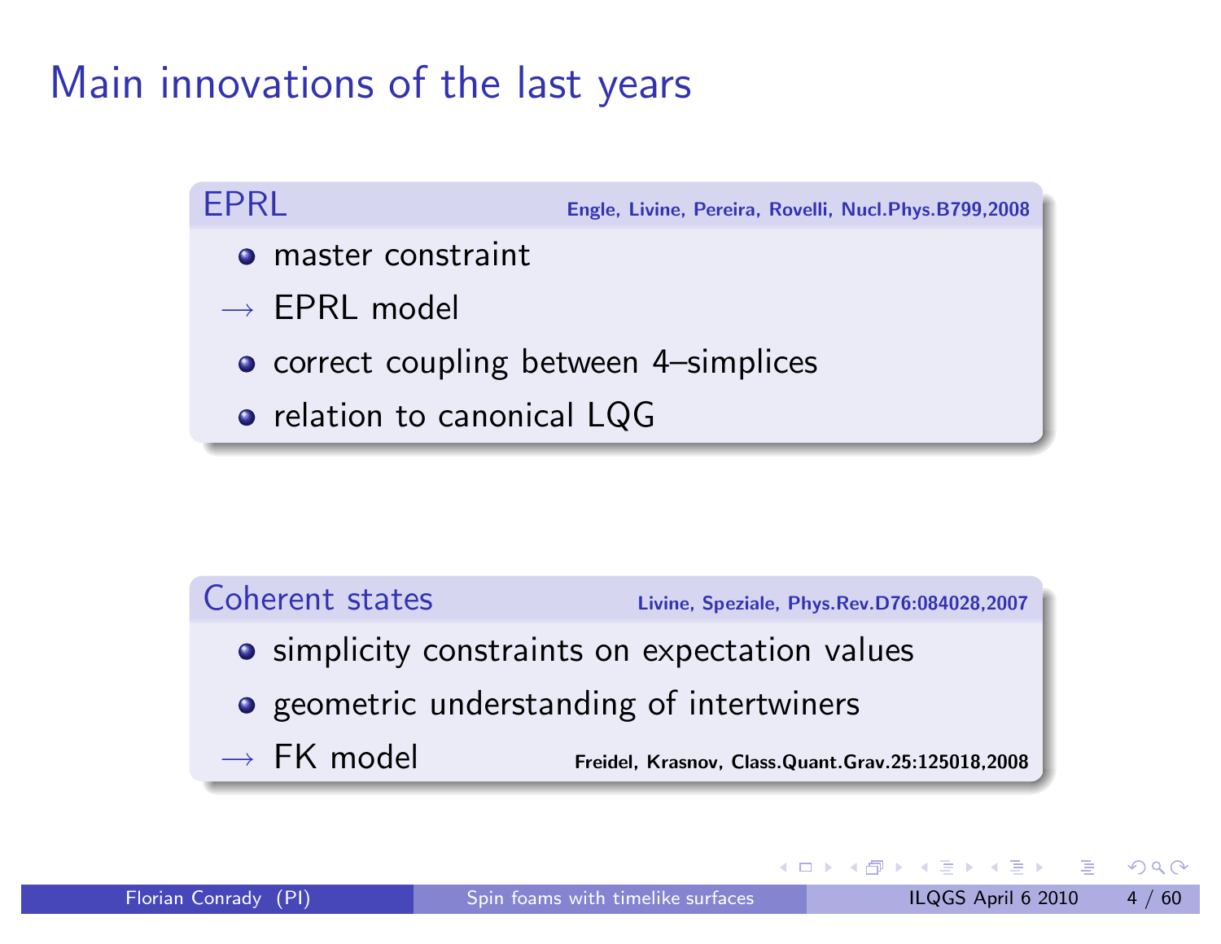# Main innovations of the last years

## EPRL

Engle, Livine, Pereira, Rovelli, Nucl.Phys.B799,2008

- master constraint

$\longrightarrow$ EPRL model

- correct coupling between 4–simplices
- relation to canonical LQG

## Coherent states

Livine, Speziale, Phys.Rev.D76:084028,2007

- simplicity constraints on expectation values
- geometric understanding of intertwiners

$\longrightarrow$ FK model — Freidel, Krasnov, Class.Quant.Grav.25:125018,2008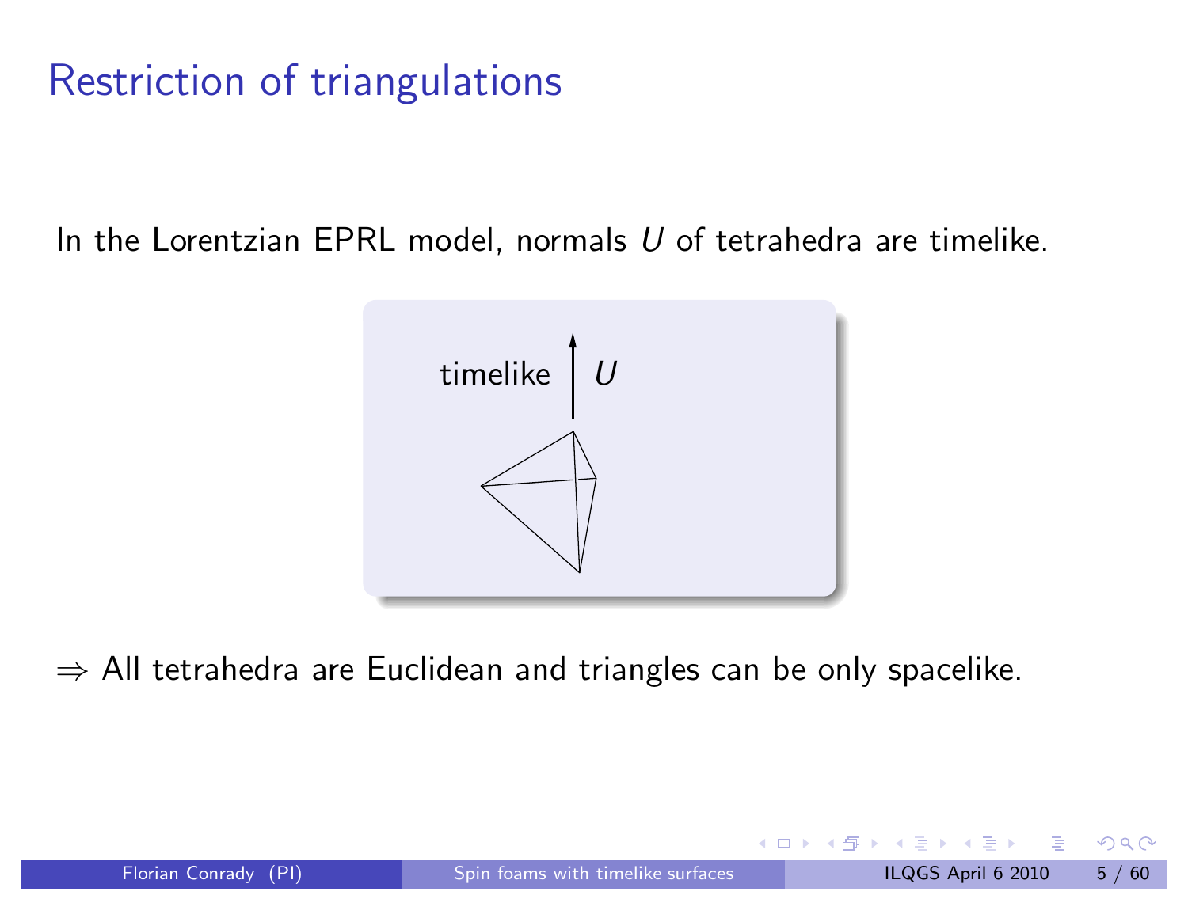# Restriction of triangulations

In the Lorentzian EPRL model, normals $U$ of tetrahedra are timelike.

timelike

$U$

$\Rightarrow$ All tetrahedra are Euclidean and triangles can be only spacelike.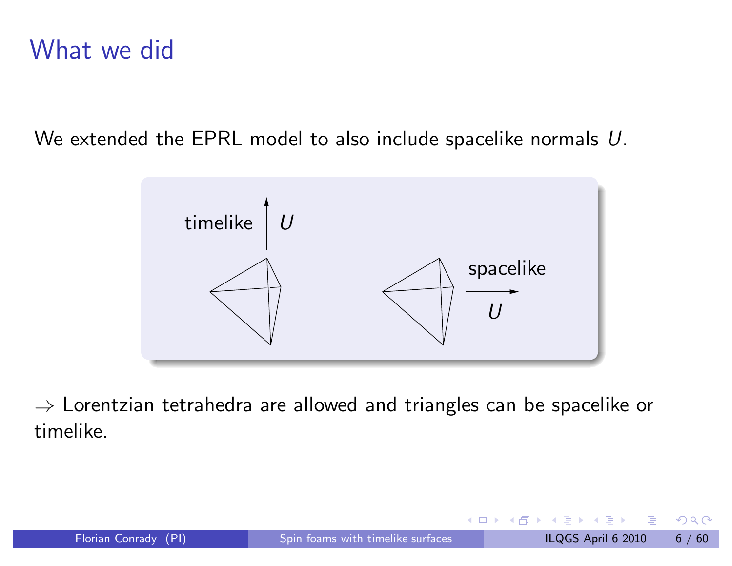# What we did

We extended the EPRL model to also include spacelike normals $U$.

timelike $U$

spacelike $U$

$\Rightarrow$ Lorentzian tetrahedra are allowed and triangles can be spacelike or timelike.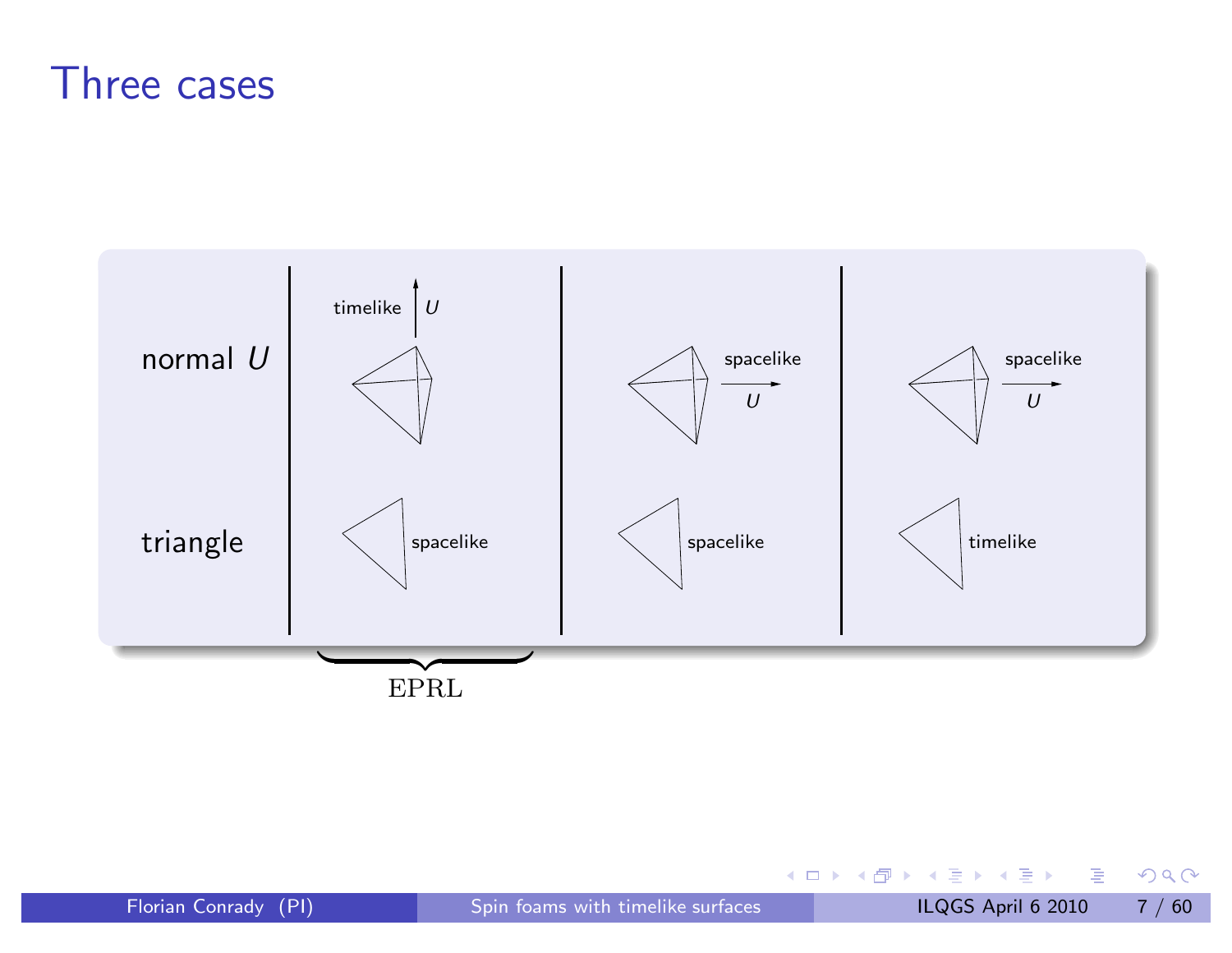# Three cases

| | | | |
|---|---|---|---|
| normal $U$ | timelike $U$ | spacelike $U$ | spacelike $U$ |
| triangle | spacelike | spacelike | timelike |

EPRL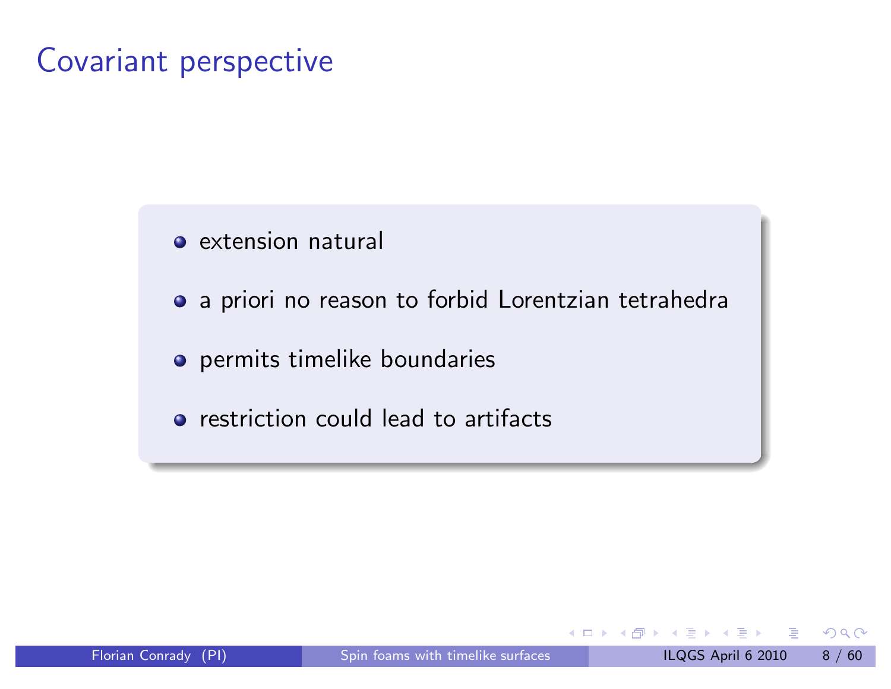# Covariant perspective

- extension natural
- a priori no reason to forbid Lorentzian tetrahedra
- permits timelike boundaries
- restriction could lead to artifacts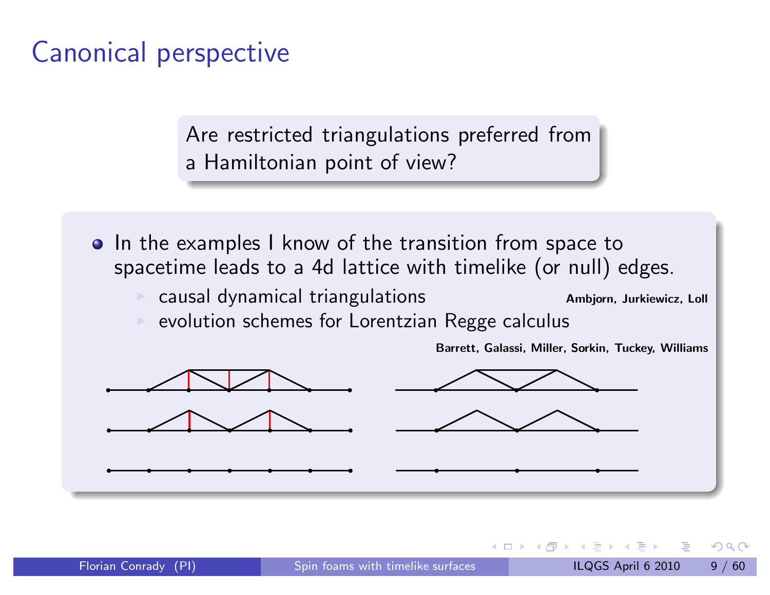# Canonical perspective

Are restricted triangulations preferred from a Hamiltonian point of view?

- In the examples I know of the transition from space to spacetime leads to a 4d lattice with timelike (or null) edges.
  - causal dynamical triangulations — **Ambjorn, Jurkiewicz, Loll**
  - evolution schemes for Lorentzian Regge calculus — **Barrett, Galassi, Miller, Sorkin, Tuckey, Williams**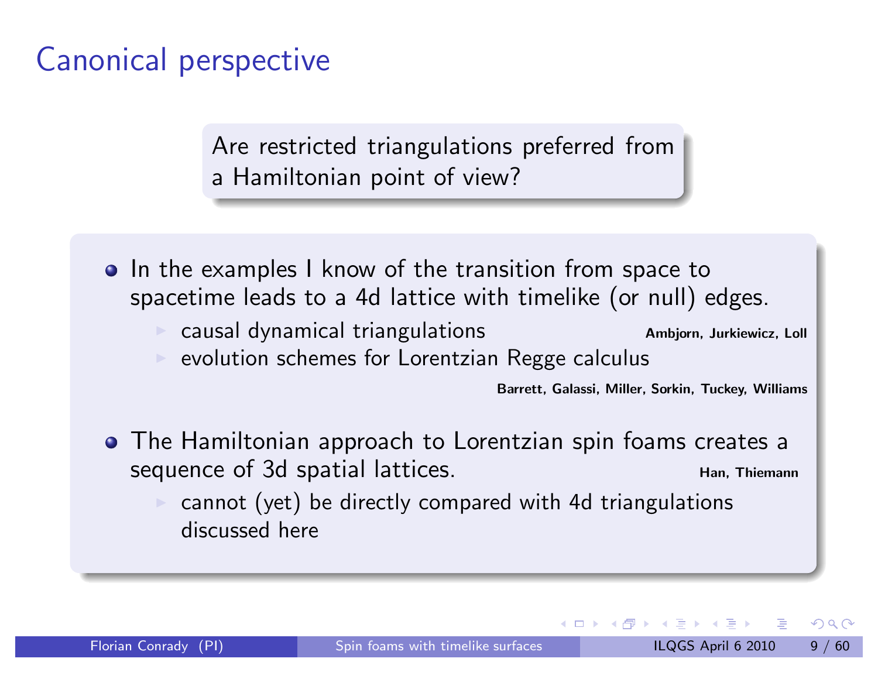# Canonical perspective

Are restricted triangulations preferred from a Hamiltonian point of view?

- In the examples I know of the transition from space to spacetime leads to a 4d lattice with timelike (or null) edges.
  - causal dynamical triangulations **Ambjorn, Jurkiewicz, Loll**
  - evolution schemes for Lorentzian Regge calculus **Barrett, Galassi, Miller, Sorkin, Tuckey, Williams**
- The Hamiltonian approach to Lorentzian spin foams creates a sequence of 3d spatial lattices. **Han, Thiemann**
  - cannot (yet) be directly compared with 4d triangulations discussed here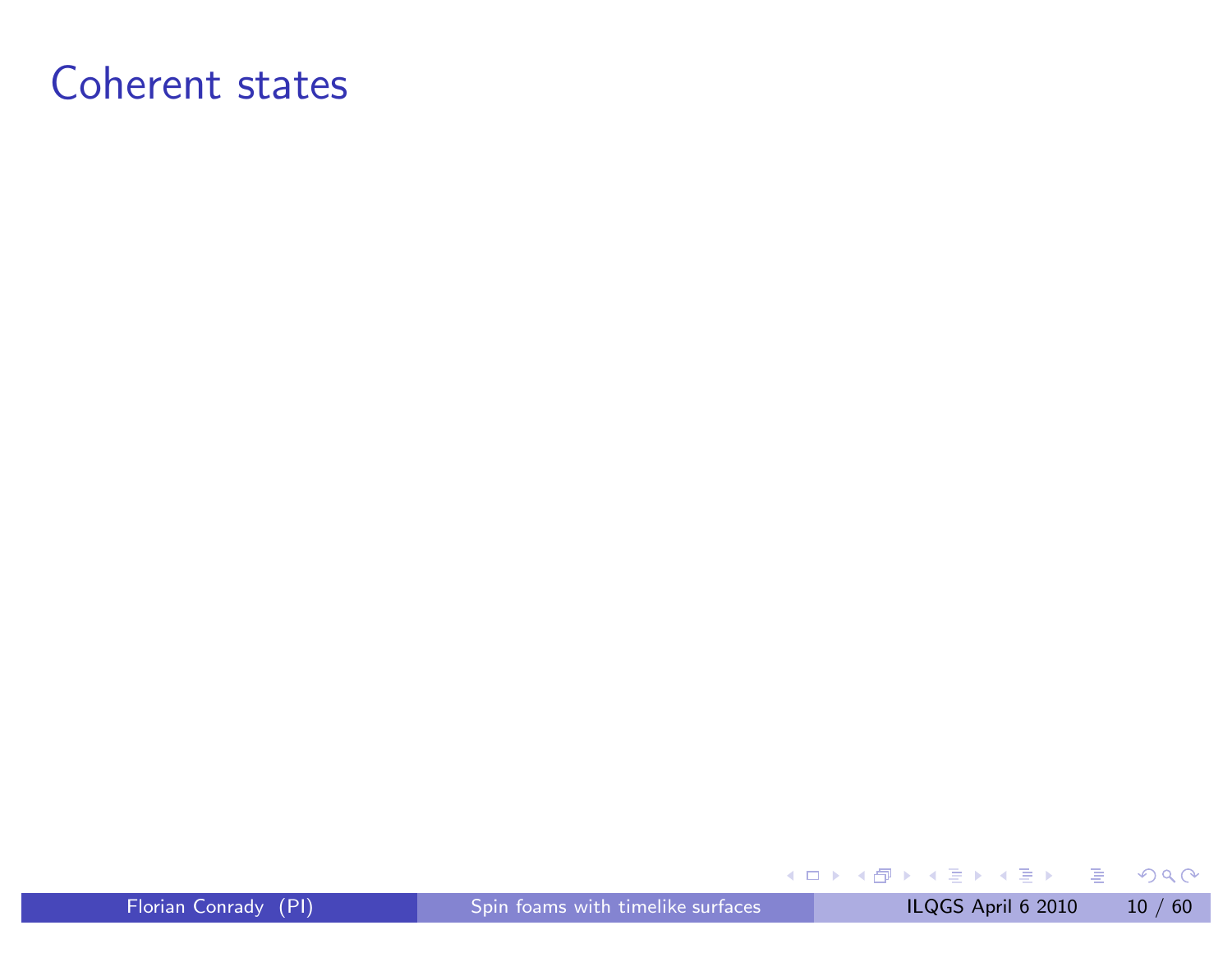# Coherent states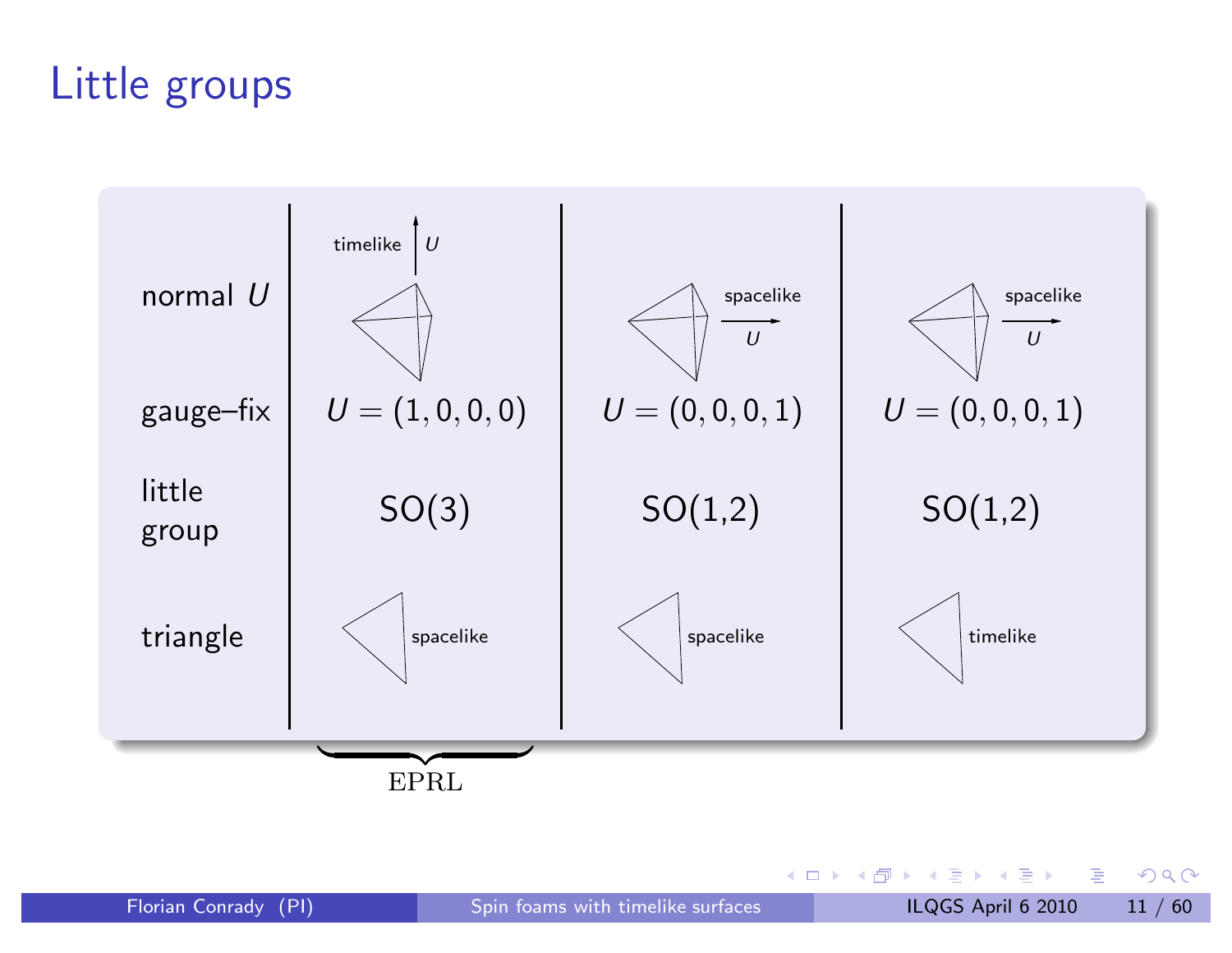# Little groups

| | | | |
|---|---|---|---|
| normal $U$ | timelike $U$ | spacelike $U$ | spacelike $U$ |
| gauge–fix | $U = (1, 0, 0, 0)$ | $U = (0, 0, 0, 1)$ | $U = (0, 0, 0, 1)$ |
| little group | SO(3) | SO(1,2) | SO(1,2) |
| triangle | spacelike | spacelike | timelike |

EPRL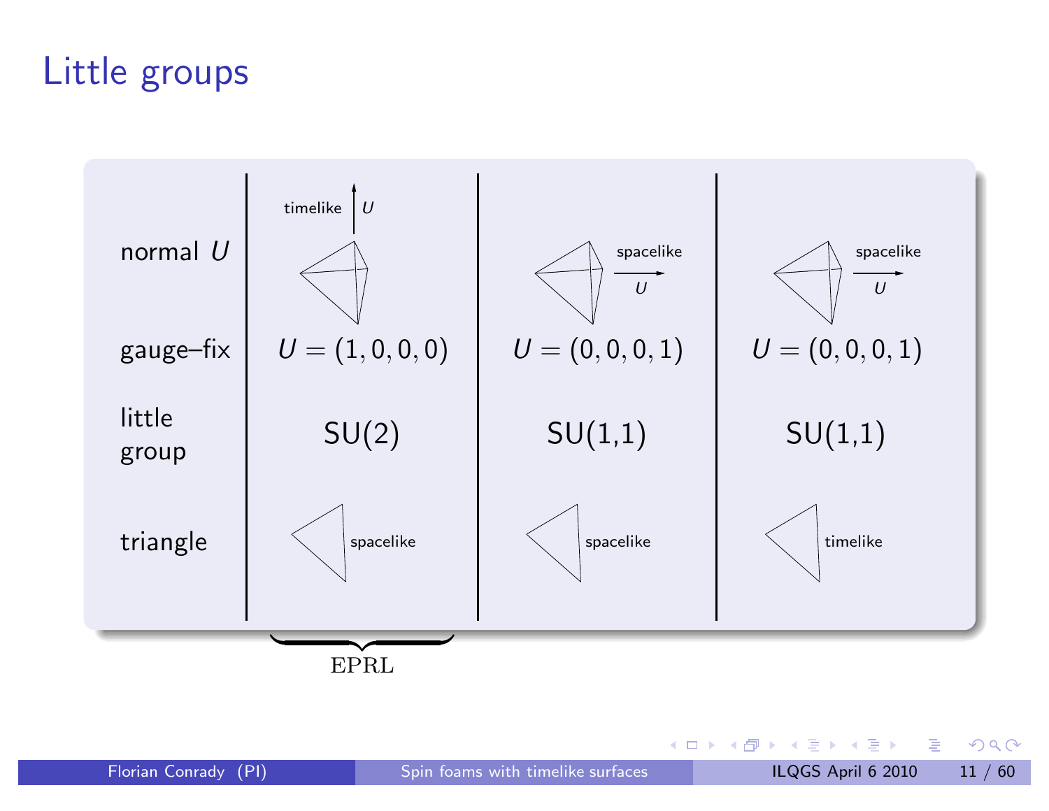# Little groups

| | | | |
|---|---|---|---|
| normal $U$ | timelike $U$ | spacelike $U$ | spacelike $U$ |
| gauge–fix | $U = (1, 0, 0, 0)$ | $U = (0, 0, 0, 1)$ | $U = (0, 0, 0, 1)$ |
| little group | SU(2) | SU(1,1) | SU(1,1) |
| triangle | spacelike | spacelike | timelike |

EPRL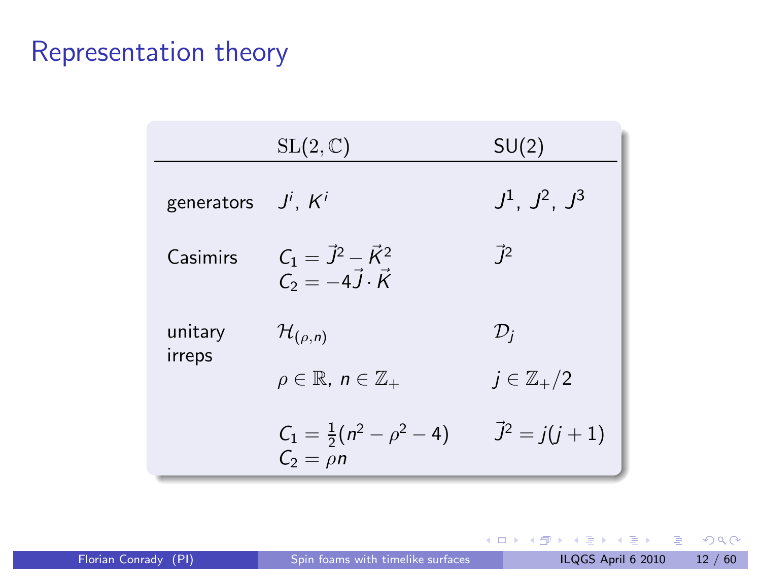# Representation theory

| | $\mathrm{SL}(2,\mathbb{C})$ | SU(2) |
|---|---|---|
| generators | $J^i,\ K^i$ | $J^1,\ J^2,\ J^3$ |
| Casimirs | $C_1 = \vec{J}^2 - \vec{K}^2$ <br> $C_2 = -4\vec{J}\cdot\vec{K}$ | $\vec{J}^2$ |
| unitary irreps | $\mathcal{H}_{(\rho,n)}$ | $\mathcal{D}_j$ |
| | $\rho \in \mathbb{R},\ n \in \mathbb{Z}_+$ | $j \in \mathbb{Z}_+/2$ |
| | $C_1 = \frac{1}{2}(n^2 - \rho^2 - 4)$ <br> $C_2 = \rho n$ | $\vec{J}^2 = j(j+1)$ |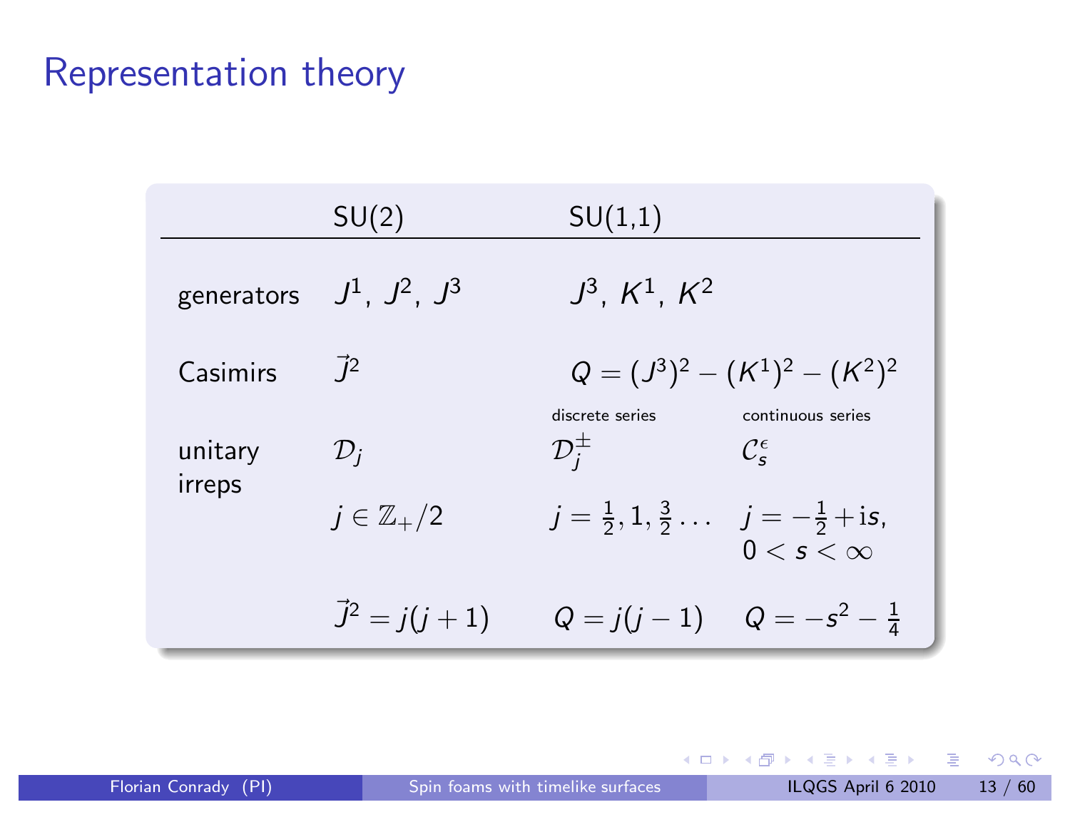# Representation theory

| | SU(2) | SU(1,1) | |
|---|---|---|---|
| generators | $J^1,\ J^2,\ J^3$ | $J^3,\ K^1,\ K^2$ | |
| Casimirs | $\vec{J}^2$ | $Q = (J^3)^2 - (K^1)^2 - (K^2)^2$ | |
| | | discrete series | continuous series |
| unitary irreps | $\mathcal{D}_j$ | $\mathcal{D}_j^\pm$ | $\mathcal{C}_s^\epsilon$ |
| | $j \in \mathbb{Z}_+/2$ | $j = \frac{1}{2}, 1, \frac{3}{2} \ldots$ | $j = -\frac{1}{2} + \mathrm{i}s$, $0 < s < \infty$ |
| | $\vec{J}^2 = j(j+1)$ | $Q = j(j-1)$ | $Q = -s^2 - \frac{1}{4}$ |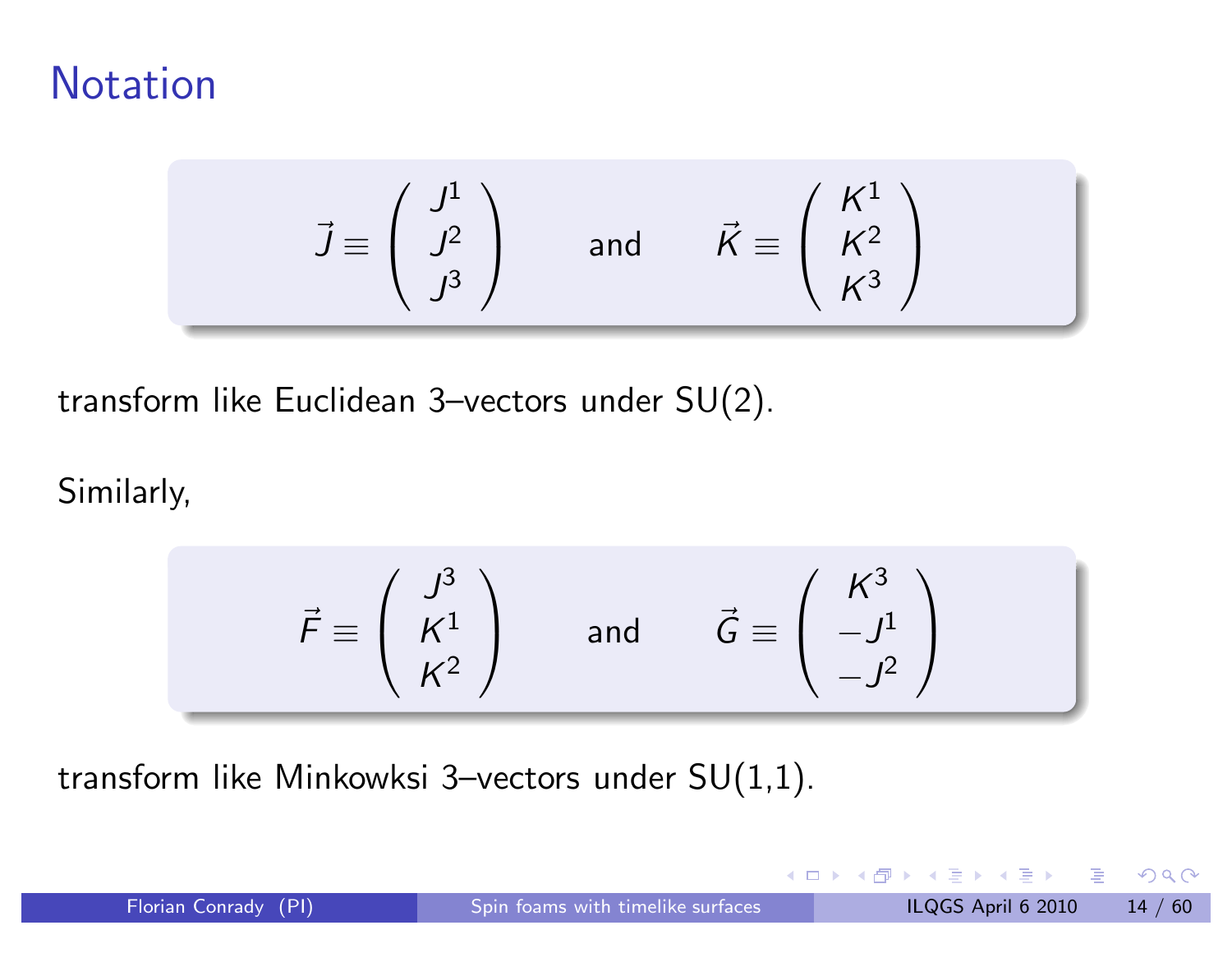# Notation

$$\vec{J} \equiv \begin{pmatrix} J^1 \\ J^2 \\ J^3 \end{pmatrix} \quad \text{and} \quad \vec{K} \equiv \begin{pmatrix} K^1 \\ K^2 \\ K^3 \end{pmatrix}$$

transform like Euclidean 3–vectors under SU(2).

Similarly,

$$\vec{F} \equiv \begin{pmatrix} J^3 \\ K^1 \\ K^2 \end{pmatrix} \quad \text{and} \quad \vec{G} \equiv \begin{pmatrix} K^3 \\ -J^1 \\ -J^2 \end{pmatrix}$$

transform like Minkowksi 3–vectors under SU(1,1).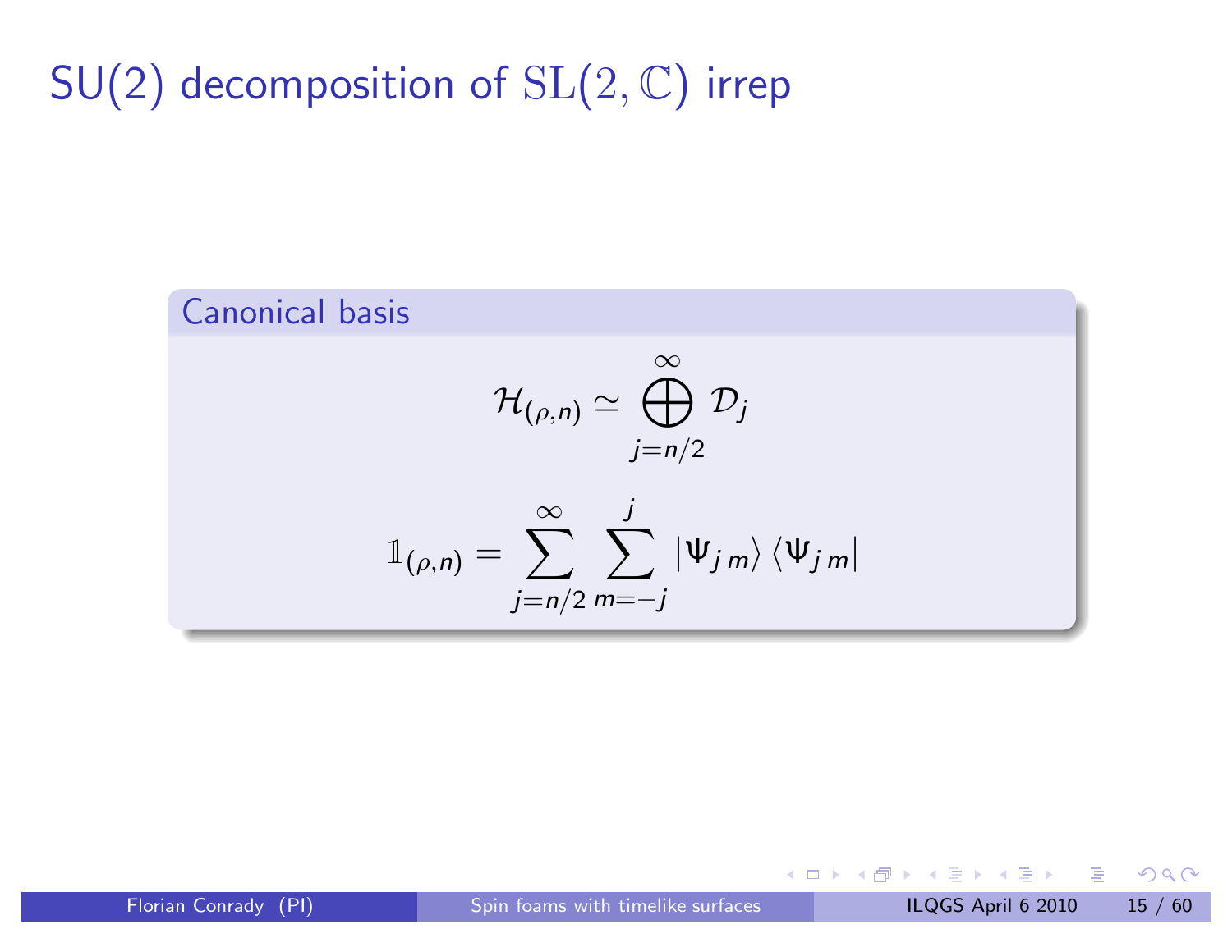# SU(2) decomposition of $\mathrm{SL}(2,\mathbb{C})$ irrep

### Canonical basis

$$\mathcal{H}_{(\rho,n)} \simeq \bigoplus_{j=n/2}^{\infty} \mathcal{D}_j$$

$$\mathbb{1}_{(\rho,n)} = \sum_{j=n/2}^{\infty} \sum_{m=-j}^{j} |\Psi_{j\,m}\rangle \langle \Psi_{j\,m}|$$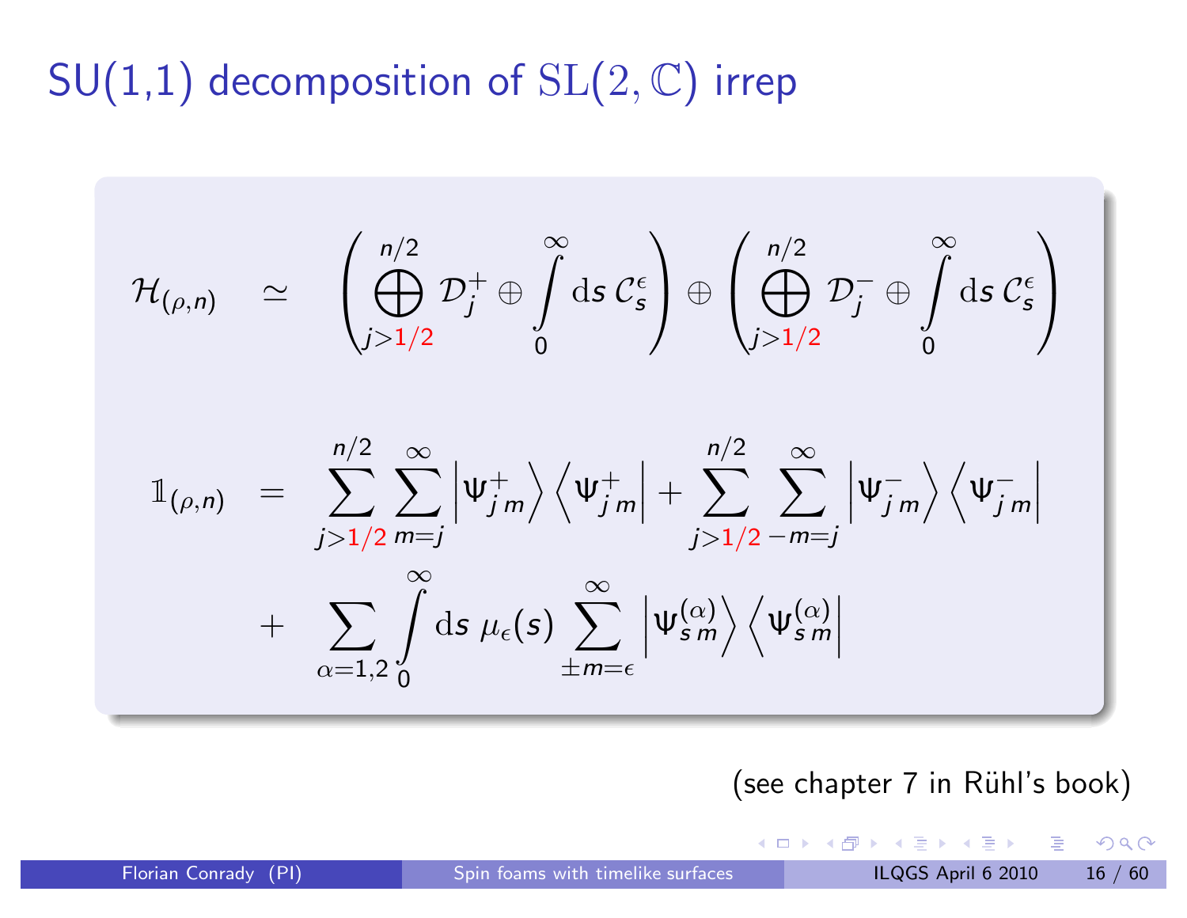# SU(1,1) decomposition of $\mathrm{SL}(2,\mathbb{C})$ irrep

$$
\mathcal{H}_{(\rho,n)} \simeq \left(\bigoplus_{j>1/2}^{n/2} \mathcal{D}_j^+ \oplus \int_0^\infty \mathrm{d}s\, \mathcal{C}_s^\epsilon\right) \oplus \left(\bigoplus_{j>1/2}^{n/2} \mathcal{D}_j^- \oplus \int_0^\infty \mathrm{d}s\, \mathcal{C}_s^\epsilon\right)
$$

$$
\begin{aligned}
\mathbb{1}_{(\rho,n)} &= \sum_{j>1/2}^{n/2} \sum_{m=j}^{\infty} \left|\Psi^+_{j\,m}\right\rangle \left\langle \Psi^+_{j\,m}\right| + \sum_{j>1/2}^{n/2} \sum_{-m=j}^{\infty} \left|\Psi^-_{j\,m}\right\rangle \left\langle \Psi^-_{j\,m}\right| \\
&+ \sum_{\alpha=1,2} \int_0^\infty \mathrm{d}s\; \mu_\epsilon(s) \sum_{\pm m=\epsilon}^{\infty} \left|\Psi^{(\alpha)}_{s\,m}\right\rangle \left\langle \Psi^{(\alpha)}_{s\,m}\right|
\end{aligned}
$$

(see chapter 7 in Rühl's book)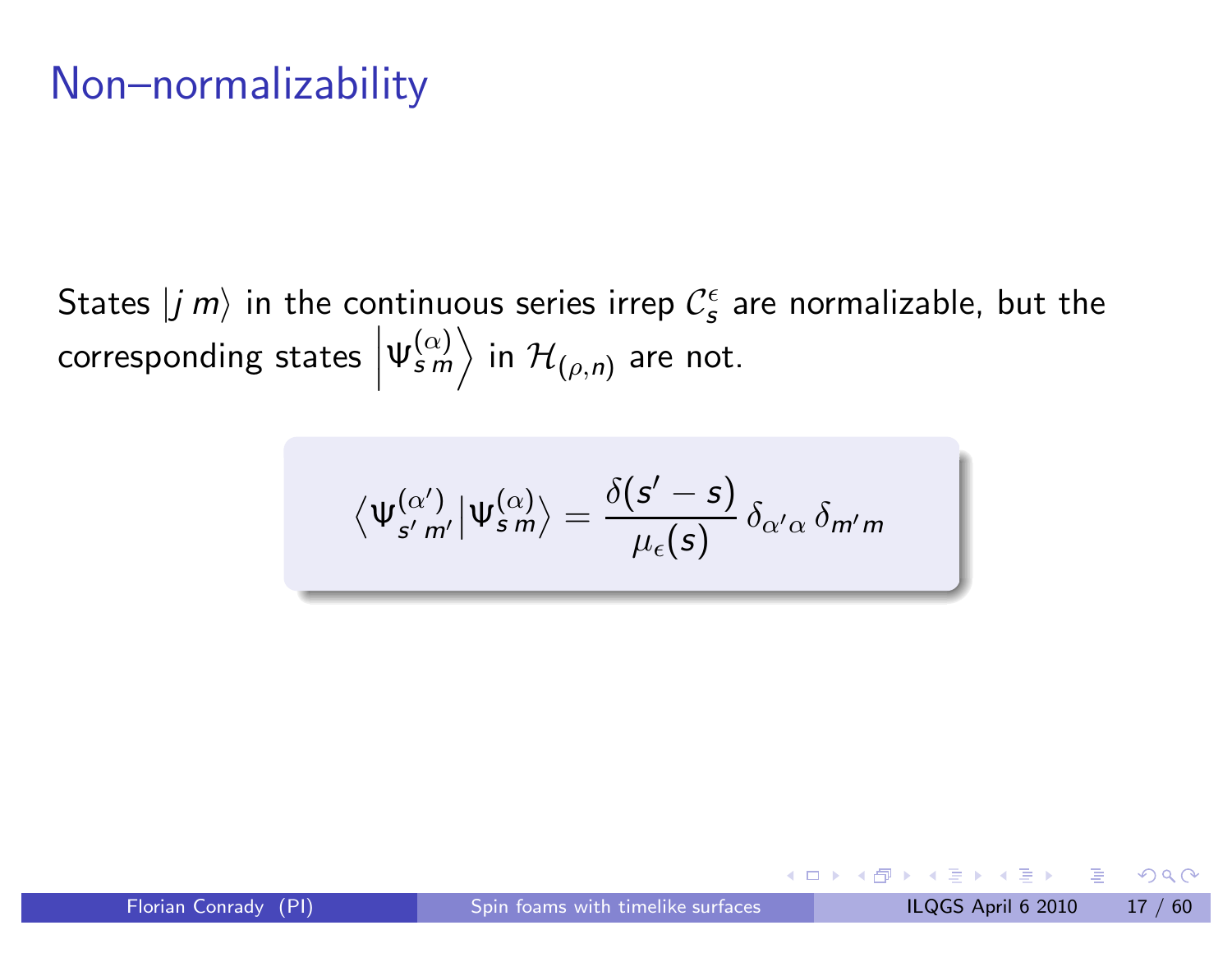# Non–normalizability

States $|j\ m\rangle$ in the continuous series irrep $\mathcal{C}_s^\epsilon$ are normalizable, but the corresponding states $\left|\Psi_{s\,m}^{(\alpha)}\right\rangle$ in $\mathcal{H}_{(\rho,n)}$ are not.

$$\left\langle\Psi_{s'\,m'}^{(\alpha')}\middle|\Psi_{s\,m}^{(\alpha)}\right\rangle = \frac{\delta(s'-s)}{\mu_\epsilon(s)}\,\delta_{\alpha'\alpha}\,\delta_{m'm}$$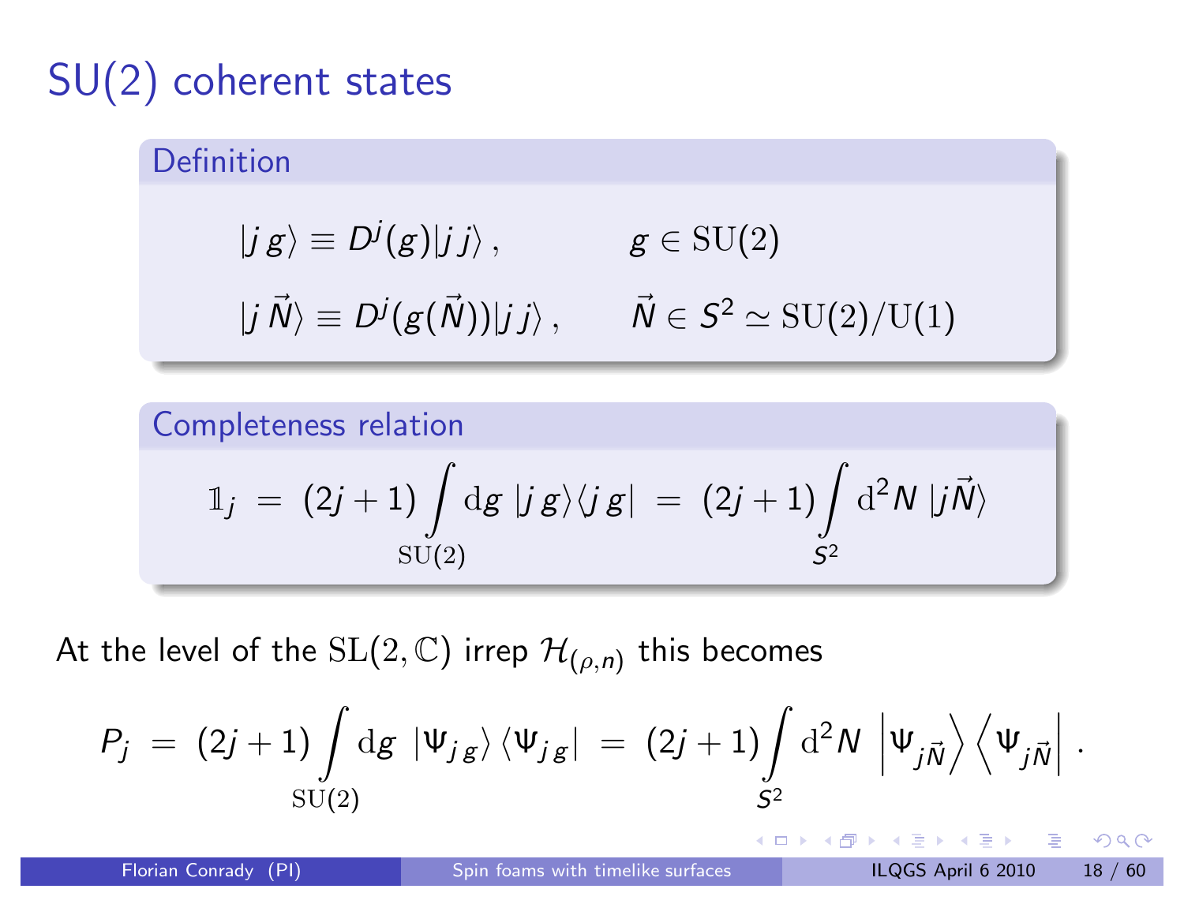# SU(2) coherent states

**Definition**

$$|j\,g\rangle \equiv D^j(g)|j\,j\rangle\,, \qquad g \in \mathrm{SU}(2)$$

$$|j\,\vec{N}\rangle \equiv D^j(g(\vec{N}))|j\,j\rangle\,, \qquad \vec{N} \in S^2 \simeq \mathrm{SU}(2)/\mathrm{U}(1)$$

**Completeness relation**

$$\mathbb{1}_j \;=\; (2j+1)\int\limits_{\mathrm{SU}(2)} \mathrm{d}g\; |j\,g\rangle\langle j\,g| \;=\; (2j+1)\int\limits_{S^2} \mathrm{d}^2 N\; |j\vec{N}\rangle$$

At the level of the $\mathrm{SL}(2,\mathbb{C})$ irrep $\mathcal{H}_{(\rho,n)}$ this becomes

$$P_j \;=\; (2j+1)\int\limits_{\mathrm{SU}(2)} \mathrm{d}g\;\; |\Psi_{j\,g}\rangle\,\langle\Psi_{j\,g}| \;=\; (2j+1)\int\limits_{S^2} \mathrm{d}^2 N\;\; \left|\Psi_{j\vec{N}}\right\rangle \left\langle\Psi_{j\vec{N}}\right|\,.$$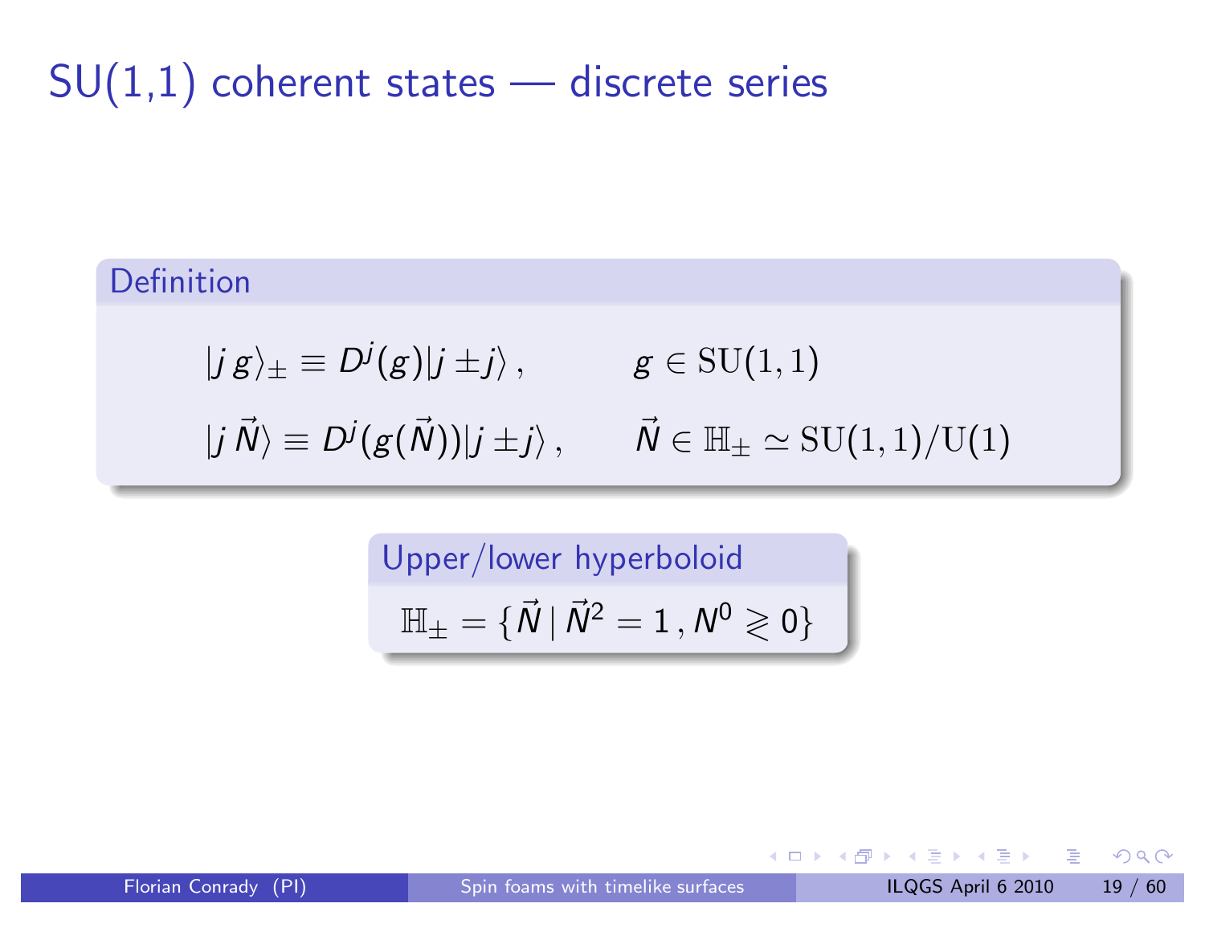# SU(1,1) coherent states — discrete series

**Definition**

$$|j\, g\rangle_\pm \equiv D^j(g)|j \pm j\rangle\,, \qquad g \in \mathrm{SU}(1,1)$$

$$|j\, \vec{N}\rangle \equiv D^j(g(\vec{N}))|j \pm j\rangle\,, \qquad \vec{N} \in \mathbb{H}_\pm \simeq \mathrm{SU}(1,1)/\mathrm{U}(1)$$

**Upper/lower hyperboloid**

$$\mathbb{H}_\pm = \{\vec{N} \mid \vec{N}^2 = 1\,, N^0 \gtrless 0\}$$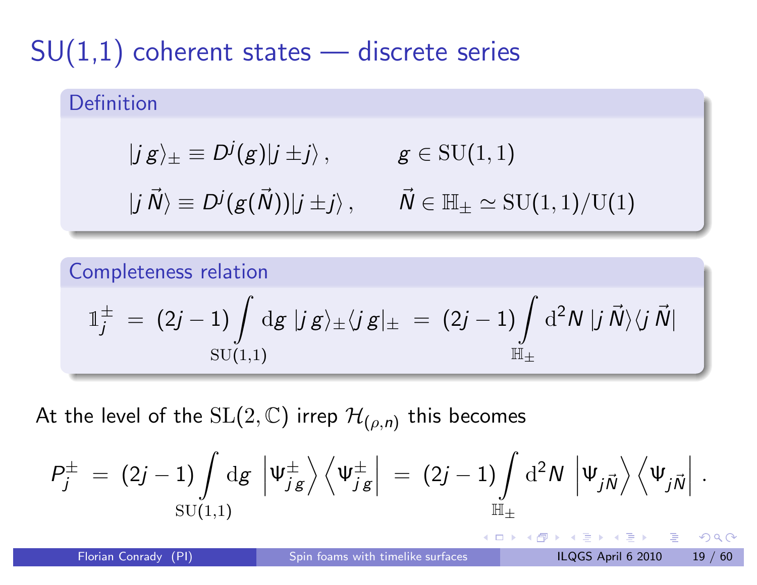# SU(1,1) coherent states — discrete series

### Definition

$$|j\, g\rangle_\pm \equiv D^j(g)|j \pm j\rangle\,, \qquad g \in \mathrm{SU}(1,1)$$

$$|j\, \vec{N}\rangle \equiv D^j(g(\vec{N}))|j \pm j\rangle\,, \qquad \vec{N} \in \mathbb{H}_\pm \simeq \mathrm{SU}(1,1)/\mathrm{U}(1)$$

### Completeness relation

$$\mathbb{1}_j^\pm \;=\; (2j-1)\int_{\mathrm{SU}(1,1)} \mathrm{d}g\; |j\, g\rangle_\pm \langle j\, g|_\pm \;=\; (2j-1)\int_{\mathbb{H}_\pm} \mathrm{d}^2 N\; |j\, \vec{N}\rangle\langle j\, \vec{N}|$$

At the level of the $\mathrm{SL}(2,\mathbb{C})$ irrep $\mathcal{H}_{(\rho,n)}$ this becomes

$$P_j^\pm \;=\; (2j-1)\int_{\mathrm{SU}(1,1)} \mathrm{d}g\; \left|\Psi^\pm_{j\,g}\right\rangle \left\langle \Psi^\pm_{j\,g}\right| \;=\; (2j-1)\int_{\mathbb{H}_\pm} \mathrm{d}^2 N\; \left|\Psi_{j\vec{N}}\right\rangle \left\langle \Psi_{j\vec{N}}\right|\,.$$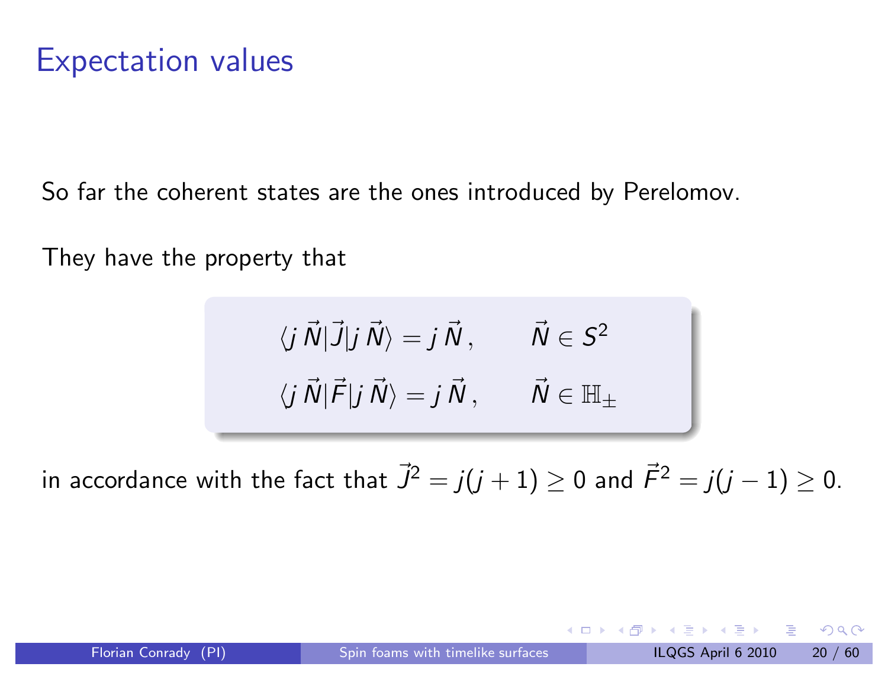# Expectation values

So far the coherent states are the ones introduced by Perelomov.

They have the property that

$$\langle j\,\vec{N}|\vec{J}|j\,\vec{N}\rangle = j\,\vec{N}\,, \qquad \vec{N} \in S^2$$

$$\langle j\,\vec{N}|\vec{F}|j\,\vec{N}\rangle = j\,\vec{N}\,, \qquad \vec{N} \in \mathbb{H}_\pm$$

in accordance with the fact that $\vec{J}^2 = j(j+1) \geq 0$ and $\vec{F}^2 = j(j-1) \geq 0$.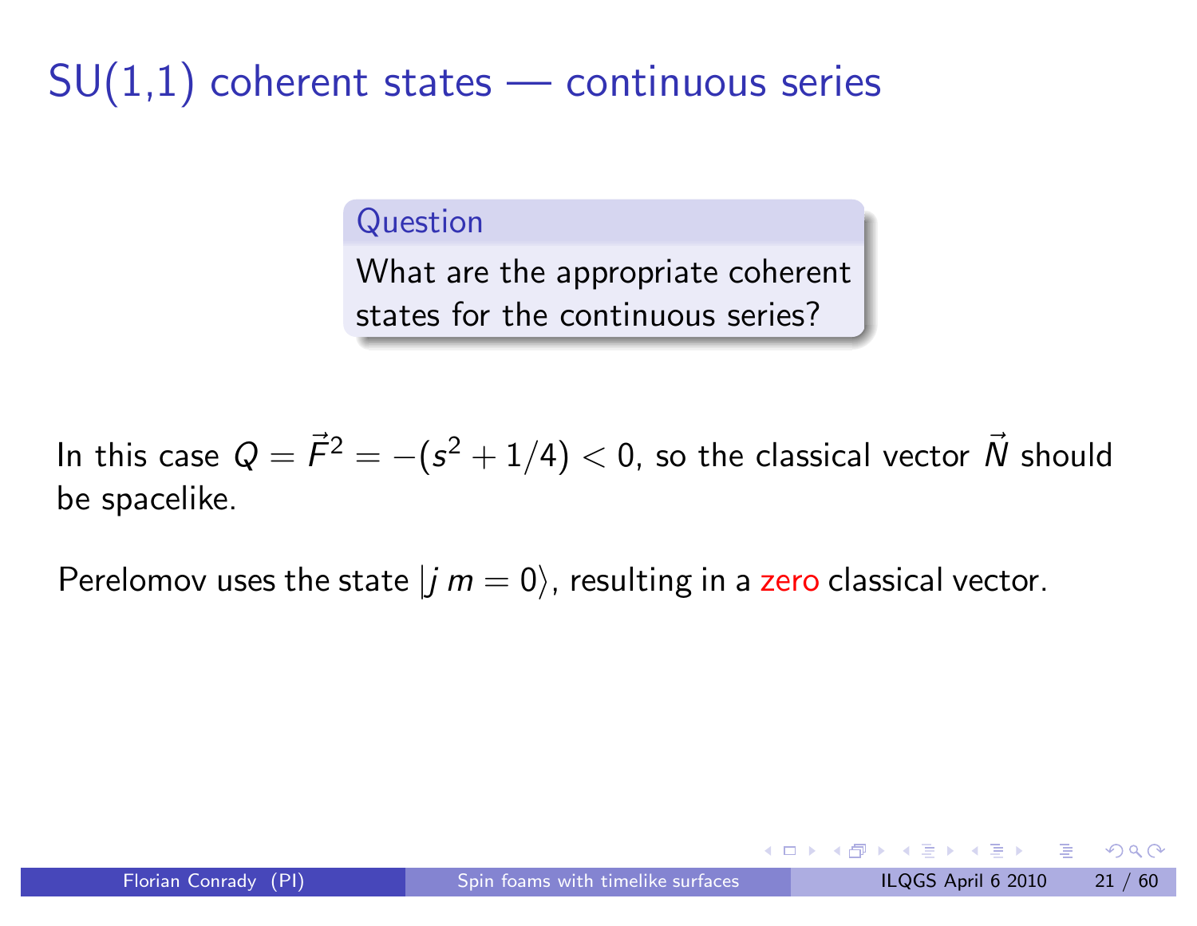# SU(1,1) coherent states — continuous series

**Question**

What are the appropriate coherent states for the continuous series?

In this case $Q = \vec{F}^2 = -(s^2 + 1/4) < 0$, so the classical vector $\vec{N}$ should be spacelike.

Perelomov uses the state $|j\ m = 0\rangle$, resulting in a zero classical vector.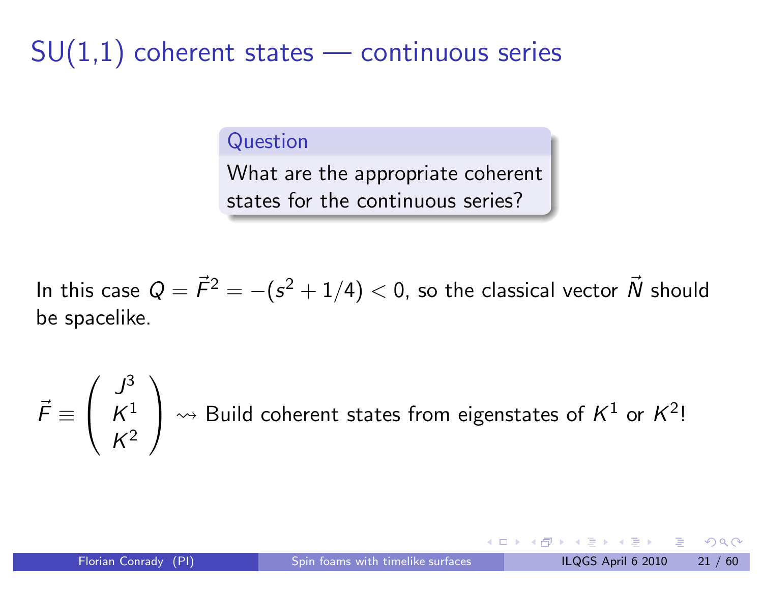# SU(1,1) coherent states — continuous series

**Question**

What are the appropriate coherent states for the continuous series?

In this case $Q = \vec{F}^2 = -(s^2 + 1/4) < 0$, so the classical vector $\vec{N}$ should be spacelike.

$$\vec{F} \equiv \begin{pmatrix} J^3 \\ K^1 \\ K^2 \end{pmatrix} \rightsquigarrow \text{Build coherent states from eigenstates of } K^1 \text{ or } K^2!$$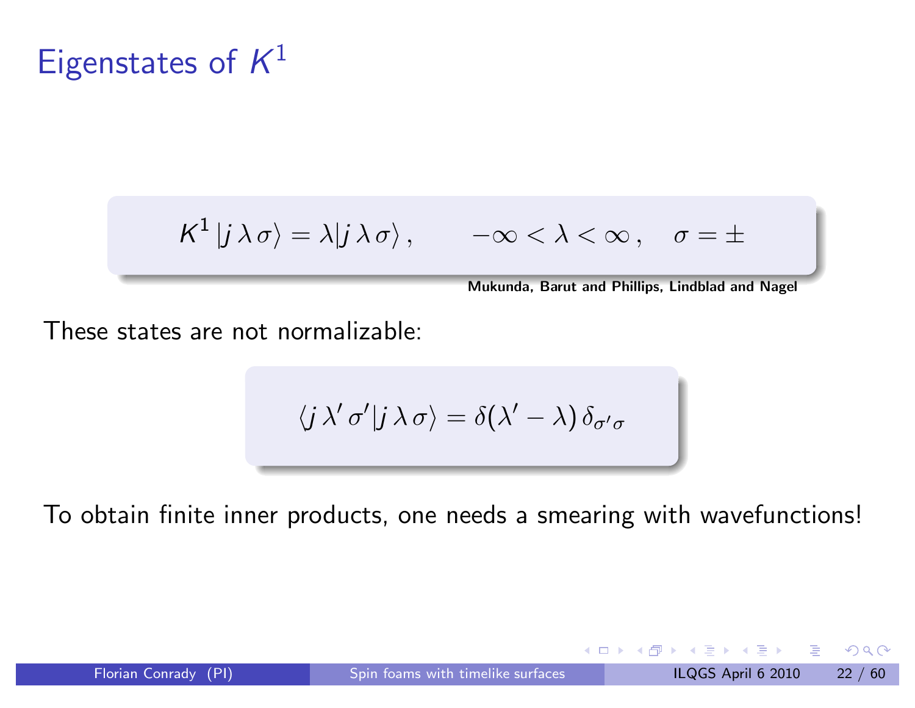# Eigenstates of $K^1$

$$K^1 \, |j \, \lambda \, \sigma\rangle = \lambda |j \, \lambda \, \sigma\rangle \, , \qquad -\infty < \lambda < \infty \, , \quad \sigma = \pm$$

**Mukunda, Barut and Phillips, Lindblad and Nagel**

These states are not normalizable:

$$\langle j \, \lambda' \, \sigma' | j \, \lambda \, \sigma\rangle = \delta(\lambda' - \lambda) \, \delta_{\sigma' \sigma}$$

To obtain finite inner products, one needs a smearing with wavefunctions!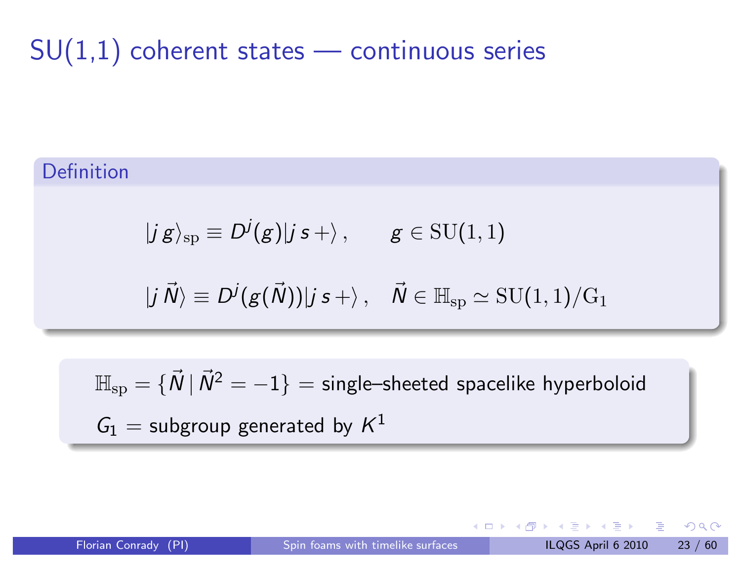# SU(1,1) coherent states — continuous series

**Definition**

$$|j\, g\rangle_{\mathrm{sp}} \equiv D^j(g)|j\, s\, +\rangle\,, \qquad g \in \mathrm{SU}(1,1)$$

$$|j\, \vec{N}\rangle \equiv D^j(g(\vec{N}))|j\, s\, +\rangle\,, \quad \vec{N} \in \mathbb{H}_{\mathrm{sp}} \simeq \mathrm{SU}(1,1)/\mathrm{G}_1$$

$\mathbb{H}_{\mathrm{sp}} = \{\vec{N} \,|\, \vec{N}^2 = -1\}$ = single–sheeted spacelike hyperboloid

$G_1$ = subgroup generated by $K^1$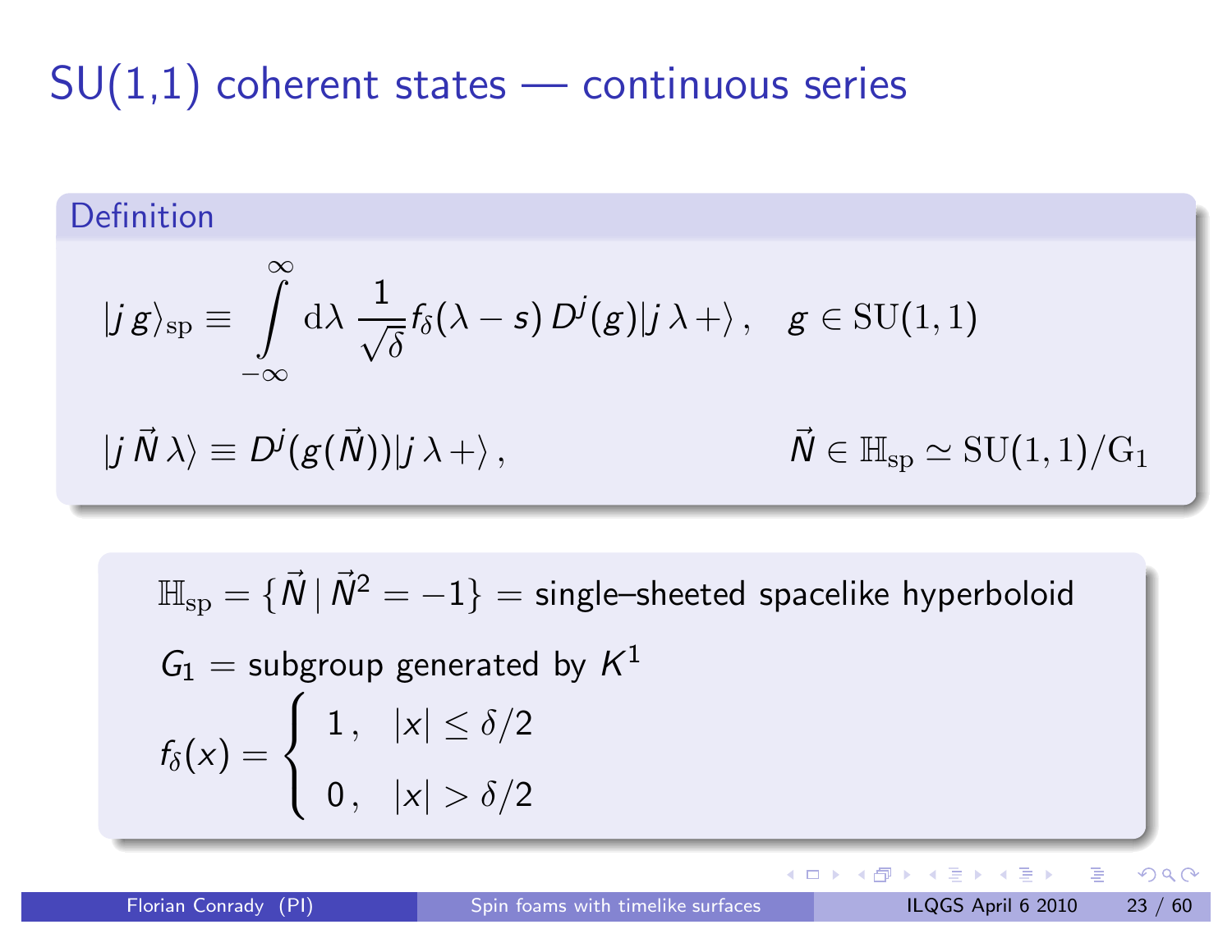# SU(1,1) coherent states — continuous series

**Definition**

$$|j\, g\rangle_{\rm sp} \equiv \int_{-\infty}^{\infty} \mathrm{d}\lambda\, \frac{1}{\sqrt{\delta}} f_\delta(\lambda - s)\, D^j(g)|j\,\lambda +\rangle\,, \quad g \in \mathrm{SU}(1,1)$$

$$|j\,\vec{N}\,\lambda\rangle \equiv D^j(g(\vec{N}))|j\,\lambda +\rangle\,, \qquad \vec{N} \in \mathbb{H}_{\rm sp} \simeq \mathrm{SU}(1,1)/\mathrm{G}_1$$

$\mathbb{H}_{\rm sp} = \{\vec{N} \,|\, \vec{N}^2 = -1\}$ = single–sheeted spacelike hyperboloid

$G_1$ = subgroup generated by $K^1$

$$f_\delta(x) = \begin{cases} 1\,, & |x| \leq \delta/2 \\ 0\,, & |x| > \delta/2 \end{cases}$$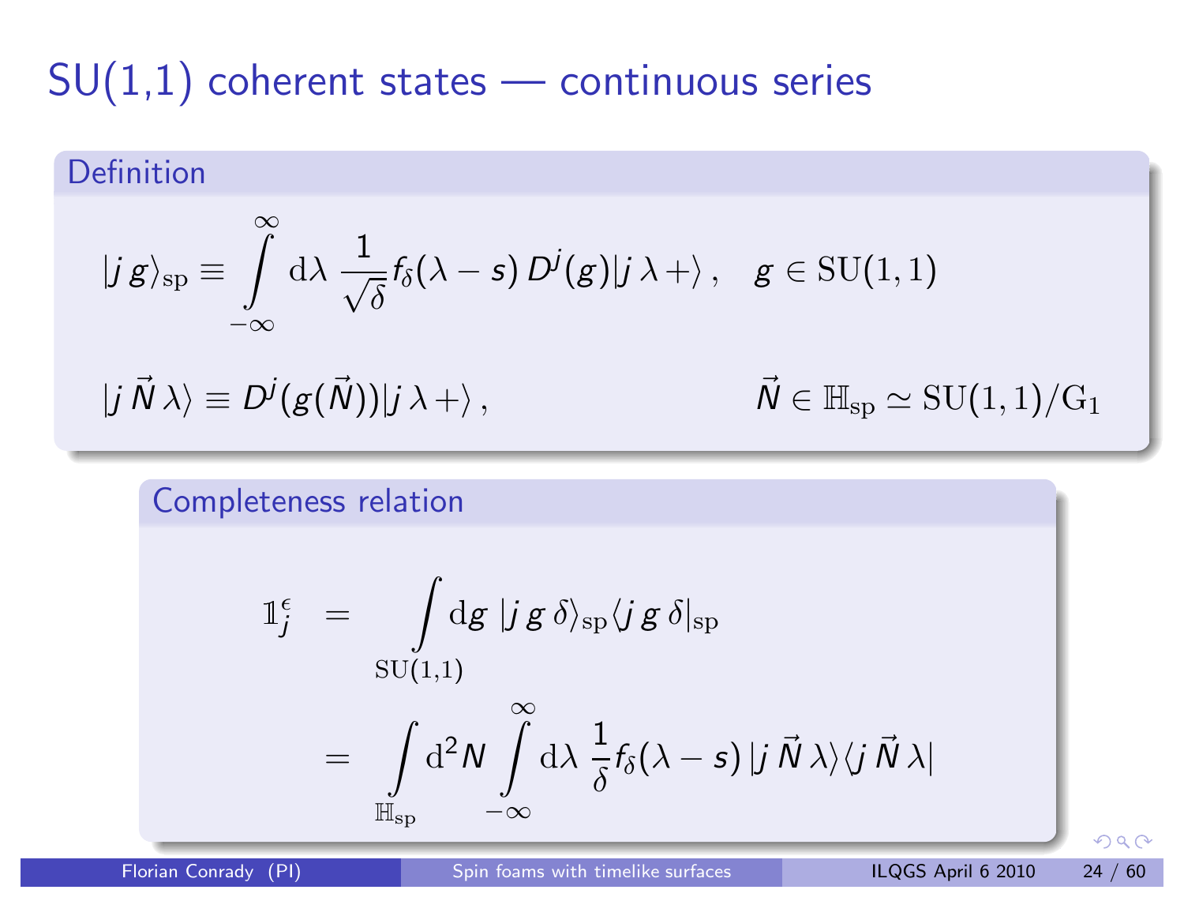# SU(1,1) coherent states — continuous series

## Definition

$$|j\,g\rangle_{\rm sp} \equiv \int_{-\infty}^{\infty} \mathrm{d}\lambda\, \frac{1}{\sqrt{\delta}} f_\delta(\lambda - s)\, D^j(g)|j\,\lambda\,+\rangle\,, \quad g \in \mathrm{SU}(1,1)$$

$$|j\,\vec{N}\,\lambda\rangle \equiv D^j(g(\vec{N}))|j\,\lambda\,+\rangle\,, \qquad \vec{N} \in \mathbb{H}_{\rm sp} \simeq \mathrm{SU}(1,1)/\mathrm{G}_1$$

## Completeness relation

$$\begin{aligned}
\mathbb{1}^\epsilon_j &= \int_{\mathrm{SU}(1,1)} \mathrm{d}g\; |j\,g\,\delta\rangle_{\rm sp}\langle j\,g\,\delta|_{\rm sp} \\
&= \int_{\mathbb{H}_{\rm sp}} \mathrm{d}^2 N \int_{-\infty}^{\infty} \mathrm{d}\lambda\, \frac{1}{\delta} f_\delta(\lambda - s)\, |j\,\vec{N}\,\lambda\rangle\langle j\,\vec{N}\,\lambda|
\end{aligned}$$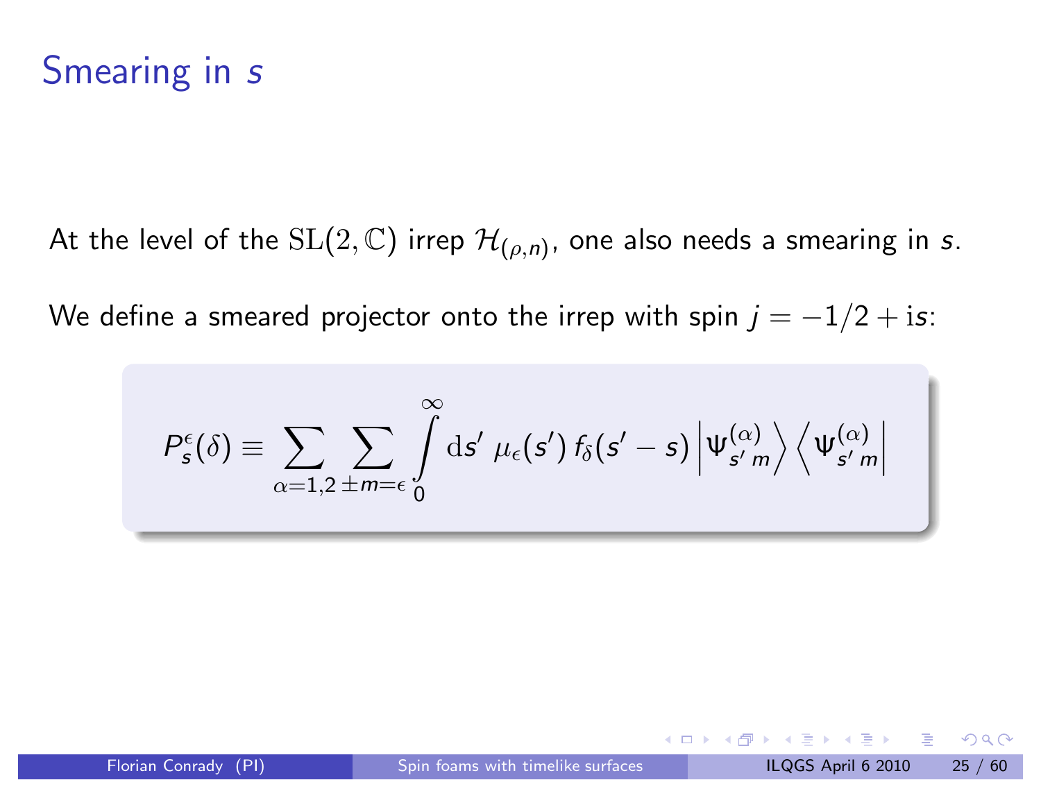# Smearing in $s$

At the level of the $\mathrm{SL}(2,\mathbb{C})$ irrep $\mathcal{H}_{(\rho,n)}$, one also needs a smearing in $s$.

We define a smeared projector onto the irrep with spin $j = -1/2 + \mathrm{i}s$:

$$P_s^\epsilon(\delta) \equiv \sum_{\alpha=1,2} \sum_{\pm m=\epsilon} \int_0^\infty \mathrm{d}s' \; \mu_\epsilon(s') \, f_\delta(s'-s) \left|\Psi^{(\alpha)}_{s'\,m}\right\rangle \left\langle\Psi^{(\alpha)}_{s'\,m}\right|$$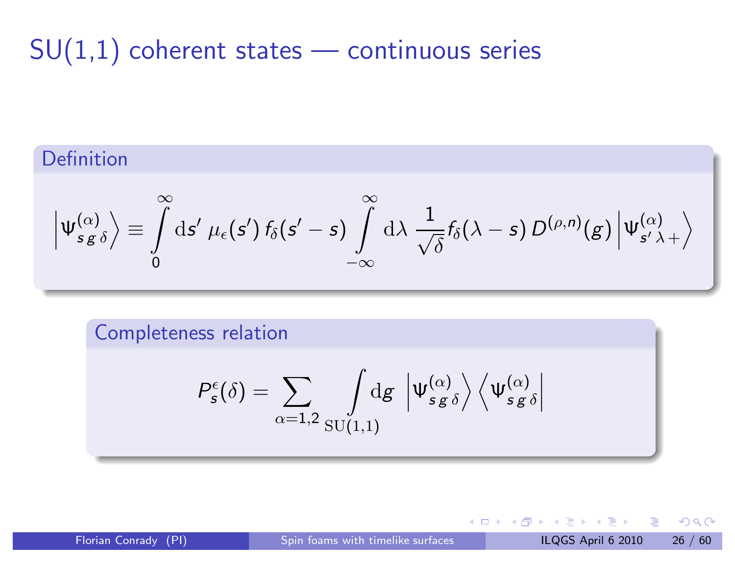# SU(1,1) coherent states — continuous series

## Definition

$$\left|\Psi^{(\alpha)}_{s\,g\,\delta}\right\rangle \equiv \int_0^\infty \mathrm{d}s'\;\mu_\epsilon(s')\,f_\delta(s'-s)\int_{-\infty}^{\infty}\mathrm{d}\lambda\;\frac{1}{\sqrt{\delta}}f_\delta(\lambda-s)\,D^{(\rho,n)}(g)\left|\Psi^{(\alpha)}_{s'\,\lambda\,+}\right\rangle$$

## Completeness relation

$$P^\epsilon_s(\delta) = \sum_{\alpha=1,2}\;\int_{\mathrm{SU}(1,1)}\mathrm{d}g\;\left|\Psi^{(\alpha)}_{s\,g\,\delta}\right\rangle\left\langle\Psi^{(\alpha)}_{s\,g\,\delta}\right|$$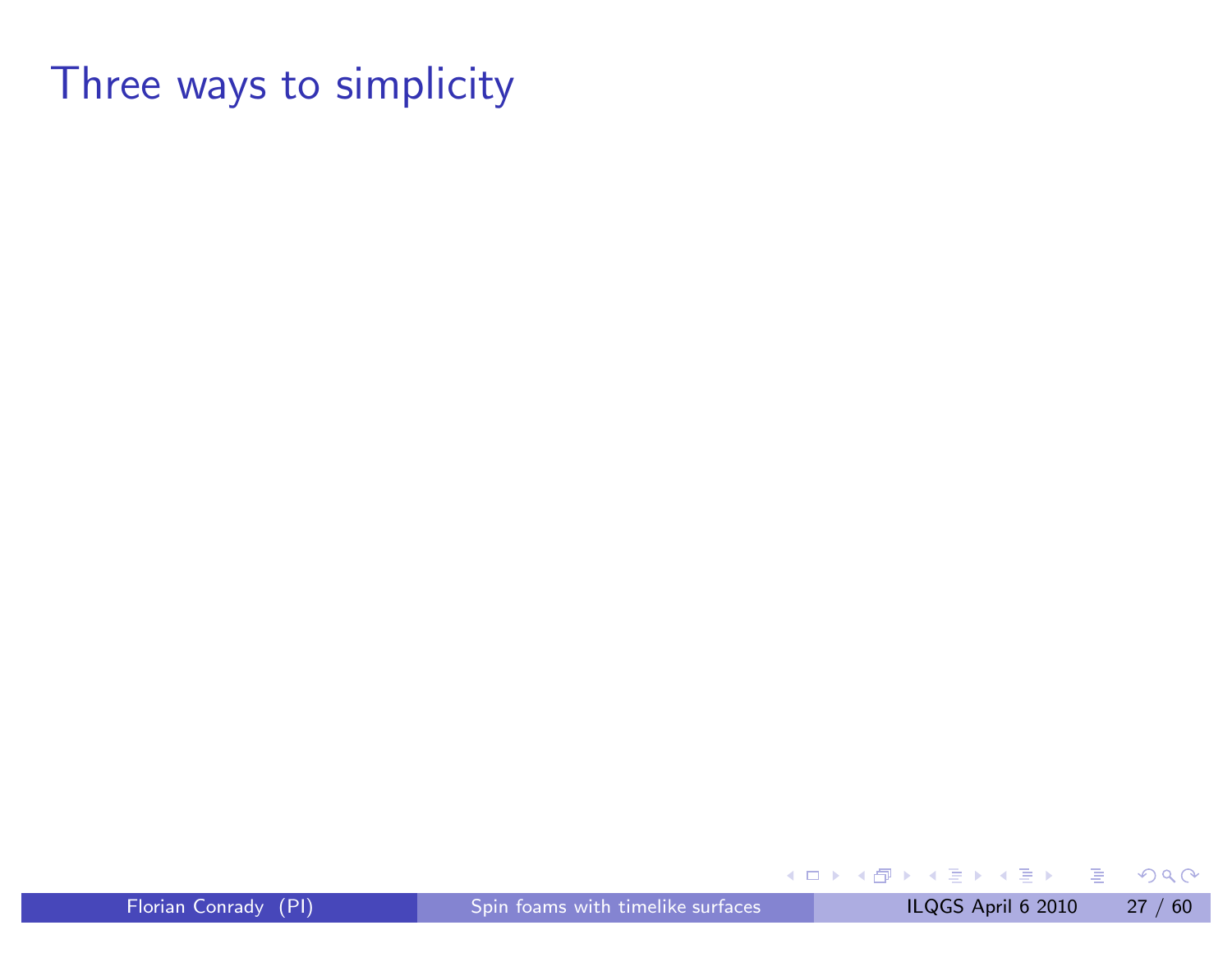# Three ways to simplicity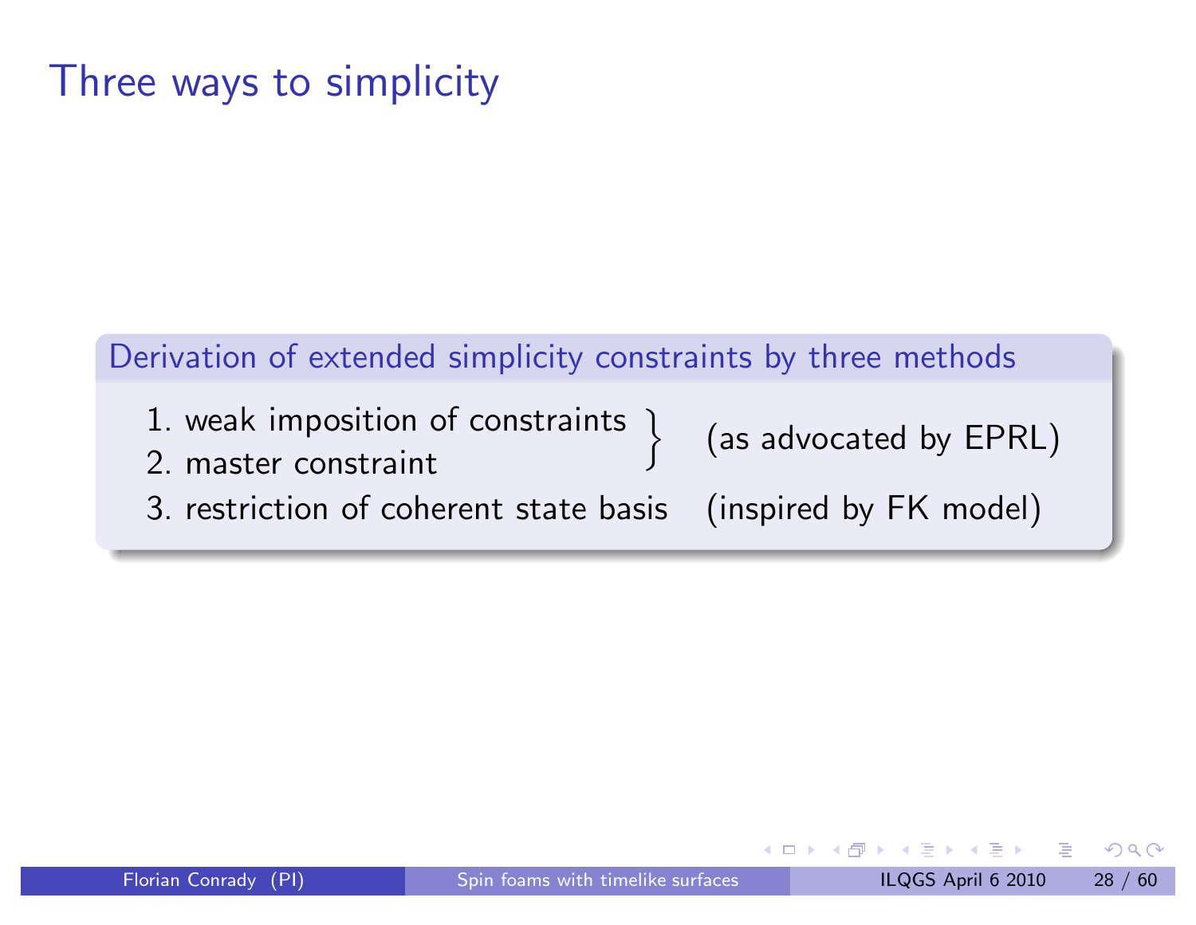# Three ways to simplicity

**Derivation of extended simplicity constraints by three methods**

1. weak imposition of constraints } (as advocated by EPRL)
2. master constraint } (as advocated by EPRL)
3. restriction of coherent state basis (inspired by FK model)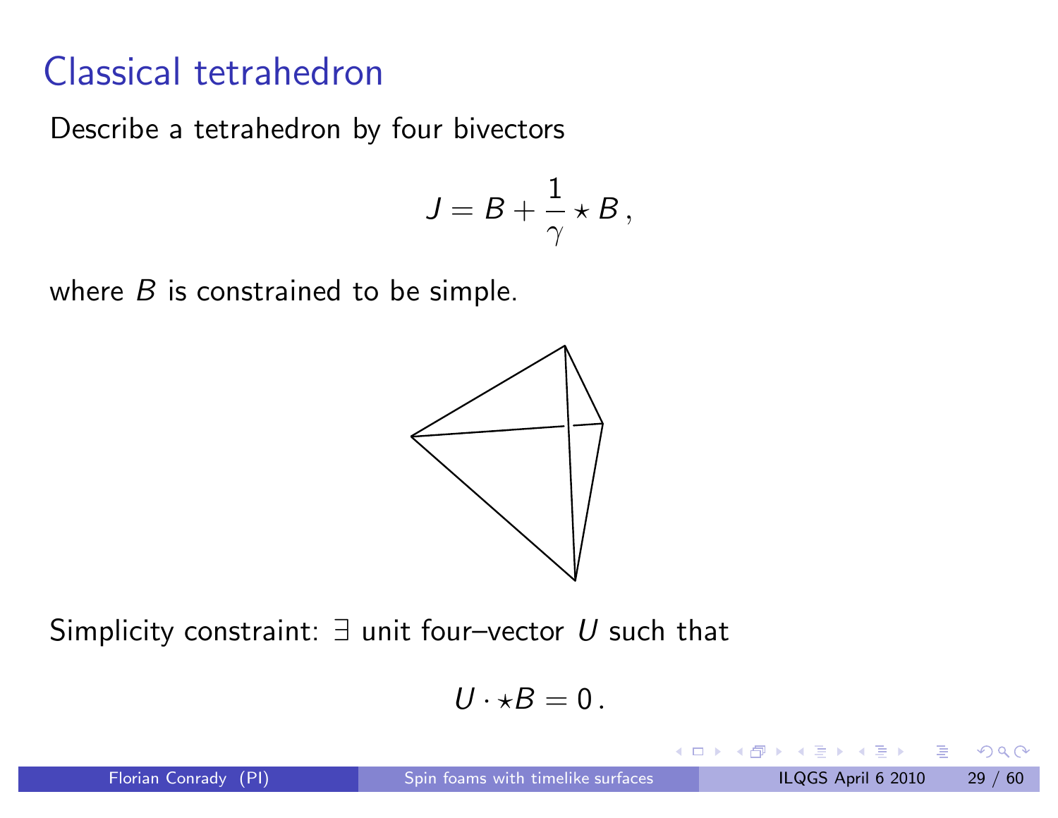# Classical tetrahedron

Describe a tetrahedron by four bivectors

$$J = B + \frac{1}{\gamma} \star B \,,$$

where $B$ is constrained to be simple.

Simplicity constraint: $\exists$ unit four–vector $U$ such that

$$U \cdot \star B = 0 \,.$$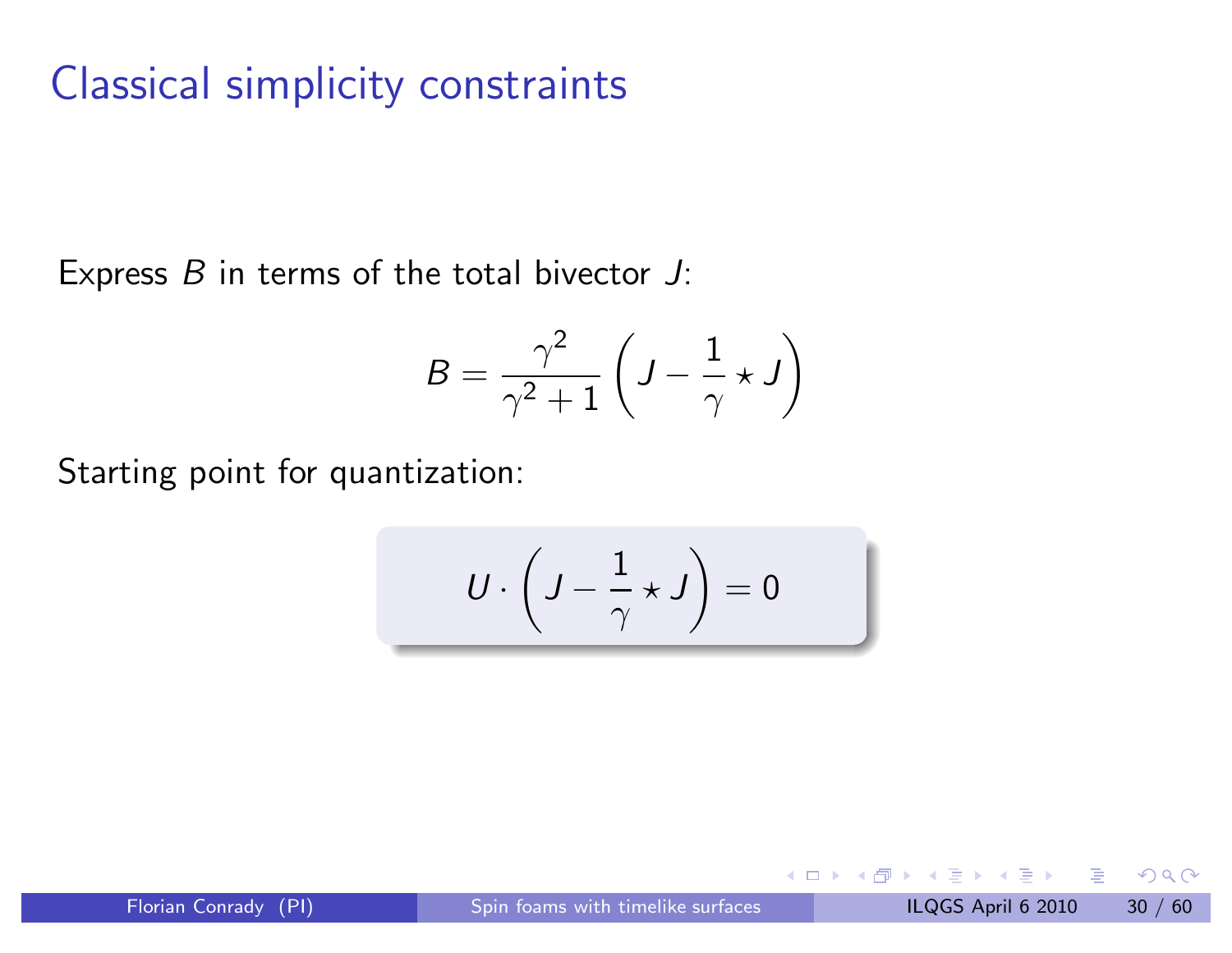# Classical simplicity constraints

Express $B$ in terms of the total bivector $J$:

$$B = \frac{\gamma^2}{\gamma^2 + 1}\left(J - \frac{1}{\gamma} \star J\right)$$

Starting point for quantization:

$$U \cdot \left(J - \frac{1}{\gamma} \star J\right) = 0$$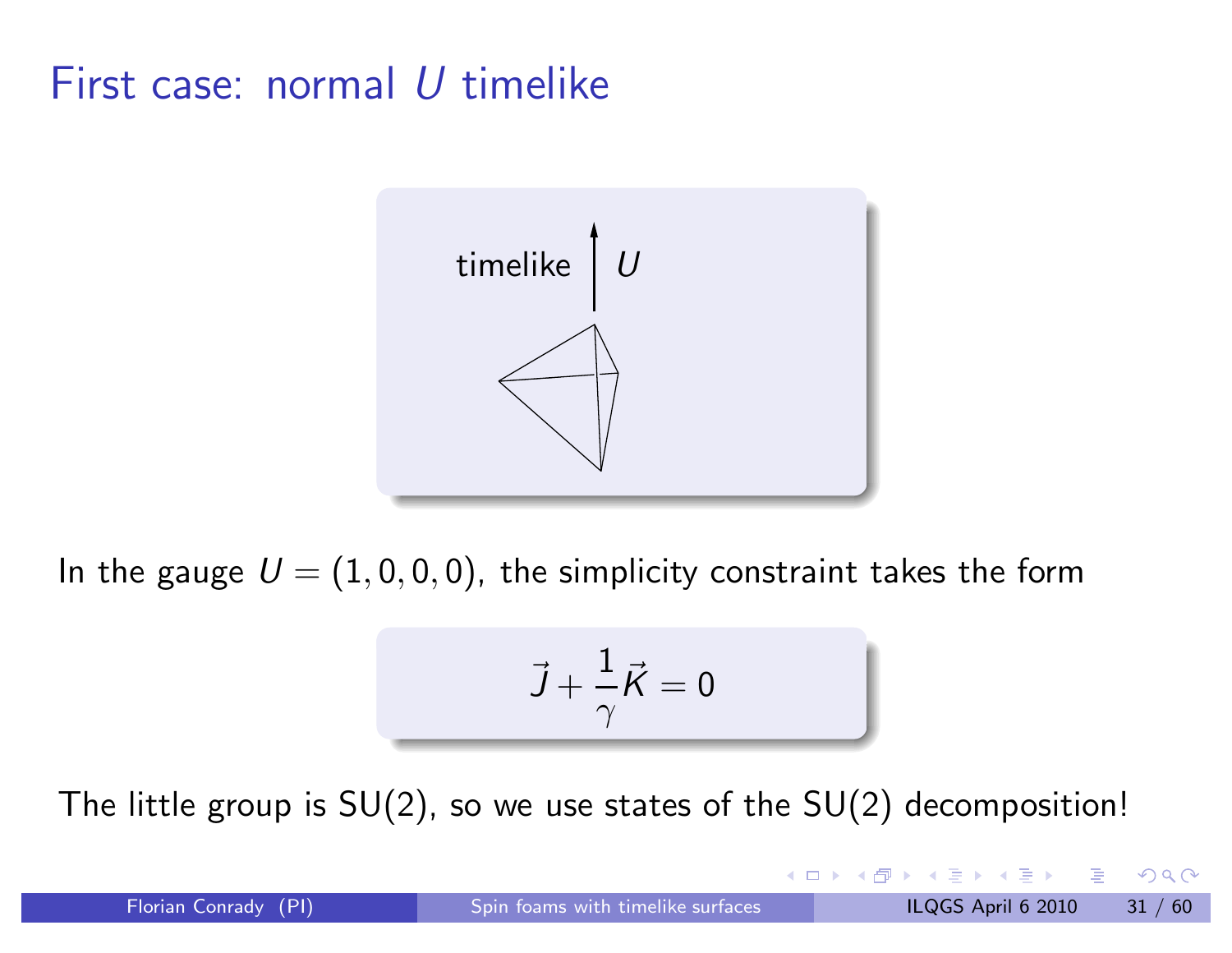# First case: normal $U$ timelike

timelike

$U$

In the gauge $U = (1, 0, 0, 0)$, the simplicity constraint takes the form

$$\vec{J} + \frac{1}{\gamma}\vec{K} = 0$$

The little group is SU(2), so we use states of the SU(2) decomposition!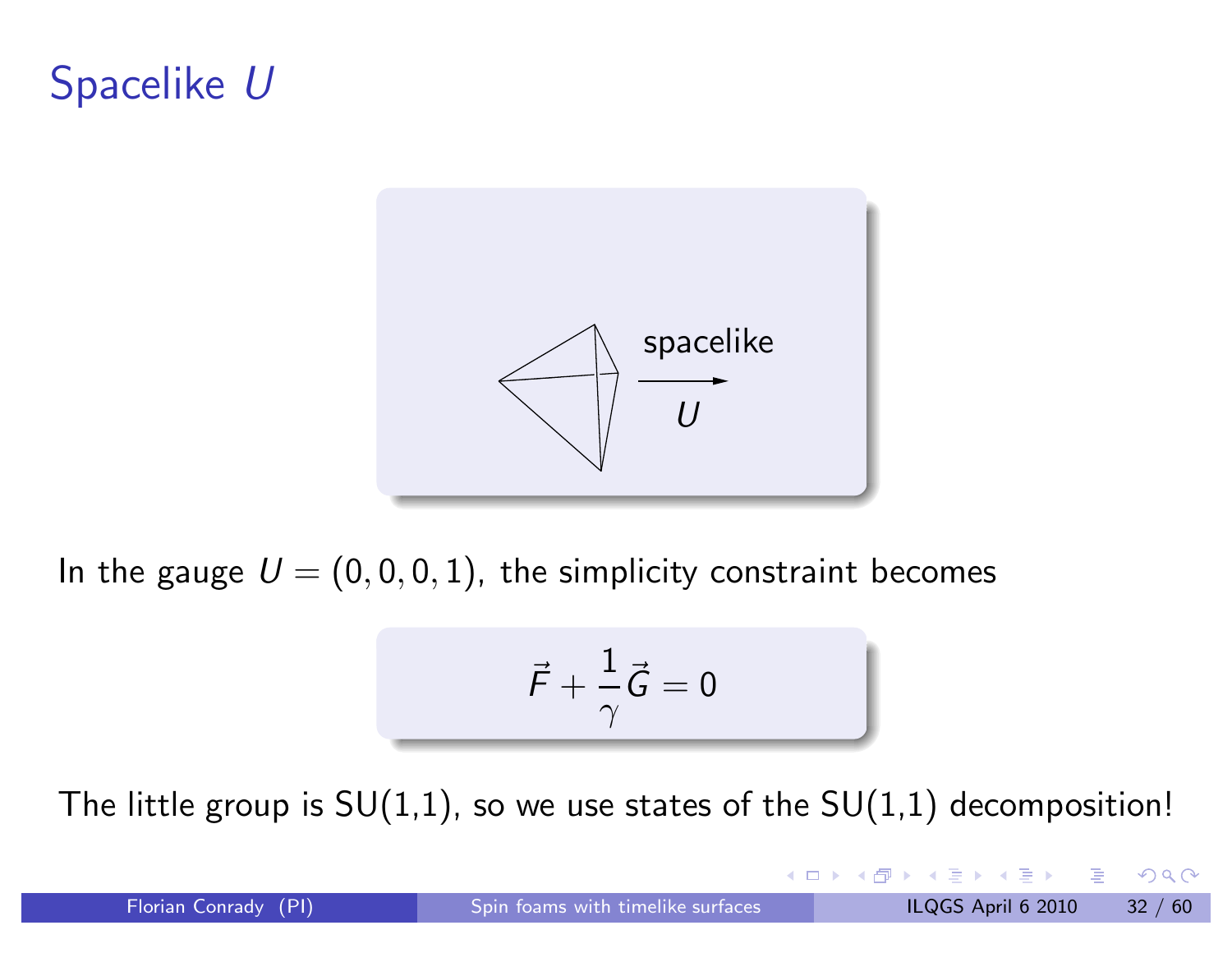# Spacelike $U$

spacelike

$U$

In the gauge $U = (0, 0, 0, 1)$, the simplicity constraint becomes

$$\vec{F} + \frac{1}{\gamma}\vec{G} = 0$$

The little group is SU(1,1), so we use states of the SU(1,1) decomposition!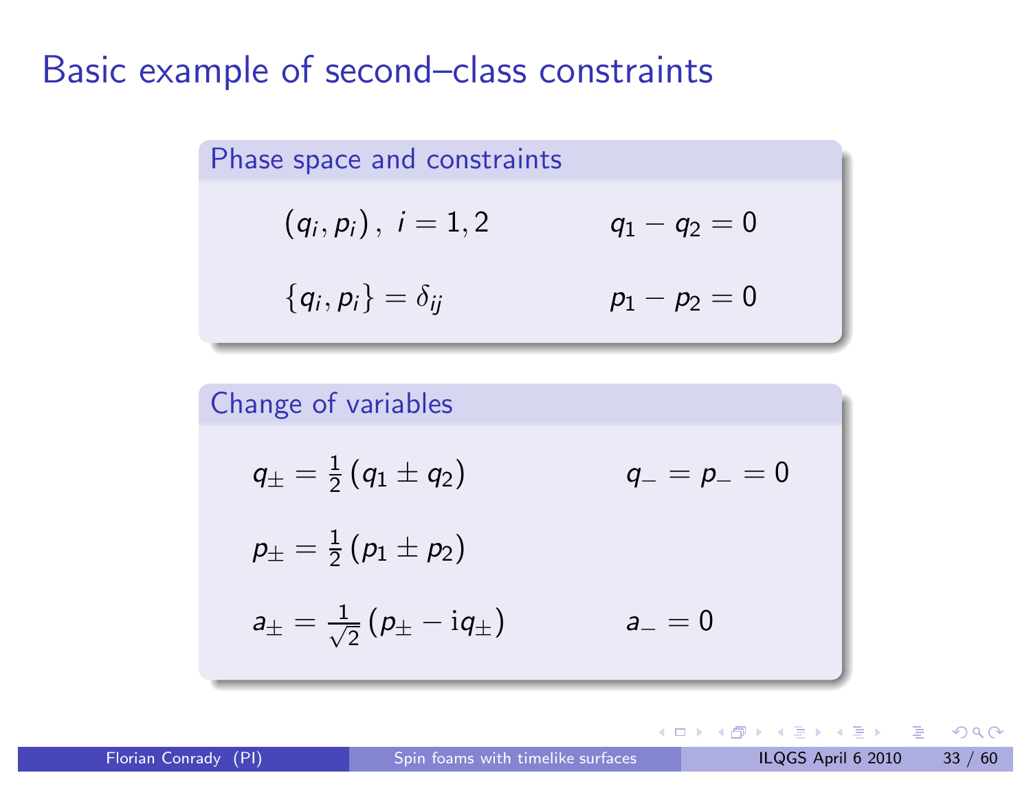# Basic example of second–class constraints

## Phase space and constraints

$$(q_i, p_i)\,,\ i = 1, 2 \qquad\qquad q_1 - q_2 = 0$$

$$\{q_i, p_i\} = \delta_{ij} \qquad\qquad p_1 - p_2 = 0$$

## Change of variables

$$q_\pm = \frac{1}{2}\left(q_1 \pm q_2\right) \qquad\qquad q_- = p_- = 0$$

$$p_\pm = \frac{1}{2}\left(p_1 \pm p_2\right)$$

$$a_\pm = \frac{1}{\sqrt{2}}\left(p_\pm - \mathrm{i} q_\pm\right) \qquad\qquad a_- = 0$$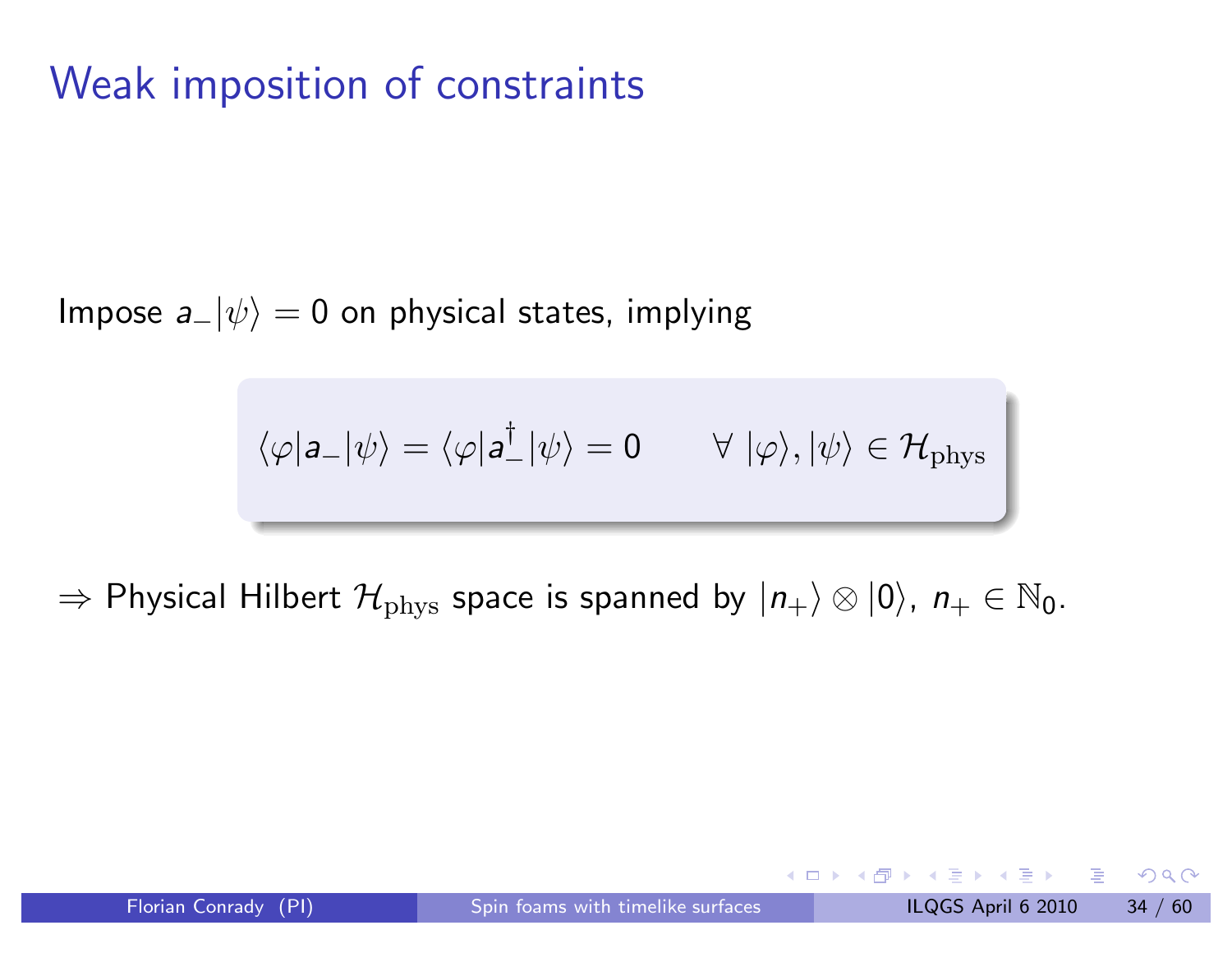# Weak imposition of constraints

Impose $a_-|\psi\rangle = 0$ on physical states, implying

$$\langle\varphi|a_-|\psi\rangle = \langle\varphi|a_-^\dagger|\psi\rangle = 0 \qquad \forall\ |\varphi\rangle, |\psi\rangle \in \mathcal{H}_{\rm phys}$$

$\Rightarrow$ Physical Hilbert $\mathcal{H}_{\rm phys}$ space is spanned by $|n_+\rangle \otimes |0\rangle$, $n_+ \in \mathbb{N}_0$.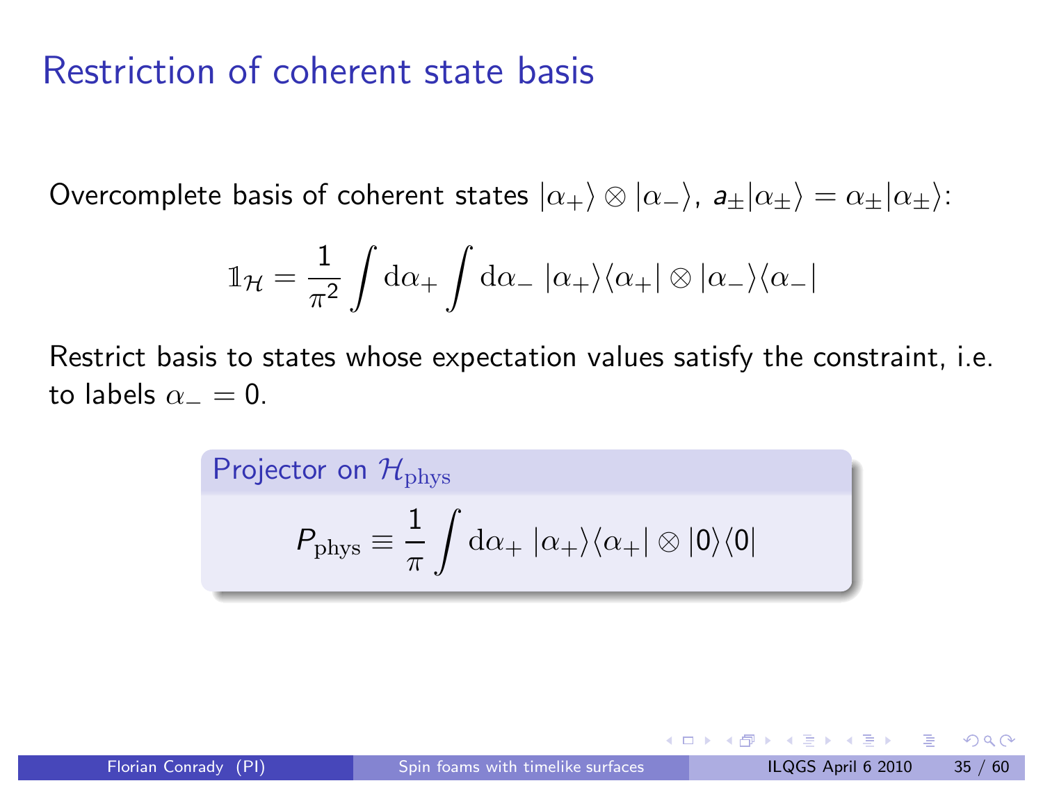# Restriction of coherent state basis

Overcomplete basis of coherent states $|\alpha_+\rangle \otimes |\alpha_-\rangle$, $a_\pm|\alpha_\pm\rangle = \alpha_\pm|\alpha_\pm\rangle$:

$$\mathbb{1}_{\mathcal{H}} = \frac{1}{\pi^2} \int \mathrm{d}\alpha_+ \int \mathrm{d}\alpha_- \; |\alpha_+\rangle\langle\alpha_+| \otimes |\alpha_-\rangle\langle\alpha_-|$$

Restrict basis to states whose expectation values satisfy the constraint, i.e. to labels $\alpha_- = 0$.

**Projector on $\mathcal{H}_{\mathrm{phys}}$**

$$P_{\mathrm{phys}} \equiv \frac{1}{\pi} \int \mathrm{d}\alpha_+ \; |\alpha_+\rangle\langle\alpha_+| \otimes |0\rangle\langle 0|$$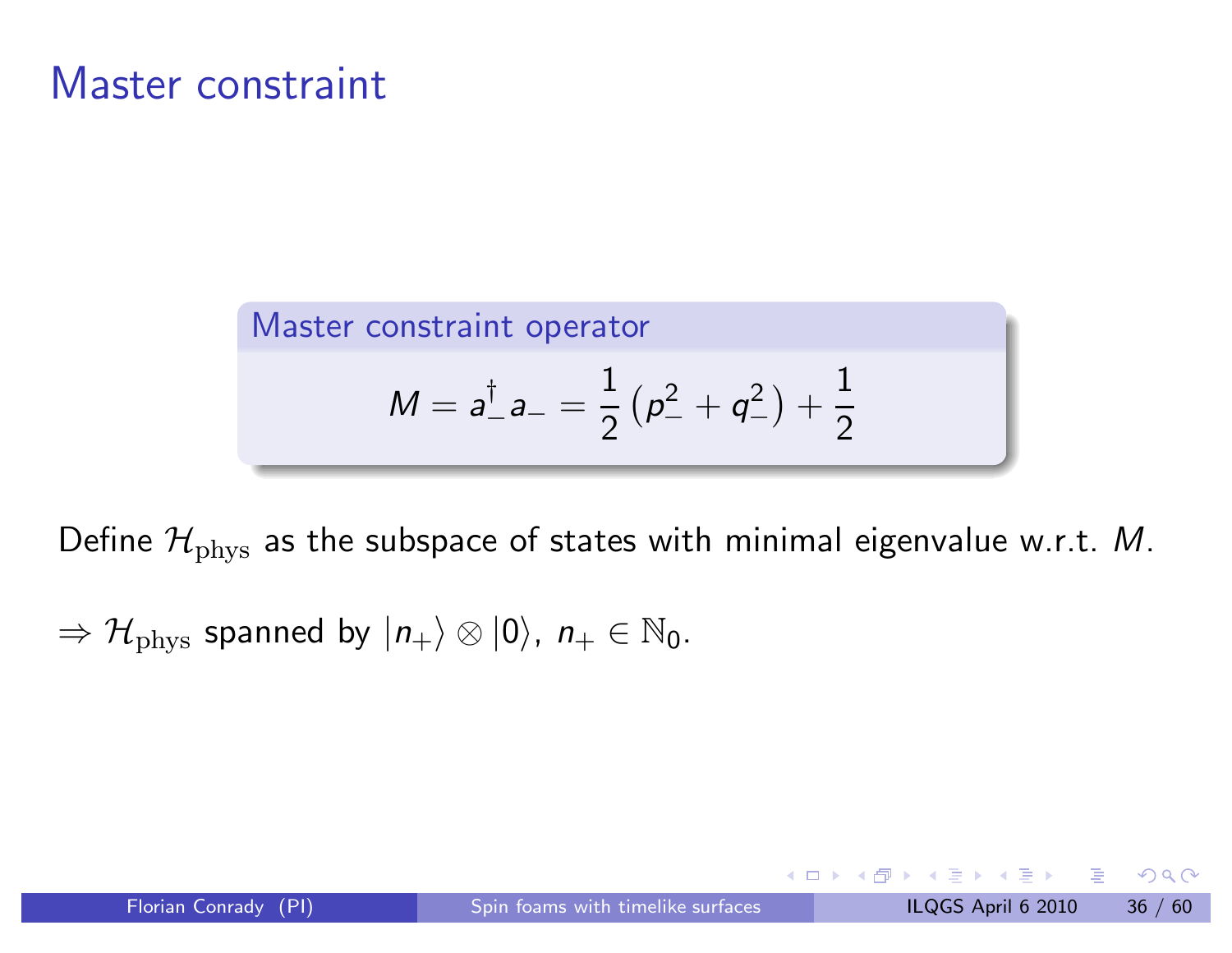# Master constraint

**Master constraint operator**

$$M = a_-^\dagger a_- = \frac{1}{2}\left(p_-^2 + q_-^2\right) + \frac{1}{2}$$

Define $\mathcal{H}_{\rm phys}$ as the subspace of states with minimal eigenvalue w.r.t. $M$.

$\Rightarrow \mathcal{H}_{\rm phys}$ spanned by $|n_+\rangle \otimes |0\rangle$, $n_+ \in \mathbb{N}_0$.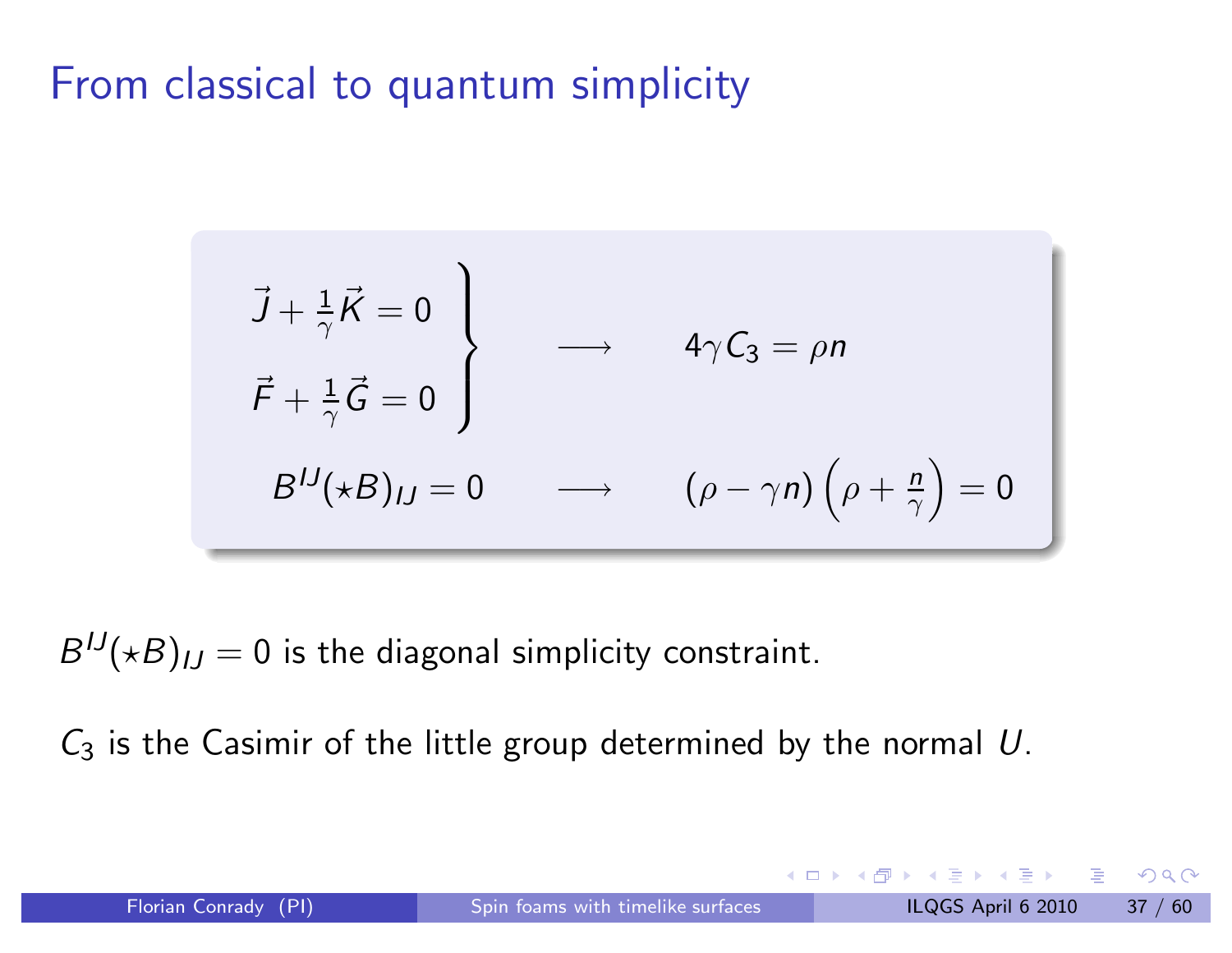# From classical to quantum simplicity

$$
\left.\begin{array}{l}
\vec{J} + \frac{1}{\gamma}\vec{K} = 0 \\[1em]
\vec{F} + \frac{1}{\gamma}\vec{G} = 0
\end{array}\right\} \quad \longrightarrow \quad 4\gamma C_3 = \rho n
$$

$$
B^{IJ}(\star B)_{IJ} = 0 \quad \longrightarrow \quad (\rho - \gamma n)\left(\rho + \frac{n}{\gamma}\right) = 0
$$

$B^{IJ}(\star B)_{IJ} = 0$ is the diagonal simplicity constraint.

$C_3$ is the Casimir of the little group determined by the normal $U$.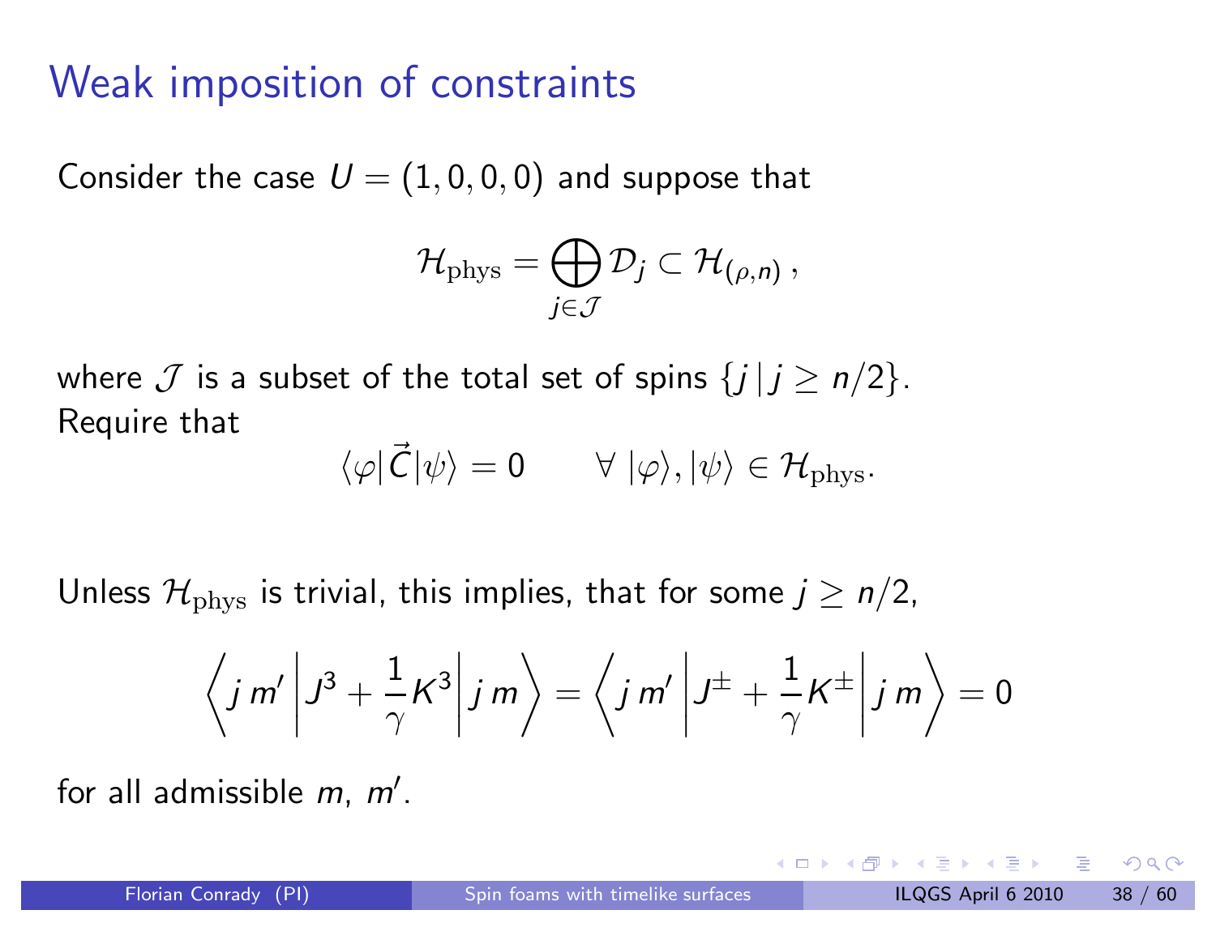# Weak imposition of constraints

Consider the case $U = (1,0,0,0)$ and suppose that

$$\mathcal{H}_{\mathrm{phys}} = \bigoplus_{j \in \mathcal{J}} \mathcal{D}_j \subset \mathcal{H}_{(\rho,n)}\,,$$

where $\mathcal{J}$ is a subset of the total set of spins $\{j \,|\, j \geq n/2\}$. Require that

$$\langle\varphi|\vec{C}|\psi\rangle = 0 \qquad \forall\ |\varphi\rangle, |\psi\rangle \in \mathcal{H}_{\mathrm{phys}}.$$

Unless $\mathcal{H}_{\mathrm{phys}}$ is trivial, this implies, that for some $j \geq n/2$,

$$\left\langle j\, m' \left| J^3 + \frac{1}{\gamma} K^3 \right| j\, m \right\rangle = \left\langle j\, m' \left| J^\pm + \frac{1}{\gamma} K^\pm \right| j\, m \right\rangle = 0$$

for all admissible $m$, $m'$.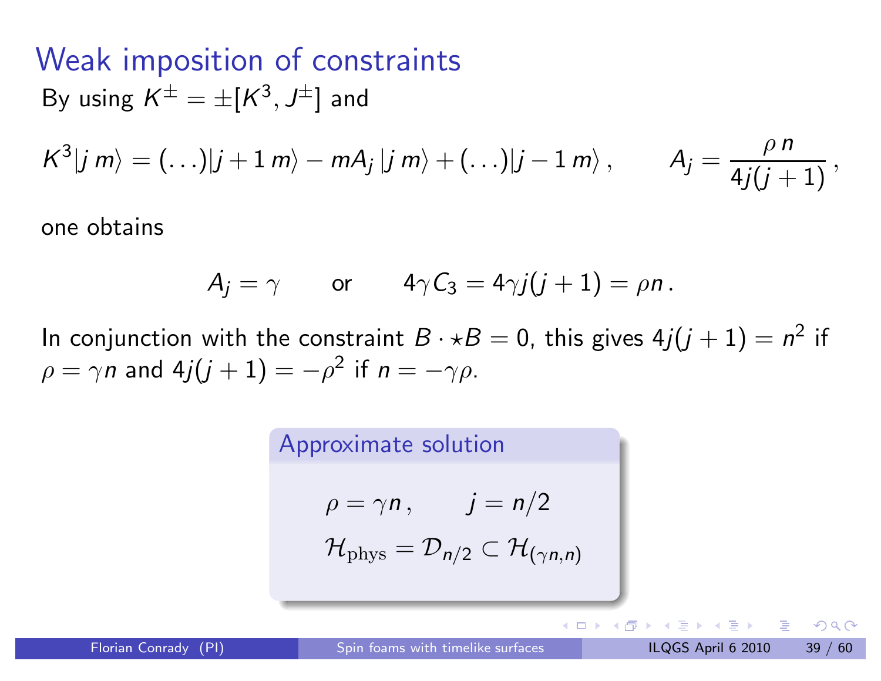# Weak imposition of constraints

By using $K^{\pm} = \pm[K^3, J^{\pm}]$ and

$$K^3|j\, m\rangle = (\ldots)|j+1\, m\rangle - mA_j\,|j\, m\rangle + (\ldots)|j-1\, m\rangle\,, \qquad A_j = \frac{\rho\, n}{4j(j+1)}\,,$$

one obtains

$$A_j = \gamma \qquad \text{or} \qquad 4\gamma C_3 = 4\gamma j(j+1) = \rho n\,.$$

In conjunction with the constraint $B \cdot \star B = 0$, this gives $4j(j+1) = n^2$ if $\rho = \gamma n$ and $4j(j+1) = -\rho^2$ if $n = -\gamma\rho$.

**Approximate solution**

$$\rho = \gamma n\,, \qquad j = n/2$$

$$\mathcal{H}_{\text{phys}} = \mathcal{D}_{n/2} \subset \mathcal{H}_{(\gamma n, n)}$$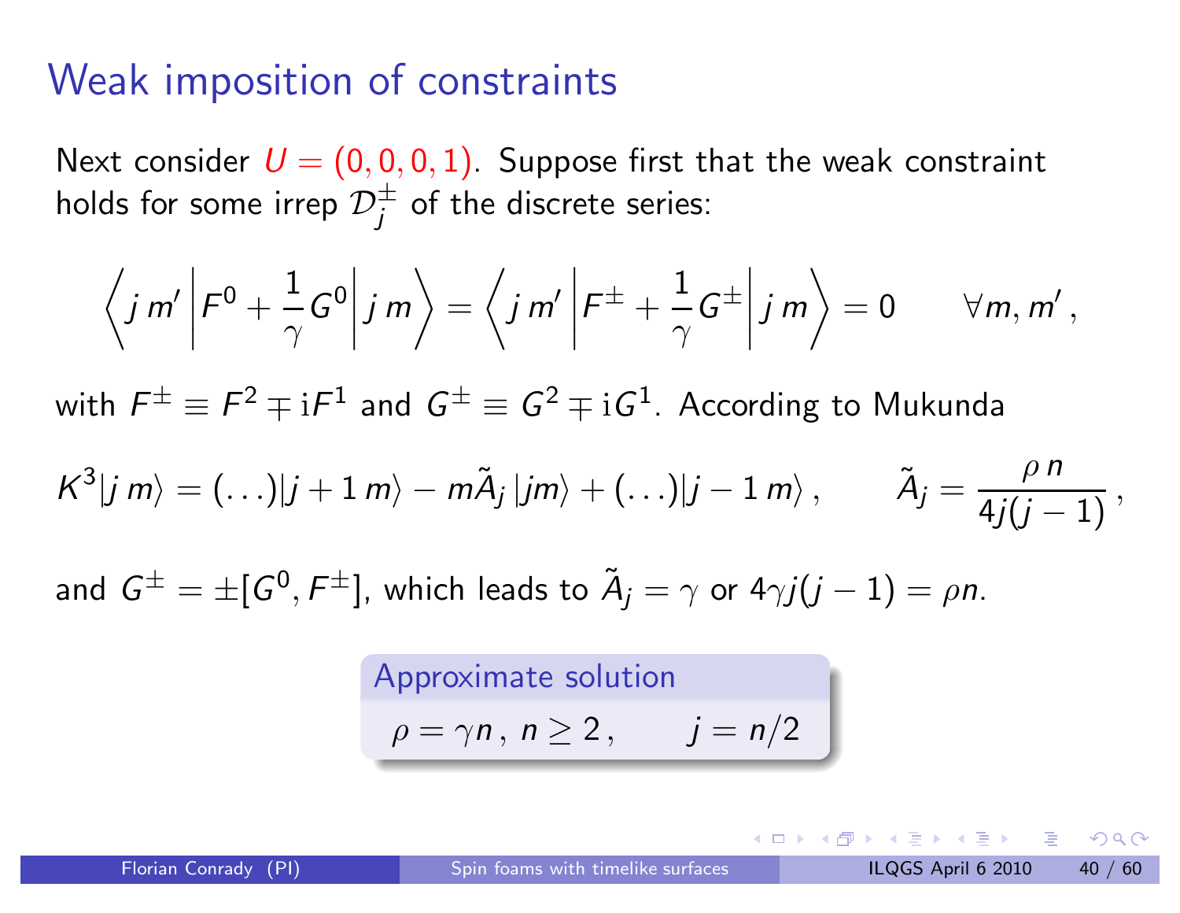# Weak imposition of constraints

Next consider $U = (0,0,0,1)$. Suppose first that the weak constraint holds for some irrep $\mathcal{D}_j^{\pm}$ of the discrete series:

$$\left\langle j\, m' \left| F^0 + \frac{1}{\gamma} G^0 \right| j\, m \right\rangle = \left\langle j\, m' \left| F^{\pm} + \frac{1}{\gamma} G^{\pm} \right| j\, m \right\rangle = 0 \qquad \forall m, m' \,,$$

with $F^{\pm} \equiv F^2 \mp \mathrm{i} F^1$ and $G^{\pm} \equiv G^2 \mp \mathrm{i} G^1$. According to Mukunda

$$K^3 |j\, m\rangle = (\ldots)|j+1\, m\rangle - m\tilde{A}_j\, |jm\rangle + (\ldots)|j-1\, m\rangle \,, \qquad \tilde{A}_j = \frac{\rho\, n}{4j(j-1)}\,,$$

and $G^{\pm} = \pm[G^0, F^{\pm}]$, which leads to $\tilde{A}_j = \gamma$ or $4\gamma j(j-1) = \rho n$.

**Approximate solution**

$$\rho = \gamma n\,,\ n \geq 2\,, \qquad j = n/2$$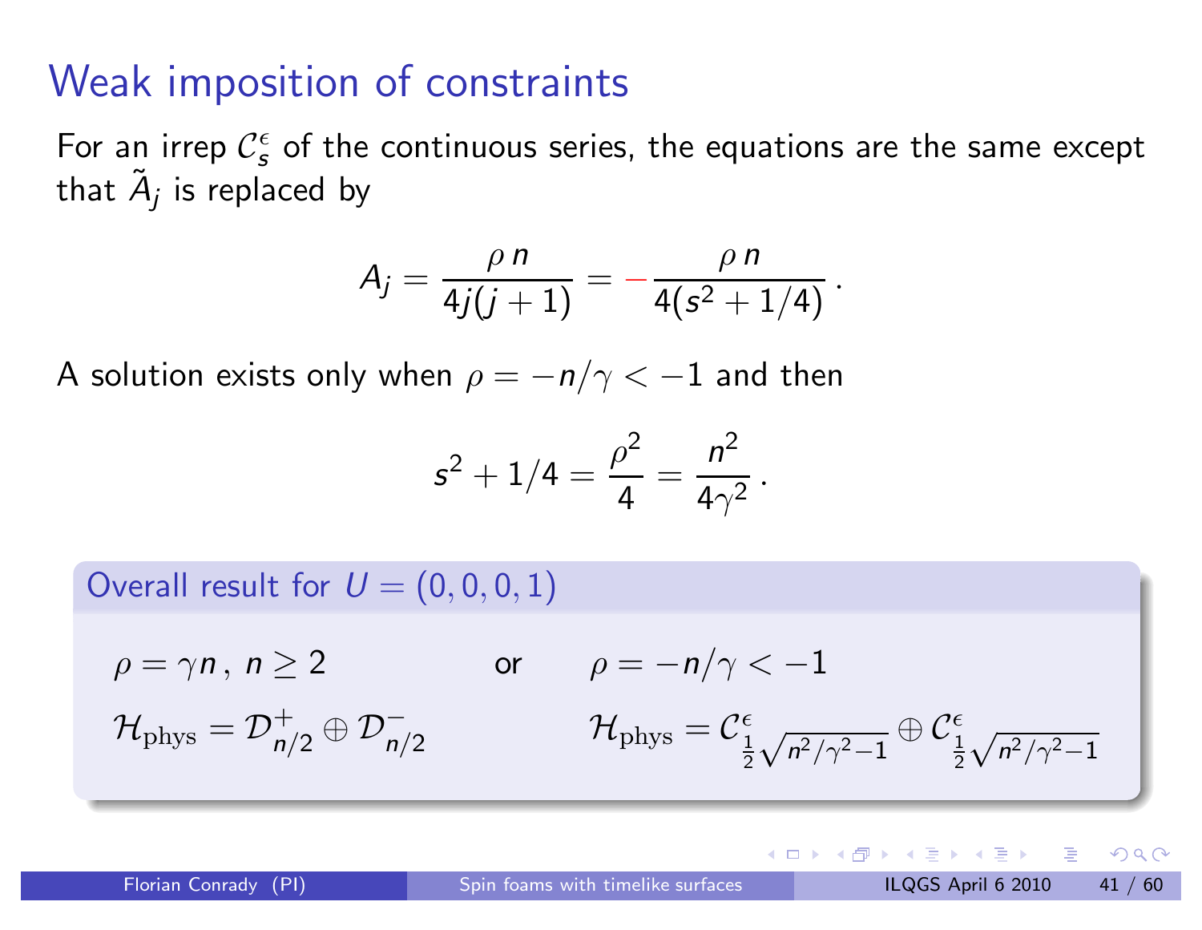# Weak imposition of constraints

For an irrep $\mathcal{C}_s^\epsilon$ of the continuous series, the equations are the same except that $\tilde{A}_j$ is replaced by

$$A_j = \frac{\rho\, n}{4j(j+1)} = -\frac{\rho\, n}{4(s^2+1/4)}\,.$$

A solution exists only when $\rho = -n/\gamma < -1$ and then

$$s^2 + 1/4 = \frac{\rho^2}{4} = \frac{n^2}{4\gamma^2}\,.$$

**Overall result for $U = (0,0,0,1)$**

$\rho = \gamma n\,,\ n \geq 2$ or $\rho = -n/\gamma < -1$

$\mathcal{H}_{\rm phys} = \mathcal{D}^+_{n/2} \oplus \mathcal{D}^-_{n/2}$ $\qquad$ $\mathcal{H}_{\rm phys} = \mathcal{C}^\epsilon_{\frac{1}{2}\sqrt{n^2/\gamma^2-1}} \oplus \mathcal{C}^\epsilon_{\frac{1}{2}\sqrt{n^2/\gamma^2-1}}$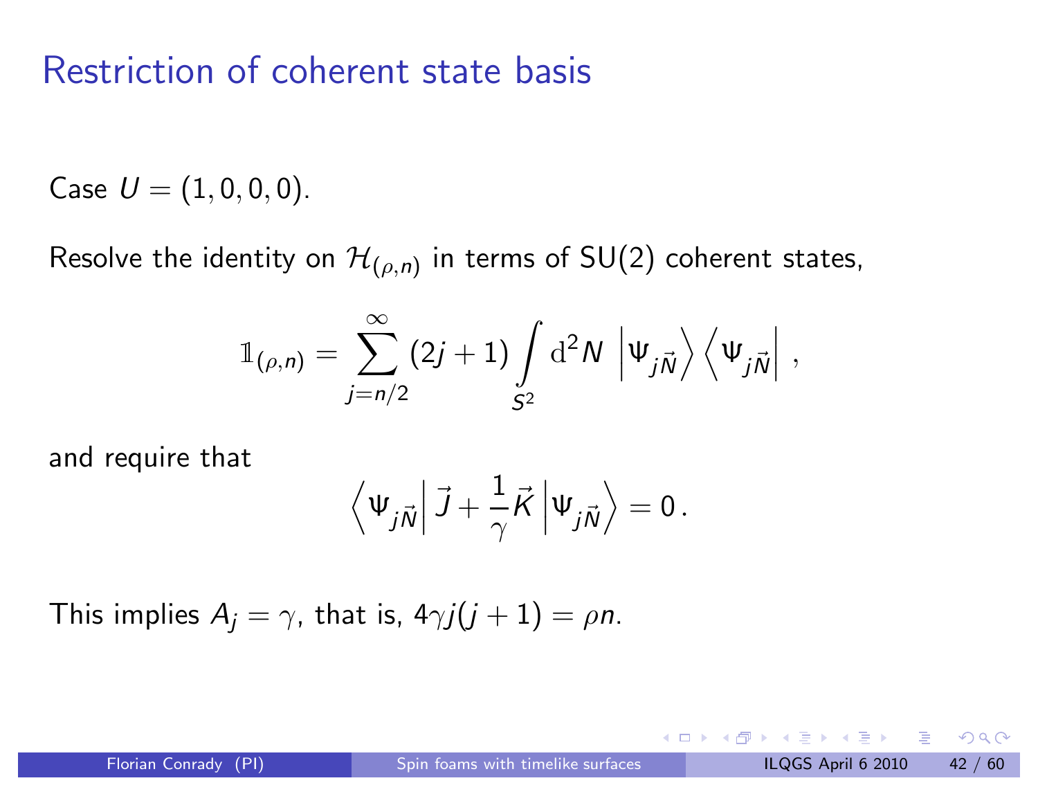# Restriction of coherent state basis

Case $U = (1, 0, 0, 0)$.

Resolve the identity on $\mathcal{H}_{(\rho,n)}$ in terms of SU(2) coherent states,

$$\mathbb{1}_{(\rho,n)} = \sum_{j=n/2}^{\infty} (2j+1) \int_{S^2} \mathrm{d}^2 N \; \left|\Psi_{j\vec{N}}\right\rangle \left\langle \Psi_{j\vec{N}}\right| ,$$

and require that

$$\left\langle \Psi_{j\vec{N}} \right| \vec{J} + \frac{1}{\gamma} \vec{K} \left| \Psi_{j\vec{N}} \right\rangle = 0 \,.$$

This implies $A_j = \gamma$, that is, $4\gamma j(j+1) = \rho n$.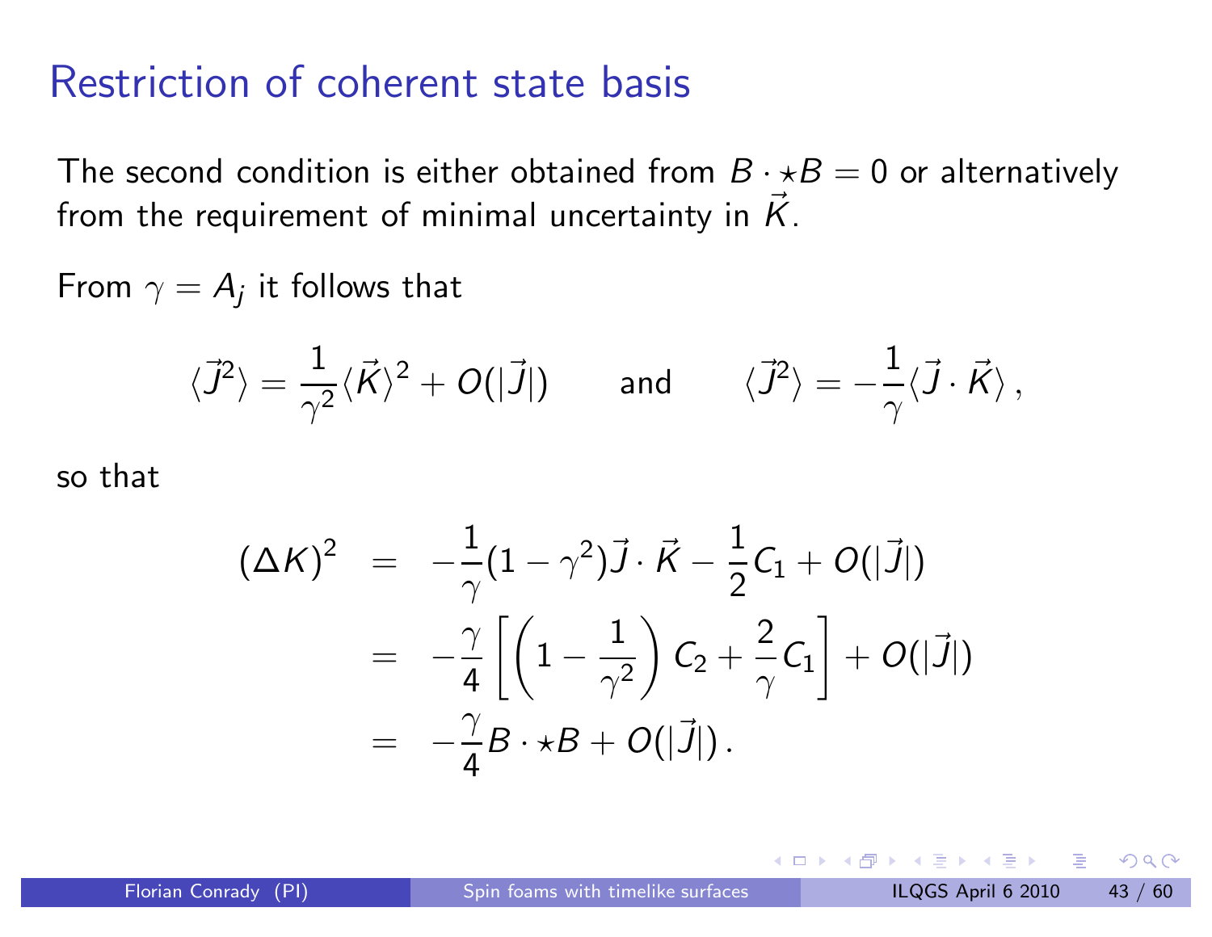# Restriction of coherent state basis

The second condition is either obtained from $B \cdot \star B = 0$ or alternatively from the requirement of minimal uncertainty in $\vec{K}$.

From $\gamma = A_j$ it follows that

$$\langle \vec{J}^2 \rangle = \frac{1}{\gamma^2} \langle \vec{K} \rangle^2 + O(|\vec{J}|) \qquad \text{and} \qquad \langle \vec{J}^2 \rangle = -\frac{1}{\gamma} \langle \vec{J} \cdot \vec{K} \rangle \,,$$

so that

$$\begin{aligned}
(\Delta K)^2 &= -\frac{1}{\gamma}(1 - \gamma^2) \vec{J} \cdot \vec{K} - \frac{1}{2} C_1 + O(|\vec{J}|) \\
&= -\frac{\gamma}{4} \left[ \left( 1 - \frac{1}{\gamma^2} \right) C_2 + \frac{2}{\gamma} C_1 \right] + O(|\vec{J}|) \\
&= -\frac{\gamma}{4} B \cdot \star B + O(|\vec{J}|) \,.
\end{aligned}$$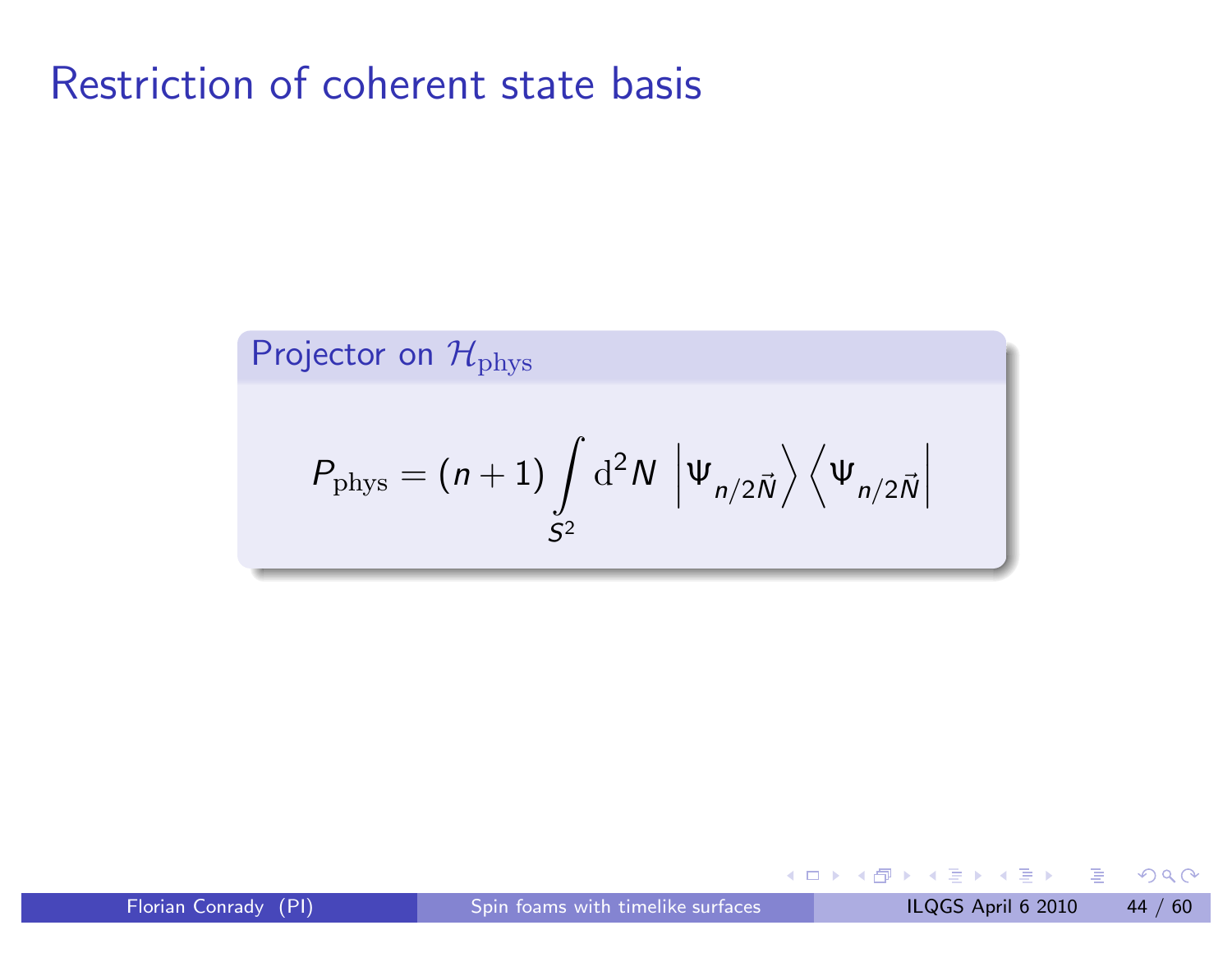# Restriction of coherent state basis

**Projector on $\mathcal{H}_{\mathrm{phys}}$**

$$P_{\mathrm{phys}} = (n+1) \int_{S^2} \mathrm{d}^2 N \; \left| \Psi_{n/2\vec{N}} \right\rangle \left\langle \Psi_{n/2\vec{N}} \right|$$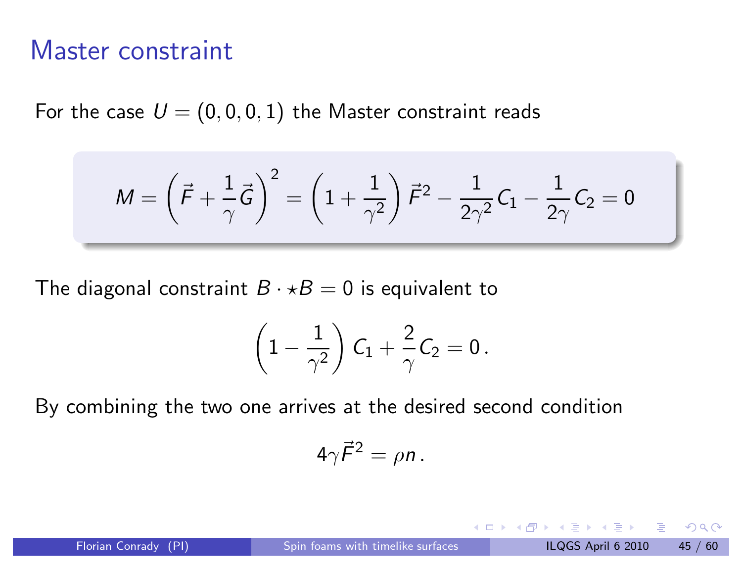# Master constraint

For the case $U = (0,0,0,1)$ the Master constraint reads

$$M = \left(\vec{F} + \frac{1}{\gamma}\vec{G}\right)^2 = \left(1 + \frac{1}{\gamma^2}\right)\vec{F}^2 - \frac{1}{2\gamma^2}C_1 - \frac{1}{2\gamma}C_2 = 0$$

The diagonal constraint $B \cdot \star B = 0$ is equivalent to

$$\left(1 - \frac{1}{\gamma^2}\right)C_1 + \frac{2}{\gamma}C_2 = 0\,.$$

By combining the two one arrives at the desired second condition

$$4\gamma\vec{F}^2 = \rho n\,.$$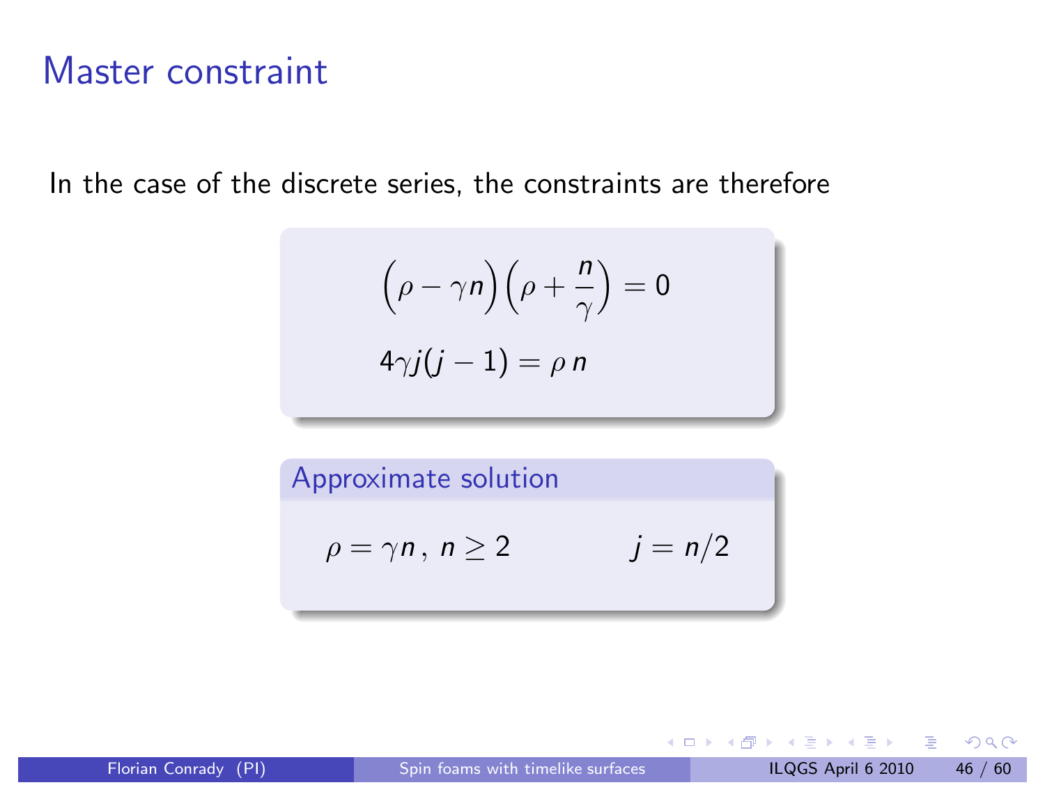# Master constraint

In the case of the discrete series, the constraints are therefore

$$\left(\rho - \gamma n\right)\left(\rho + \frac{n}{\gamma}\right) = 0$$

$$4\gamma j(j-1) = \rho\, n$$

**Approximate solution**

$$\rho = \gamma n\,,\; n \geq 2 \qquad\qquad j = n/2$$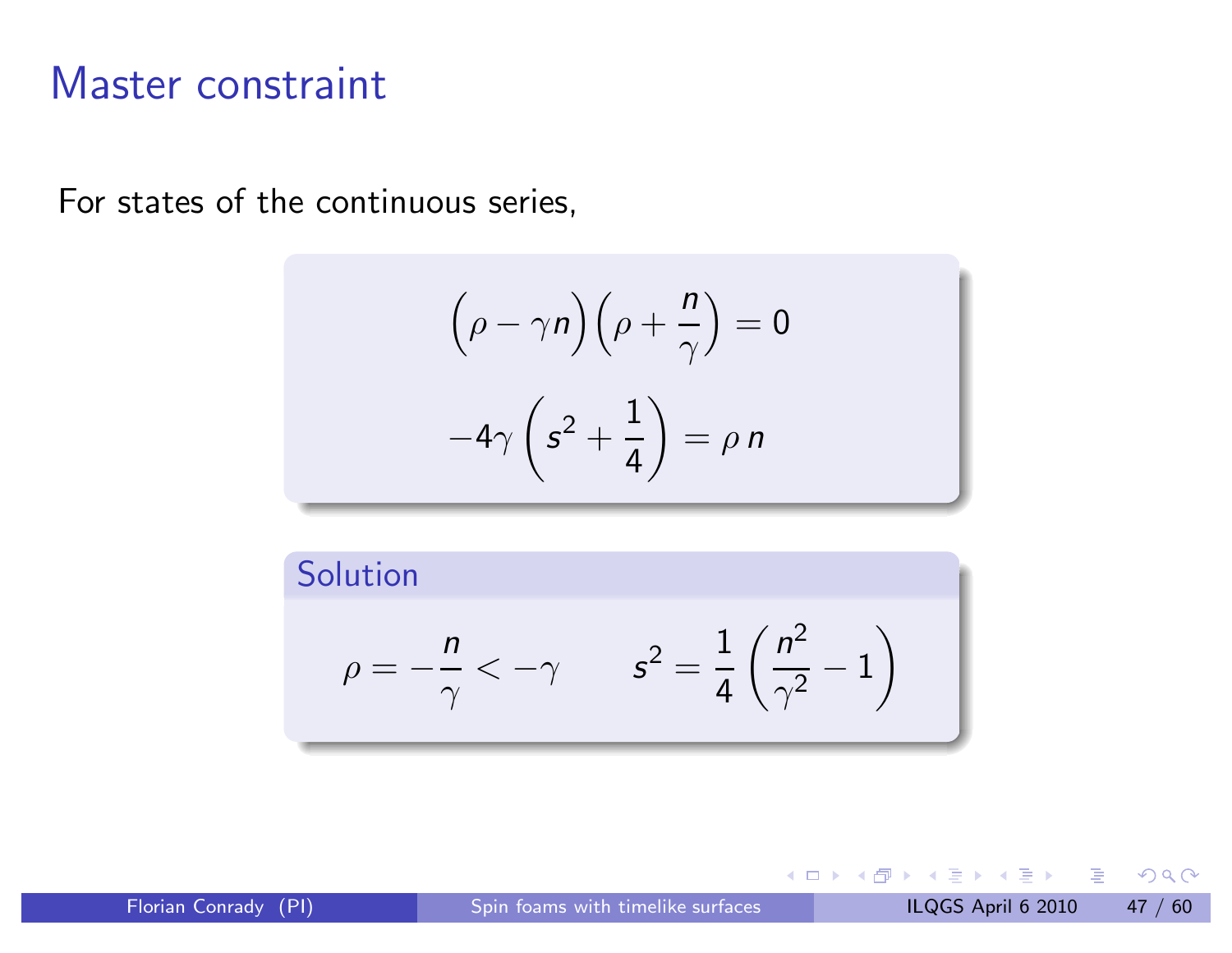# Master constraint

For states of the continuous series,

$$\left(\rho - \gamma n\right)\left(\rho + \frac{n}{\gamma}\right) = 0$$

$$-4\gamma\left(s^2 + \frac{1}{4}\right) = \rho\, n$$

**Solution**

$$\rho = -\frac{n}{\gamma} < -\gamma \qquad s^2 = \frac{1}{4}\left(\frac{n^2}{\gamma^2} - 1\right)$$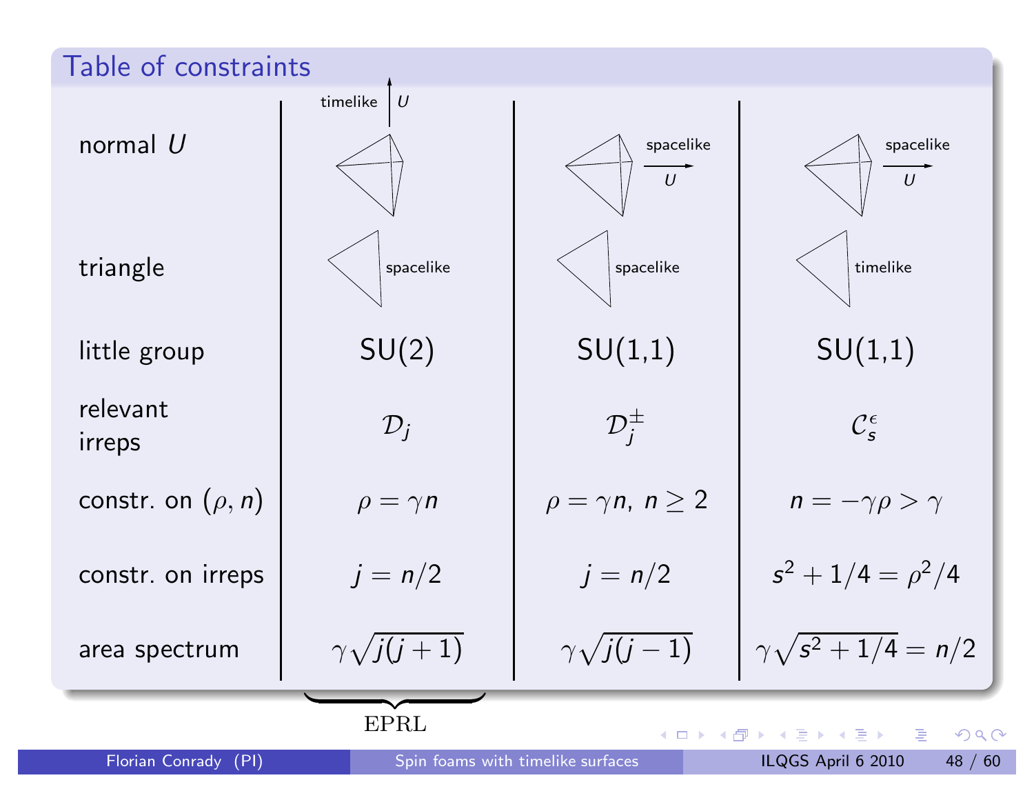## Table of constraints

| | | | |
|---|---|---|---|
| normal $U$ | timelike $U$ | spacelike $U$ | spacelike $U$ |
| triangle | spacelike | spacelike | timelike |
| little group | SU(2) | SU(1,1) | SU(1,1) |
| relevant irreps | $\mathcal{D}_j$ | $\mathcal{D}_j^{\pm}$ | $\mathcal{C}_s^{\epsilon}$ |
| constr. on $(\rho, n)$ | $\rho = \gamma n$ | $\rho = \gamma n$, $n \geq 2$ | $n = -\gamma\rho > \gamma$ |
| constr. on irreps | $j = n/2$ | $j = n/2$ | $s^2 + 1/4 = \rho^2/4$ |
| area spectrum | $\gamma\sqrt{j(j+1)}$ | $\gamma\sqrt{j(j-1)}$ | $\gamma\sqrt{s^2 + 1/4} = n/2$ |

EPRL (first column)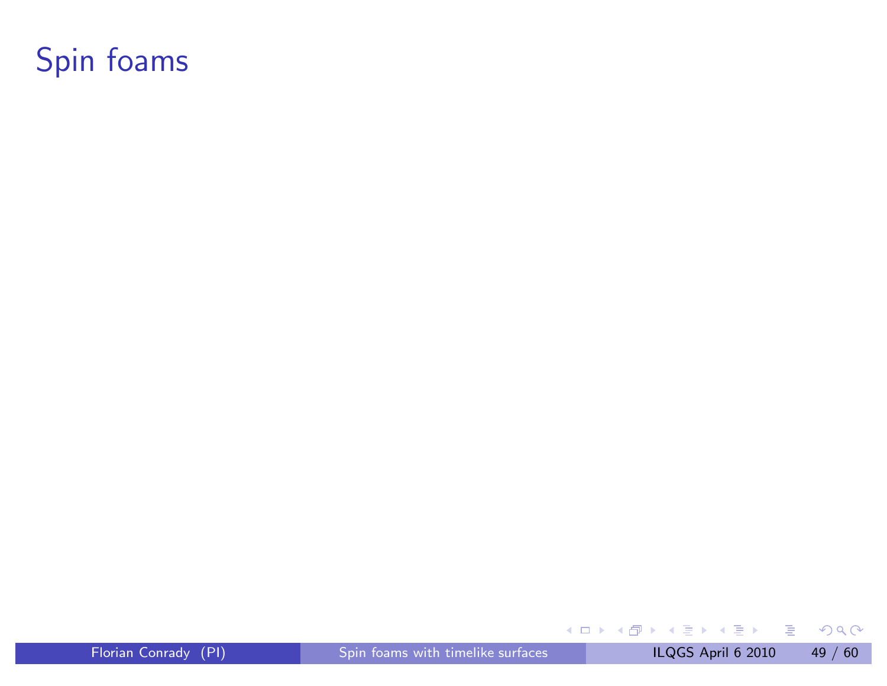# Spin foams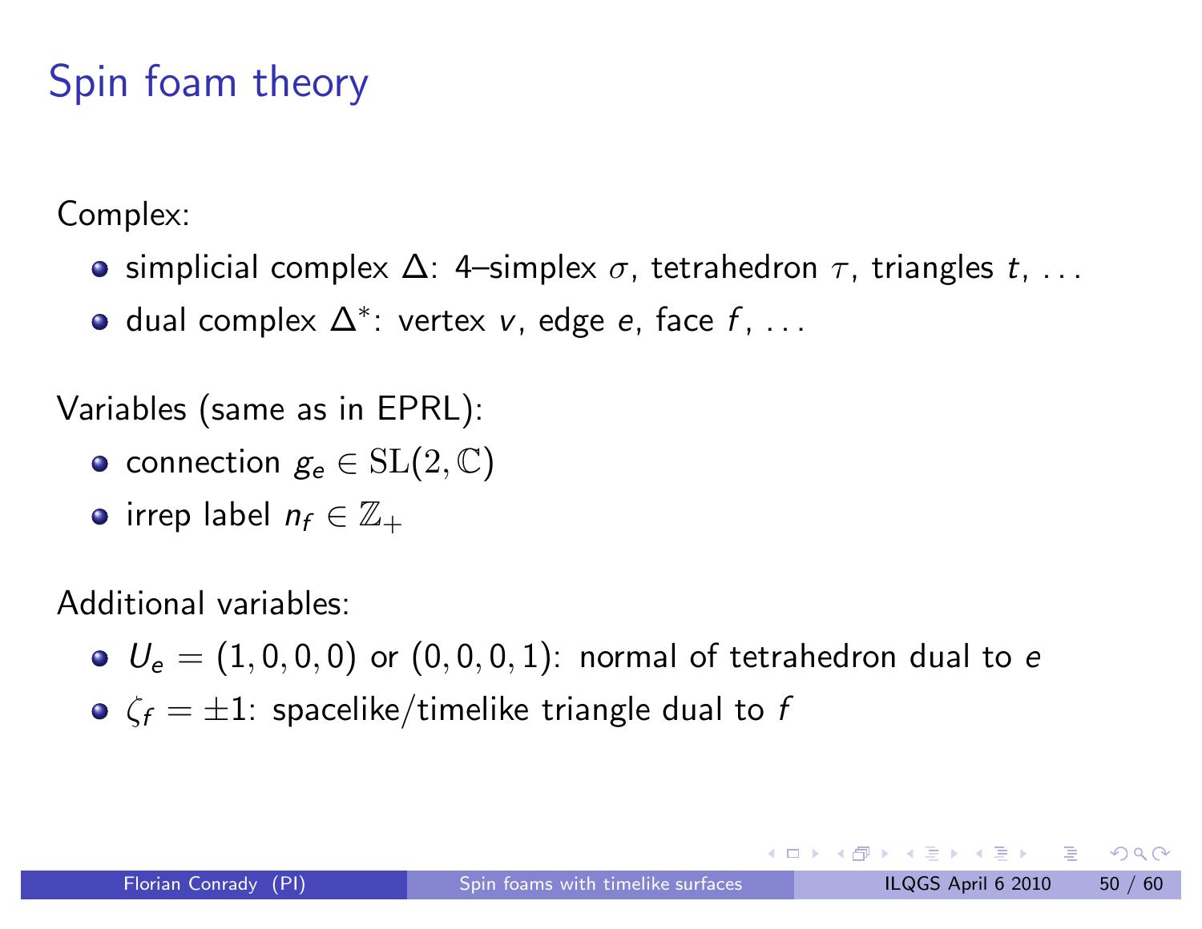# Spin foam theory

Complex:

- simplicial complex $\Delta$: 4–simplex $\sigma$, tetrahedron $\tau$, triangles $t$, ...
- dual complex $\Delta^*$: vertex $v$, edge $e$, face $f$, ...

Variables (same as in EPRL):

- connection $g_e \in \mathrm{SL}(2,\mathbb{C})$
- irrep label $n_f \in \mathbb{Z}_+$

Additional variables:

- $U_e = (1,0,0,0)$ or $(0,0,0,1)$: normal of tetrahedron dual to $e$
- $\zeta_f = \pm 1$: spacelike/timelike triangle dual to $f$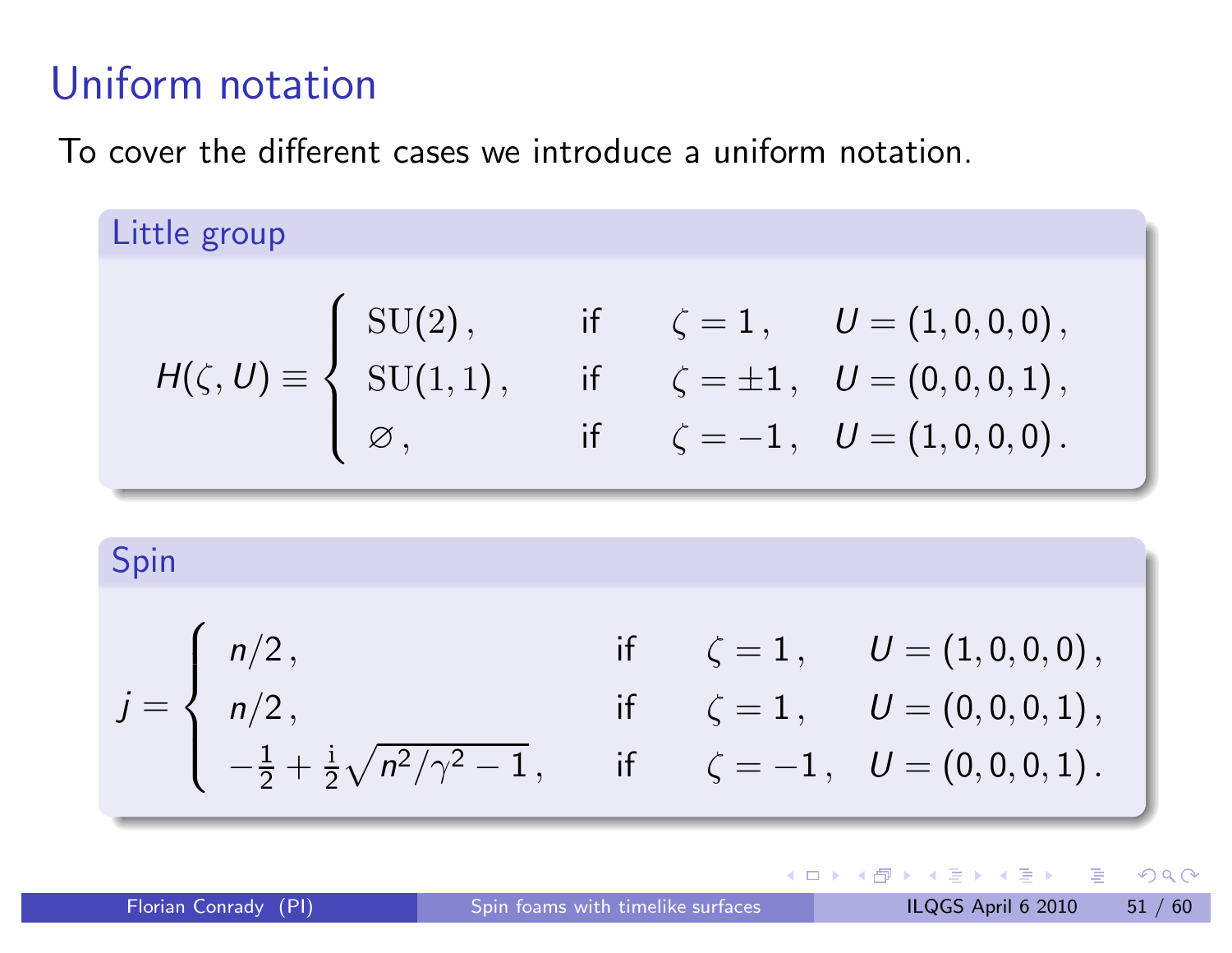# Uniform notation

To cover the different cases we introduce a uniform notation.

## Little group

$$
H(\zeta, U) \equiv \begin{cases} \mathrm{SU}(2)\,, & \text{if} \quad \zeta = 1\,, \quad U = (1,0,0,0)\,, \\ \mathrm{SU}(1,1)\,, & \text{if} \quad \zeta = \pm 1\,, \quad U = (0,0,0,1)\,, \\ \varnothing\,, & \text{if} \quad \zeta = -1\,, \quad U = (1,0,0,0)\,. \end{cases}
$$

## Spin

$$
j = \begin{cases} n/2\,, & \text{if} \quad \zeta = 1\,, \quad U = (1,0,0,0)\,, \\ n/2\,, & \text{if} \quad \zeta = 1\,, \quad U = (0,0,0,1)\,, \\ -\frac{1}{2} + \frac{\mathrm{i}}{2}\sqrt{n^2/\gamma^2 - 1}\,, & \text{if} \quad \zeta = -1\,, \quad U = (0,0,0,1)\,. \end{cases}
$$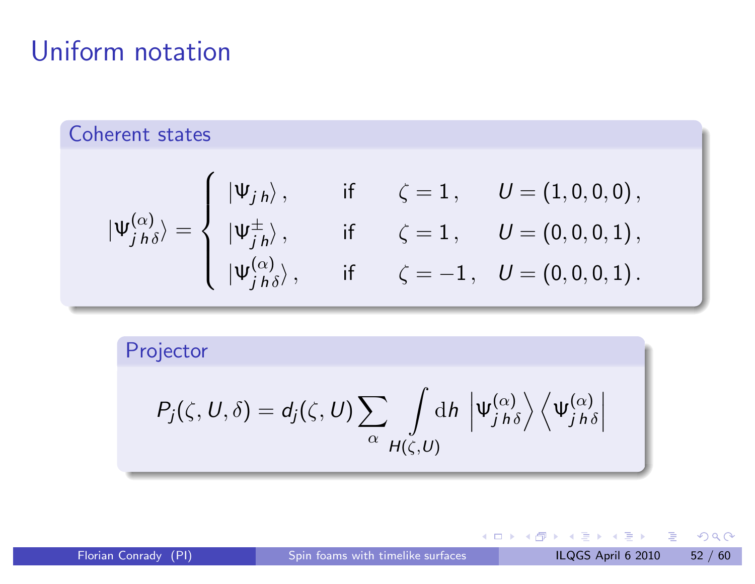# Uniform notation

### Coherent states

$$
|\Psi^{(\alpha)}_{j\,h\,\delta}\rangle = \begin{cases} |\Psi_{j\,h}\rangle\,, & \text{if} \quad \zeta = 1\,, \quad U = (1,0,0,0)\,, \\ |\Psi^{\pm}_{j\,h}\rangle\,, & \text{if} \quad \zeta = 1\,, \quad U = (0,0,0,1)\,, \\ |\Psi^{(\alpha)}_{j\,h\,\delta}\rangle\,, & \text{if} \quad \zeta = -1\,, \quad U = (0,0,0,1)\,. \end{cases}
$$

### Projector

$$
P_j(\zeta, U, \delta) = d_j(\zeta, U) \sum_{\alpha} \int\limits_{H(\zeta,U)} \mathrm{d}h \, \left|\Psi^{(\alpha)}_{j\,h\,\delta}\right\rangle \left\langle \Psi^{(\alpha)}_{j\,h\,\delta}\right|
$$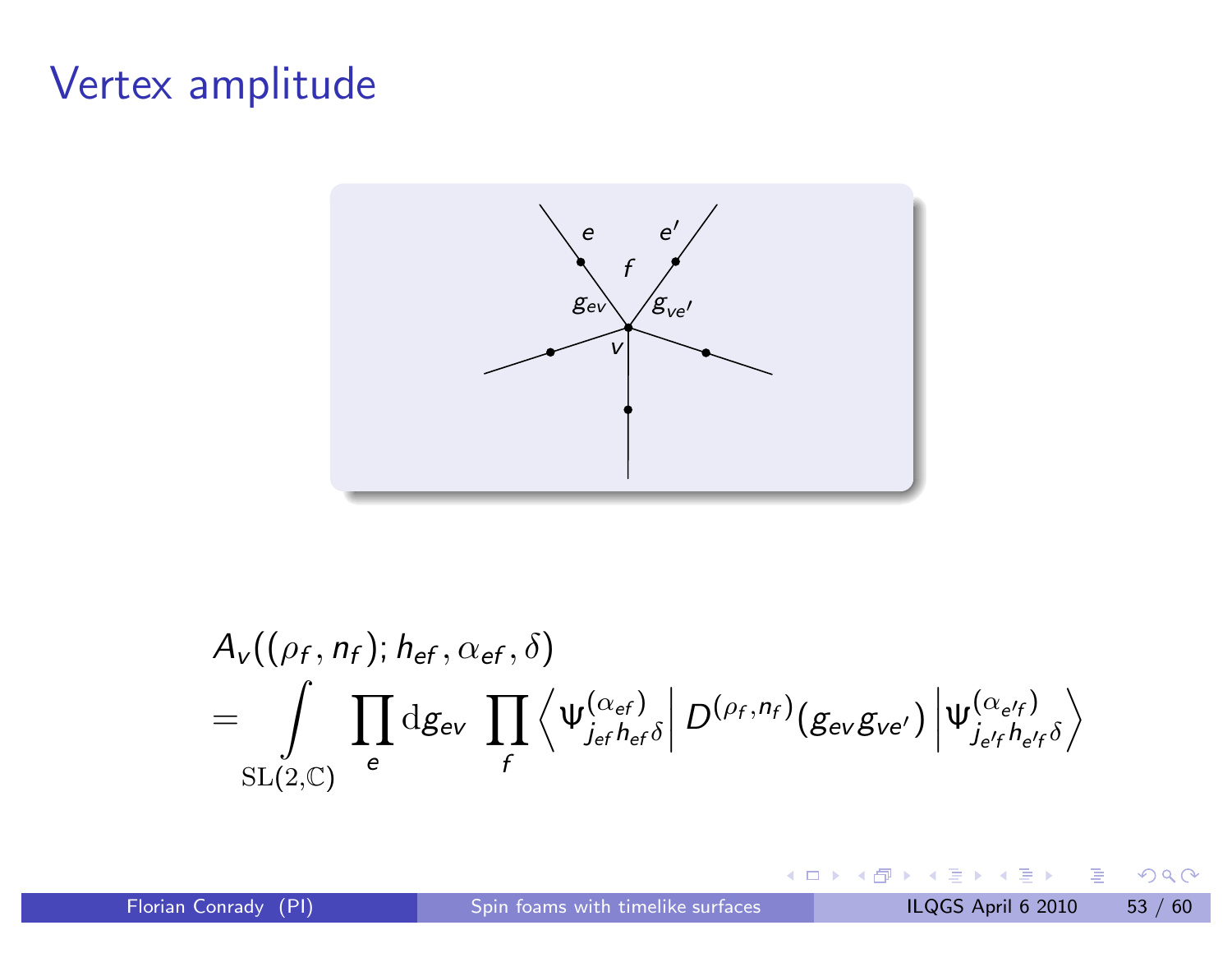# Vertex amplitude

e

e′

f

$g_{ev}$

$g_{ve'}$

v

$$
A_v((\rho_f, n_f); h_{ef}, \alpha_{ef}, \delta) = \int\limits_{\mathrm{SL}(2,\mathbb{C})} \prod_e \mathrm{d}g_{ev} \prod_f \left\langle \Psi^{(\alpha_{ef})}_{j_{ef} h_{ef} \delta} \right| D^{(\rho_f, n_f)}(g_{ev} g_{ve'}) \left| \Psi^{(\alpha_{e'f})}_{j_{e'f} h_{e'f} \delta} \right\rangle
$$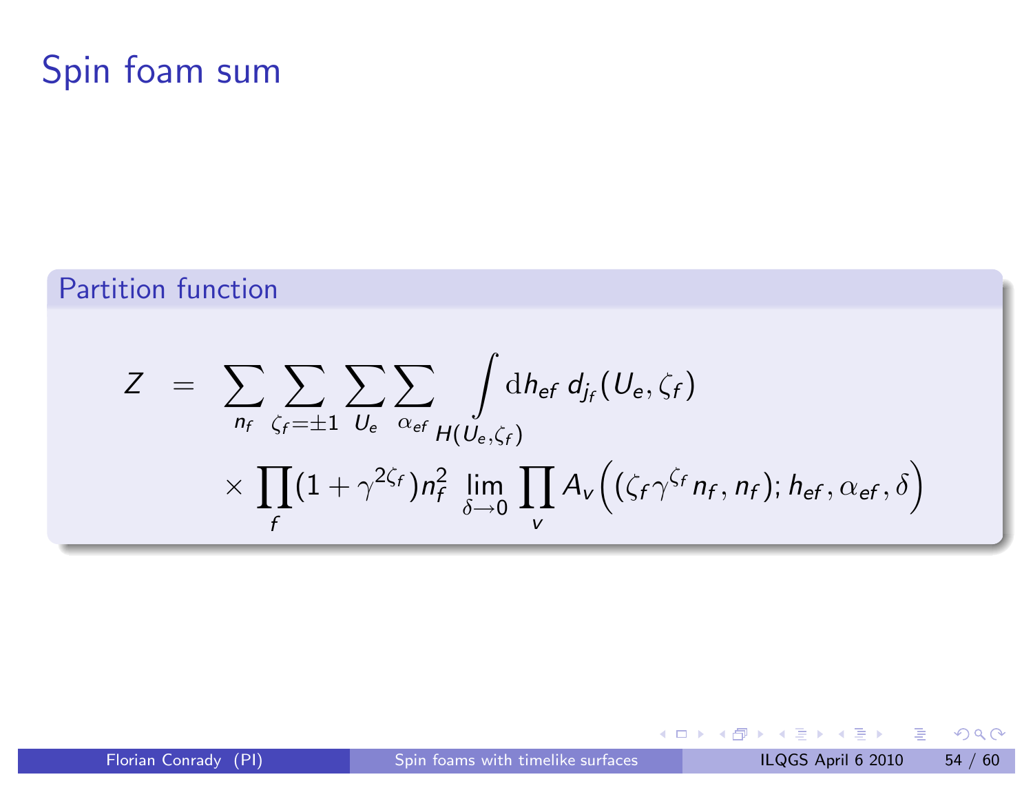# Spin foam sum

## Partition function

$$
\begin{aligned}
Z \;=\; & \sum_{n_f} \sum_{\zeta_f = \pm 1} \sum_{U_e} \sum_{\alpha_{ef}} \int_{H(U_e,\zeta_f)} \mathrm{d}h_{ef}\, d_{j_f}(U_e, \zeta_f) \\
& \times \prod_f (1 + \gamma^{2\zeta_f}) n_f^2 \lim_{\delta \to 0} \prod_v A_v\Big( (\zeta_f \gamma^{\zeta_f} n_f, n_f); h_{ef}, \alpha_{ef}, \delta \Big)
\end{aligned}
$$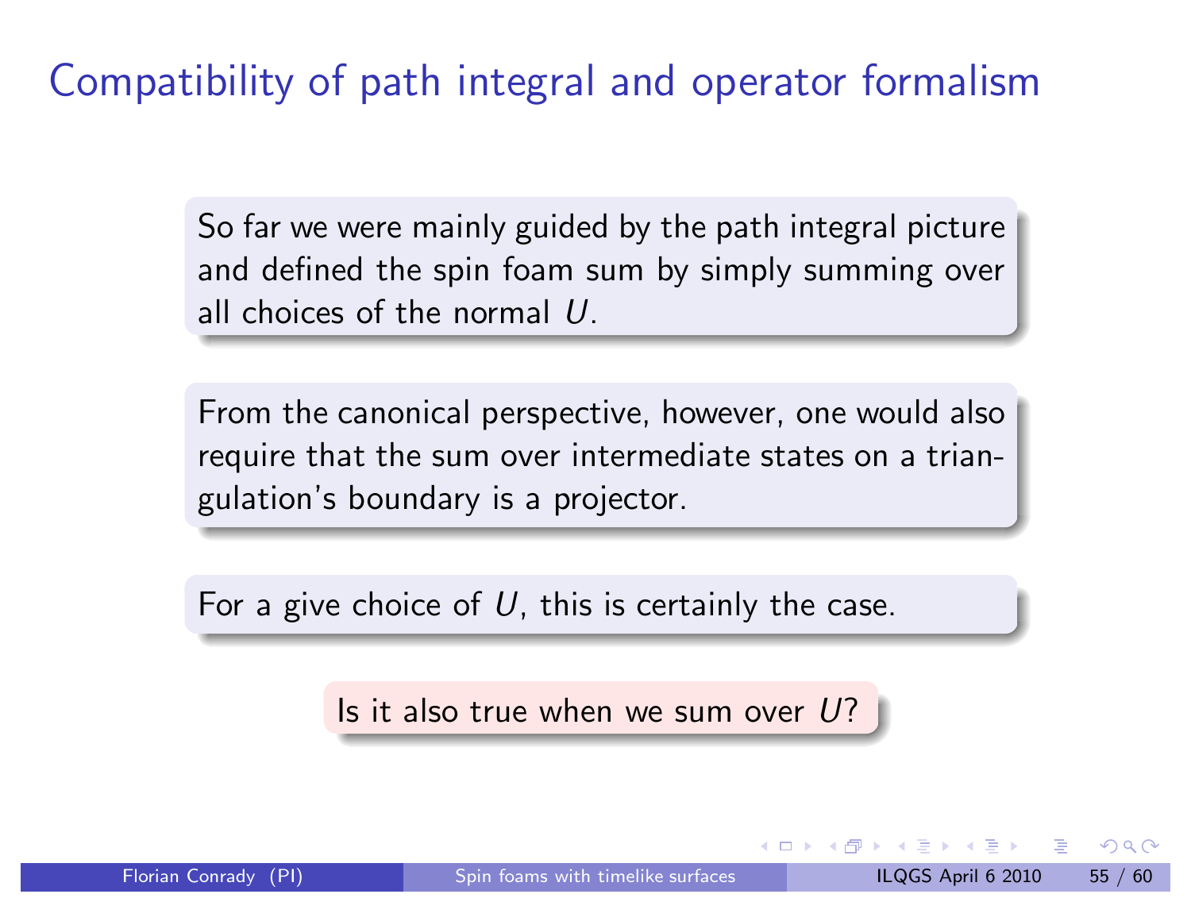# Compatibility of path integral and operator formalism

So far we were mainly guided by the path integral picture and defined the spin foam sum by simply summing over all choices of the normal $U$.

From the canonical perspective, however, one would also require that the sum over intermediate states on a triangulation's boundary is a projector.

For a give choice of $U$, this is certainly the case.

Is it also true when we sum over $U$?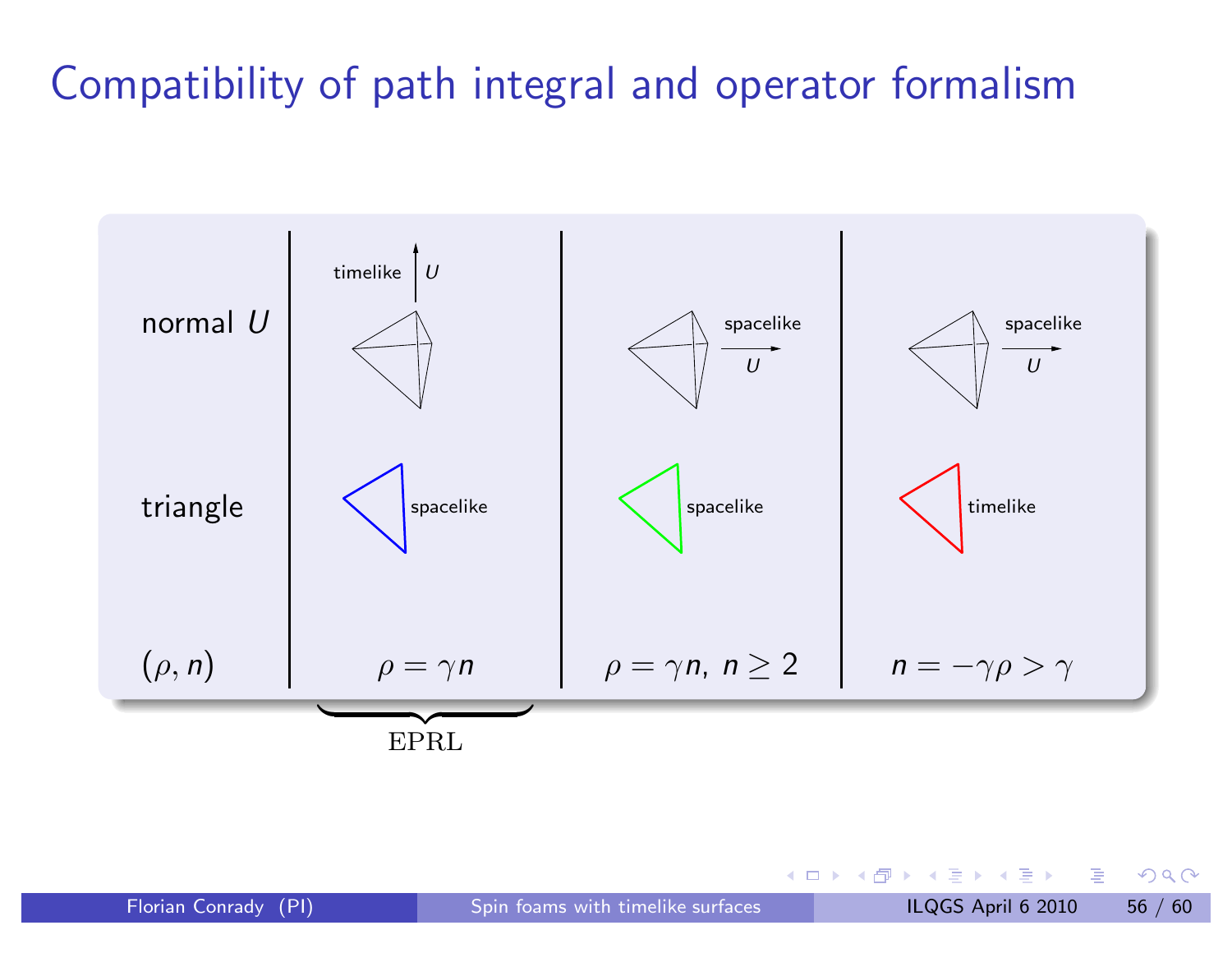# Compatibility of path integral and operator formalism

| | | | |
|---|---|---|---|
| normal $U$ | timelike $U$ | spacelike $U$ | spacelike $U$ |
| triangle | spacelike | spacelike | timelike |
| $(\rho, n)$ | $\rho = \gamma n$ | $\rho = \gamma n,\ n \geq 2$ | $n = -\gamma\rho > \gamma$ |

EPRL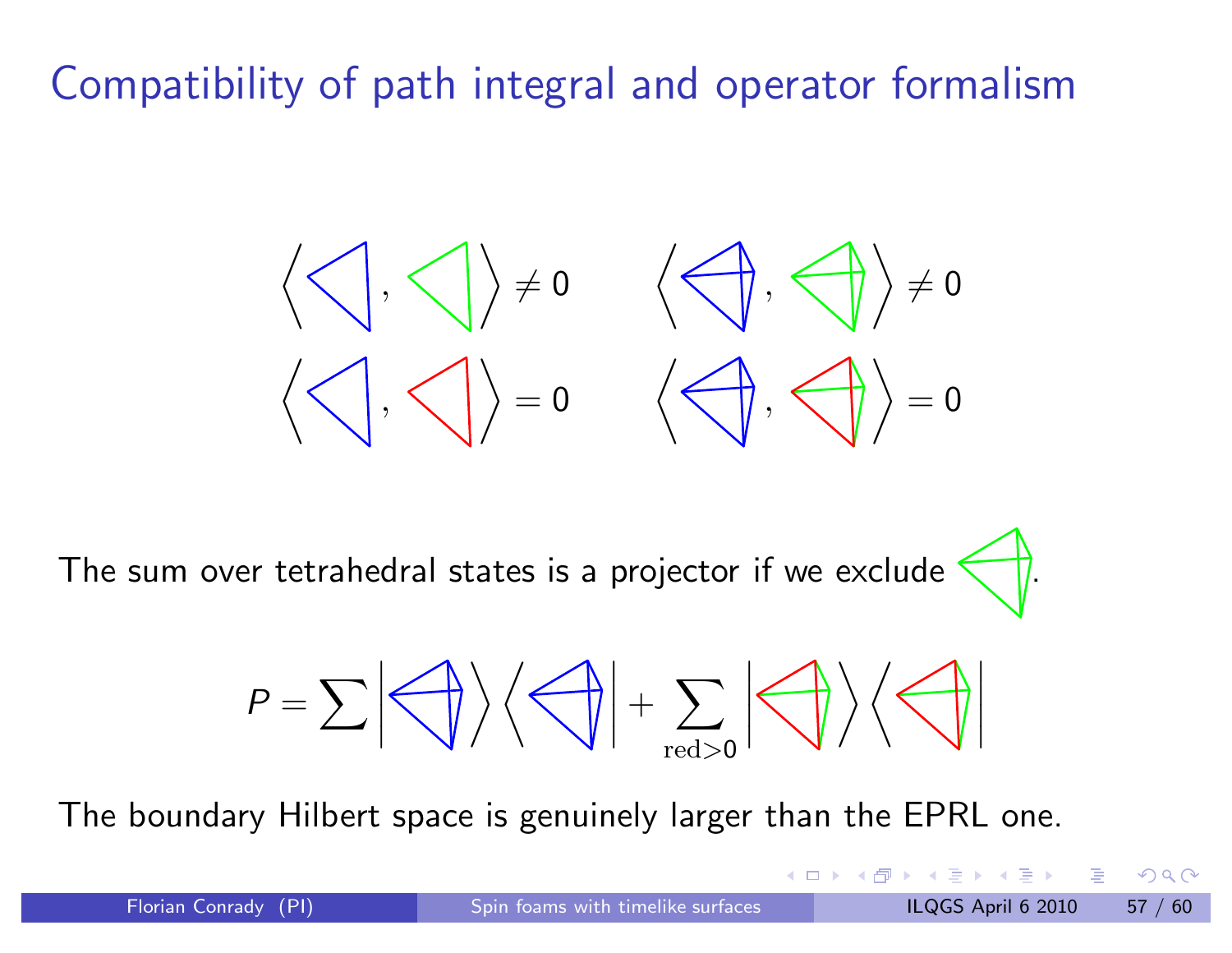# Compatibility of path integral and operator formalism

The sum over tetrahedral states is a projector if we exclude .

The boundary Hilbert space is genuinely larger than the EPRL one.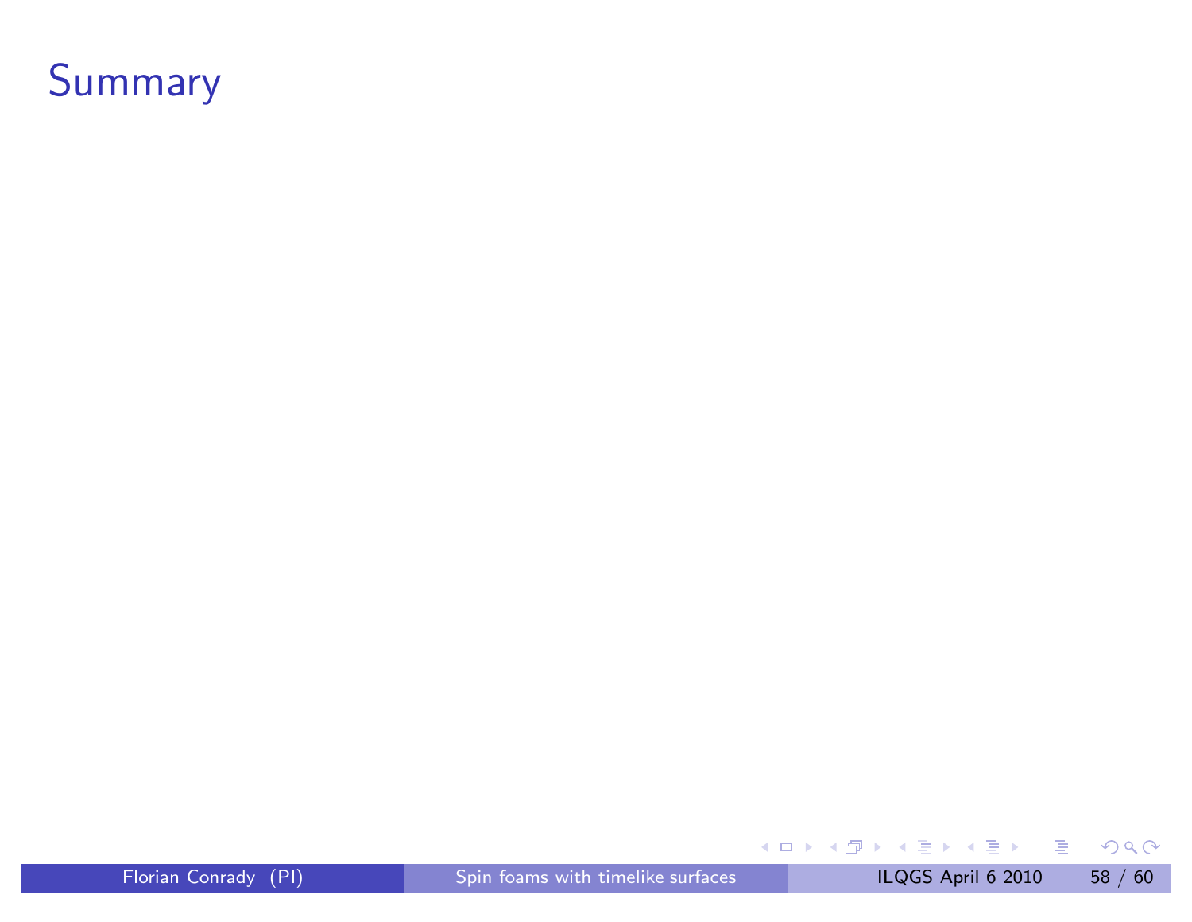# Summary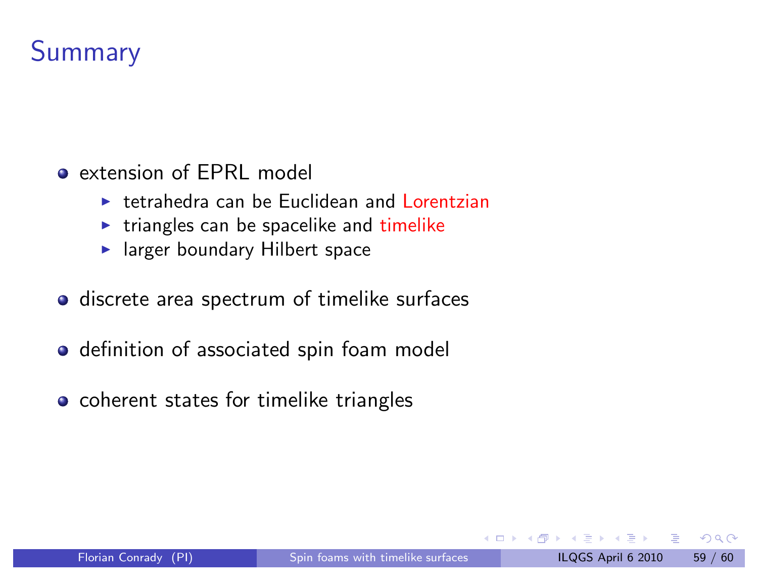# Summary

- extension of EPRL model
  - tetrahedra can be Euclidean and Lorentzian
  - triangles can be spacelike and timelike
  - larger boundary Hilbert space
- discrete area spectrum of timelike surfaces
- definition of associated spin foam model
- coherent states for timelike triangles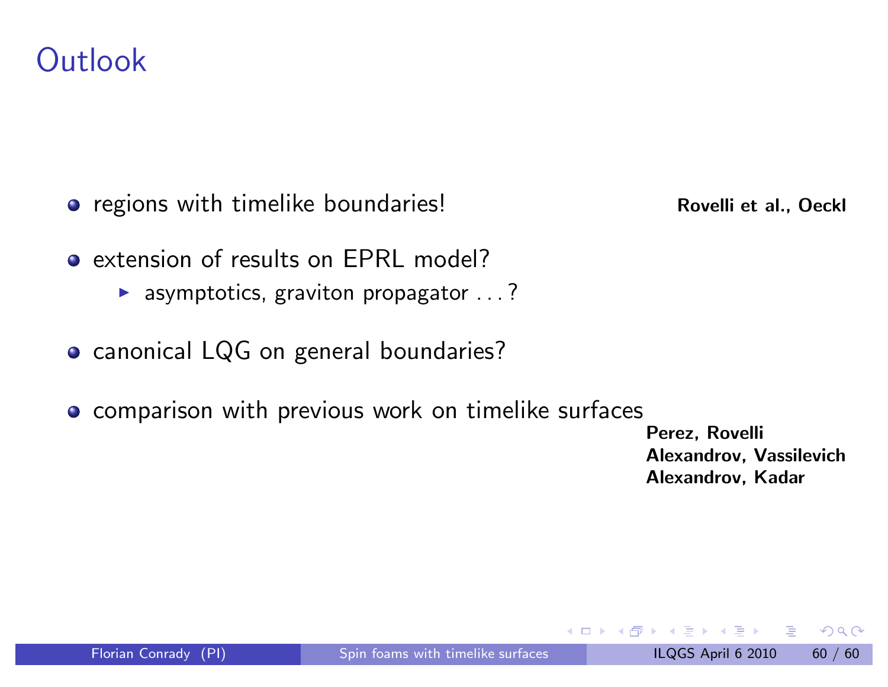# Outlook

- regions with timelike boundaries! **Rovelli et al., Oeckl**
- extension of results on EPRL model?
  - asymptotics, graviton propagator . . . ?
- canonical LQG on general boundaries?
- comparison with previous work on timelike surfaces

  **Perez, Rovelli**
  **Alexandrov, Vassilevich**
  **Alexandrov, Kadar**